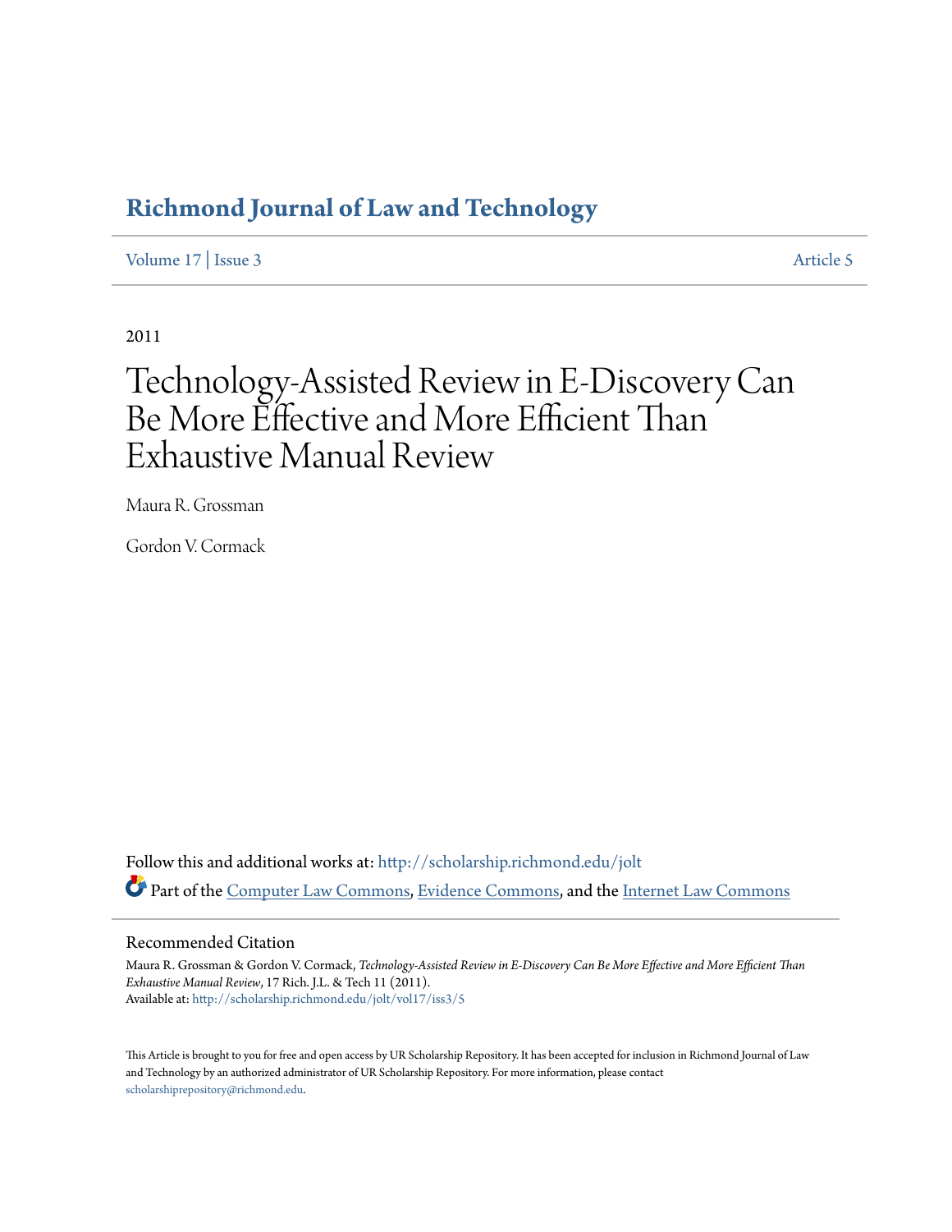# Richmond Journal of Law and Technology

Volume 17 | Issue 3 Article 5

2011

# Technology-Assisted Review in E-Discovery Can Be More Effective and More Efficient Than Exhaustive Manual Review

Maura R. Grossman

Gordon V. Cormack

Follow this and additional works at: http://scholarship.richmond.edu/jolt

Part of the Computer Law Commons, Evidence Commons, and the Internet Law Commons

## Recommended Citation

Maura R. Grossman & Gordon V. Cormack, *Technology-Assisted Review in E-Discovery Can Be More Effective and More Efficient Than Exhaustive Manual Review*, 17 Rich. J.L. & Tech 11 (2011).
Available at: http://scholarship.richmond.edu/jolt/vol17/iss3/5

This Article is brought to you for free and open access by UR Scholarship Repository. It has been accepted for inclusion in Richmond Journal of Law and Technology by an authorized administrator of UR Scholarship Repository. For more information, please contact scholarshiprepository@richmond.edu.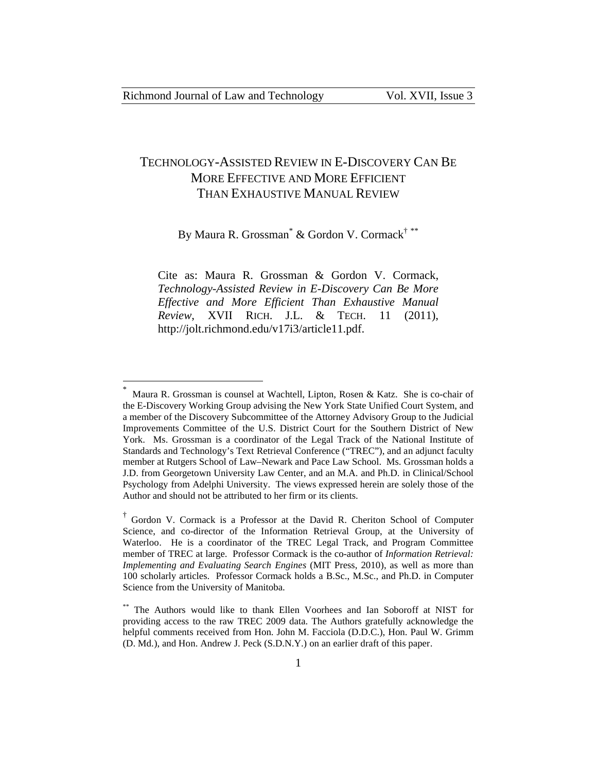# TECHNOLOGY-ASSISTED REVIEW IN E-DISCOVERY CAN BE MORE EFFECTIVE AND MORE EFFICIENT THAN EXHAUSTIVE MANUAL REVIEW

By Maura R. Grossman[*] & Gordon V. Cormack[†] [**]

Cite as: Maura R. Grossman & Gordon V. Cormack, *Technology-Assisted Review in E-Discovery Can Be More Effective and More Efficient Than Exhaustive Manual Review*, XVII RICH. J.L. & TECH. 11 (2011), http://jolt.richmond.edu/v17i3/article11.pdf.

---

[*] Maura R. Grossman is counsel at Wachtell, Lipton, Rosen & Katz. She is co-chair of the E-Discovery Working Group advising the New York State Unified Court System, and a member of the Discovery Subcommittee of the Attorney Advisory Group to the Judicial Improvements Committee of the U.S. District Court for the Southern District of New York. Ms. Grossman is a coordinator of the Legal Track of the National Institute of Standards and Technology's Text Retrieval Conference ("TREC"), and an adjunct faculty member at Rutgers School of Law–Newark and Pace Law School. Ms. Grossman holds a J.D. from Georgetown University Law Center, and an M.A. and Ph.D. in Clinical/School Psychology from Adelphi University. The views expressed herein are solely those of the Author and should not be attributed to her firm or its clients.

[†] Gordon V. Cormack is a Professor at the David R. Cheriton School of Computer Science, and co-director of the Information Retrieval Group, at the University of Waterloo. He is a coordinator of the TREC Legal Track, and Program Committee member of TREC at large. Professor Cormack is the co-author of *Information Retrieval: Implementing and Evaluating Search Engines* (MIT Press, 2010), as well as more than 100 scholarly articles. Professor Cormack holds a B.Sc., M.Sc., and Ph.D. in Computer Science from the University of Manitoba.

[**] The Authors would like to thank Ellen Voorhees and Ian Soboroff at NIST for providing access to the raw TREC 2009 data. The Authors gratefully acknowledge the helpful comments received from Hon. John M. Facciola (D.D.C.), Hon. Paul W. Grimm (D. Md.), and Hon. Andrew J. Peck (S.D.N.Y.) on an earlier draft of this paper.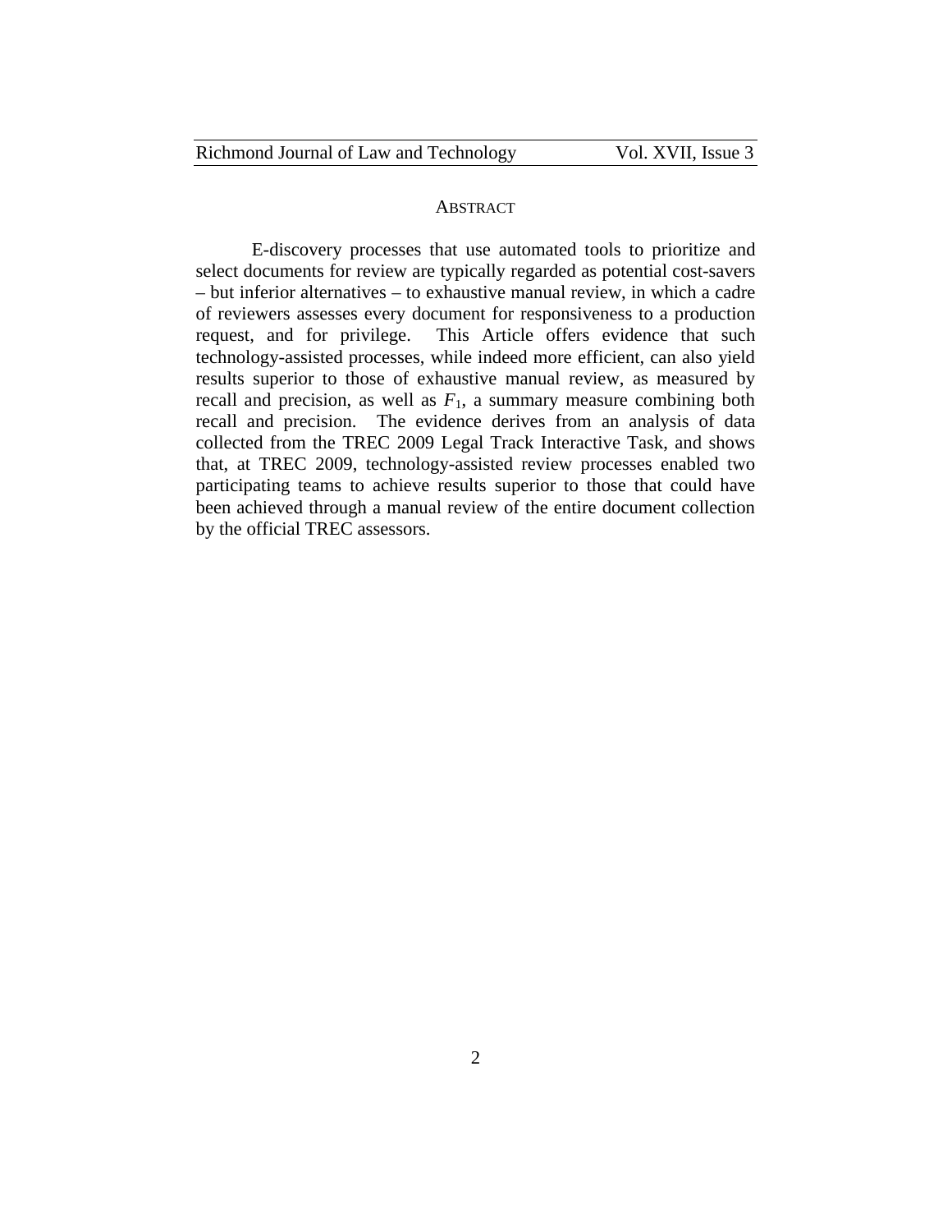## Abstract

E-discovery processes that use automated tools to prioritize and select documents for review are typically regarded as potential cost-savers – but inferior alternatives – to exhaustive manual review, in which a cadre of reviewers assesses every document for responsiveness to a production request, and for privilege. This Article offers evidence that such technology-assisted processes, while indeed more efficient, can also yield results superior to those of exhaustive manual review, as measured by recall and precision, as well as $F_1$, a summary measure combining both recall and precision. The evidence derives from an analysis of data collected from the TREC 2009 Legal Track Interactive Task, and shows that, at TREC 2009, technology-assisted review processes enabled two participating teams to achieve results superior to those that could have been achieved through a manual review of the entire document collection by the official TREC assessors.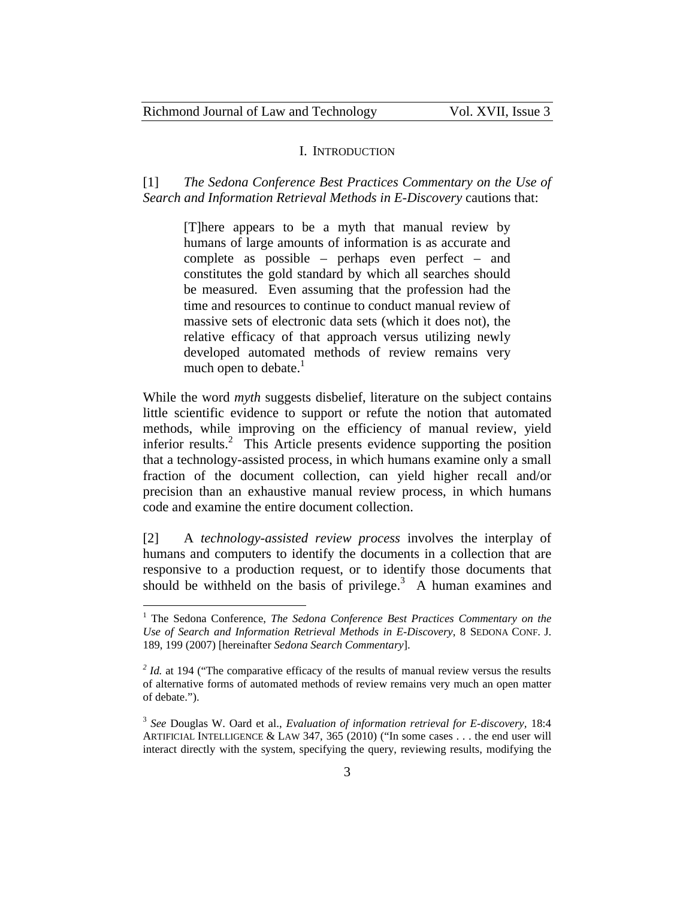## I. INTRODUCTION

[1] *The Sedona Conference Best Practices Commentary on the Use of Search and Information Retrieval Methods in E-Discovery* cautions that:

> [T]here appears to be a myth that manual review by humans of large amounts of information is as accurate and complete as possible – perhaps even perfect – and constitutes the gold standard by which all searches should be measured. Even assuming that the profession had the time and resources to continue to conduct manual review of massive sets of electronic data sets (which it does not), the relative efficacy of that approach versus utilizing newly developed automated methods of review remains very much open to debate.[1]

While the word *myth* suggests disbelief, literature on the subject contains little scientific evidence to support or refute the notion that automated methods, while improving on the efficiency of manual review, yield inferior results.[2] This Article presents evidence supporting the position that a technology-assisted process, in which humans examine only a small fraction of the document collection, can yield higher recall and/or precision than an exhaustive manual review process, in which humans code and examine the entire document collection.

[2] A *technology-assisted review process* involves the interplay of humans and computers to identify the documents in a collection that are responsive to a production request, or to identify those documents that should be withheld on the basis of privilege.[3] A human examines and

---

[1] The Sedona Conference, *The Sedona Conference Best Practices Commentary on the Use of Search and Information Retrieval Methods in E-Discovery*, 8 SEDONA CONF. J. 189, 199 (2007) [hereinafter *Sedona Search Commentary*].

[2] *Id.* at 194 ("The comparative efficacy of the results of manual review versus the results of alternative forms of automated methods of review remains very much an open matter of debate.").

[3] *See* Douglas W. Oard et al., *Evaluation of information retrieval for E-discovery*, 18:4 ARTIFICIAL INTELLIGENCE & LAW 347, 365 (2010) ("In some cases . . . the end user will interact directly with the system, specifying the query, reviewing results, modifying the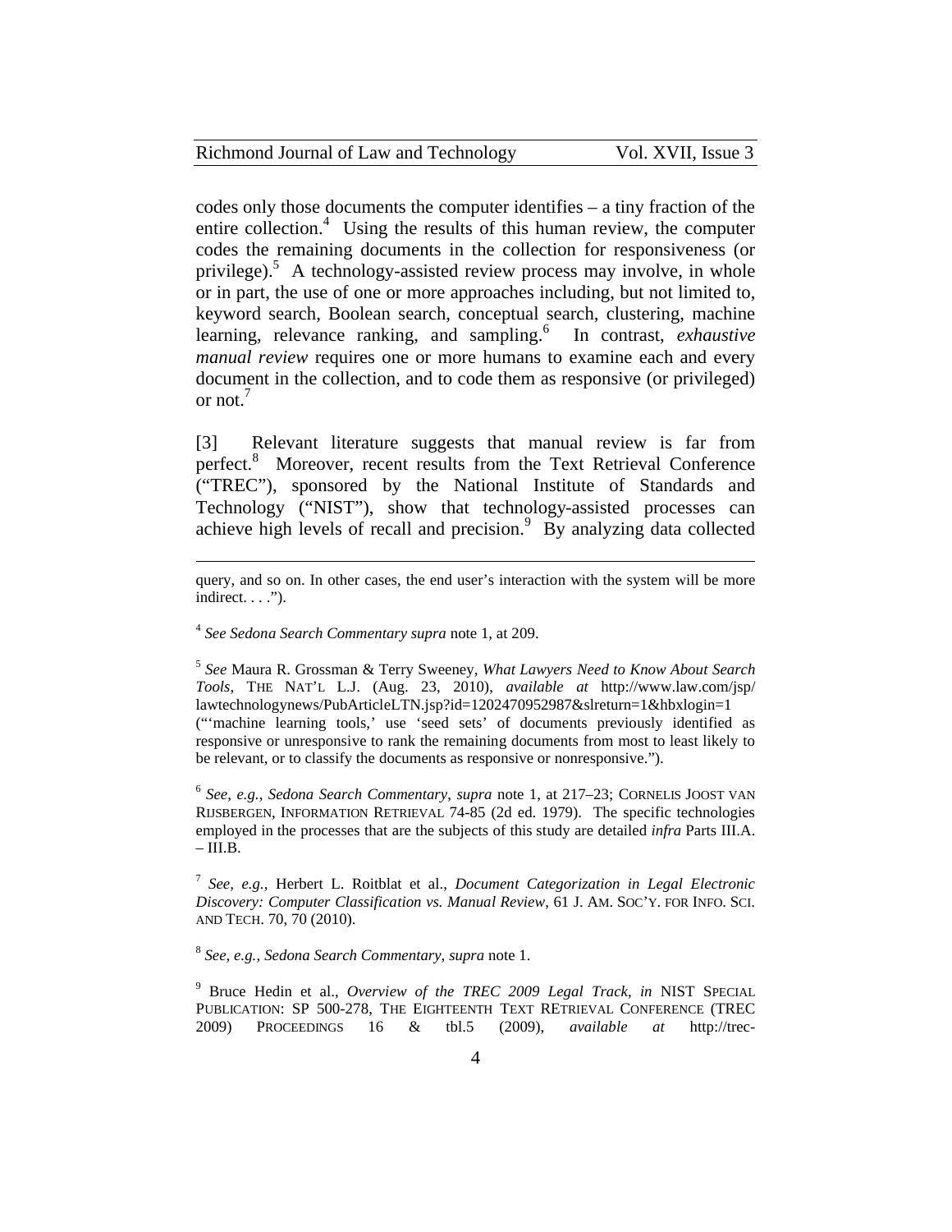codes only those documents the computer identifies – a tiny fraction of the entire collection.[4] Using the results of this human review, the computer codes the remaining documents in the collection for responsiveness (or privilege).[5] A technology-assisted review process may involve, in whole or in part, the use of one or more approaches including, but not limited to, keyword search, Boolean search, conceptual search, clustering, machine learning, relevance ranking, and sampling.[6] In contrast, *exhaustive manual review* requires one or more humans to examine each and every document in the collection, and to code them as responsive (or privileged) or not.[7]

[3] Relevant literature suggests that manual review is far from perfect.[8] Moreover, recent results from the Text Retrieval Conference ("TREC"), sponsored by the National Institute of Standards and Technology ("NIST"), show that technology-assisted processes can achieve high levels of recall and precision.[9] By analyzing data collected

---

query, and so on. In other cases, the end user's interaction with the system will be more indirect. . . .").

[4] *See Sedona Search Commentary supra* note 1, at 209.

[5] *See* Maura R. Grossman & Terry Sweeney, *What Lawyers Need to Know About Search Tools*, THE NAT'L L.J. (Aug. 23, 2010), *available at* http://www.law.com/jsp/lawtechnologynews/PubArticleLTN.jsp?id=1202470952987&slreturn=1&hbxlogin=1 ("'machine learning tools,' use 'seed sets' of documents previously identified as responsive or unresponsive to rank the remaining documents from most to least likely to be relevant, or to classify the documents as responsive or nonresponsive.").

[6] *See, e.g.*, *Sedona Search Commentary*, *supra* note 1, at 217–23; CORNELIS JOOST VAN RIJSBERGEN, INFORMATION RETRIEVAL 74-85 (2d ed. 1979). The specific technologies employed in the processes that are the subjects of this study are detailed *infra* Parts III.A. – III.B.

[7] *See, e.g.*, Herbert L. Roitblat et al., *Document Categorization in Legal Electronic Discovery: Computer Classification vs. Manual Review*, 61 J. AM. SOC'Y. FOR INFO. SCI. AND TECH. 70, 70 (2010).

[8] *See, e.g.*, *Sedona Search Commentary*, *supra* note 1.

[9] Bruce Hedin et al., *Overview of the TREC 2009 Legal Track*, *in* NIST SPECIAL PUBLICATION: SP 500-278, THE EIGHTEENTH TEXT RETRIEVAL CONFERENCE (TREC 2009) PROCEEDINGS 16 & tbl.5 (2009), *available at* http://trec-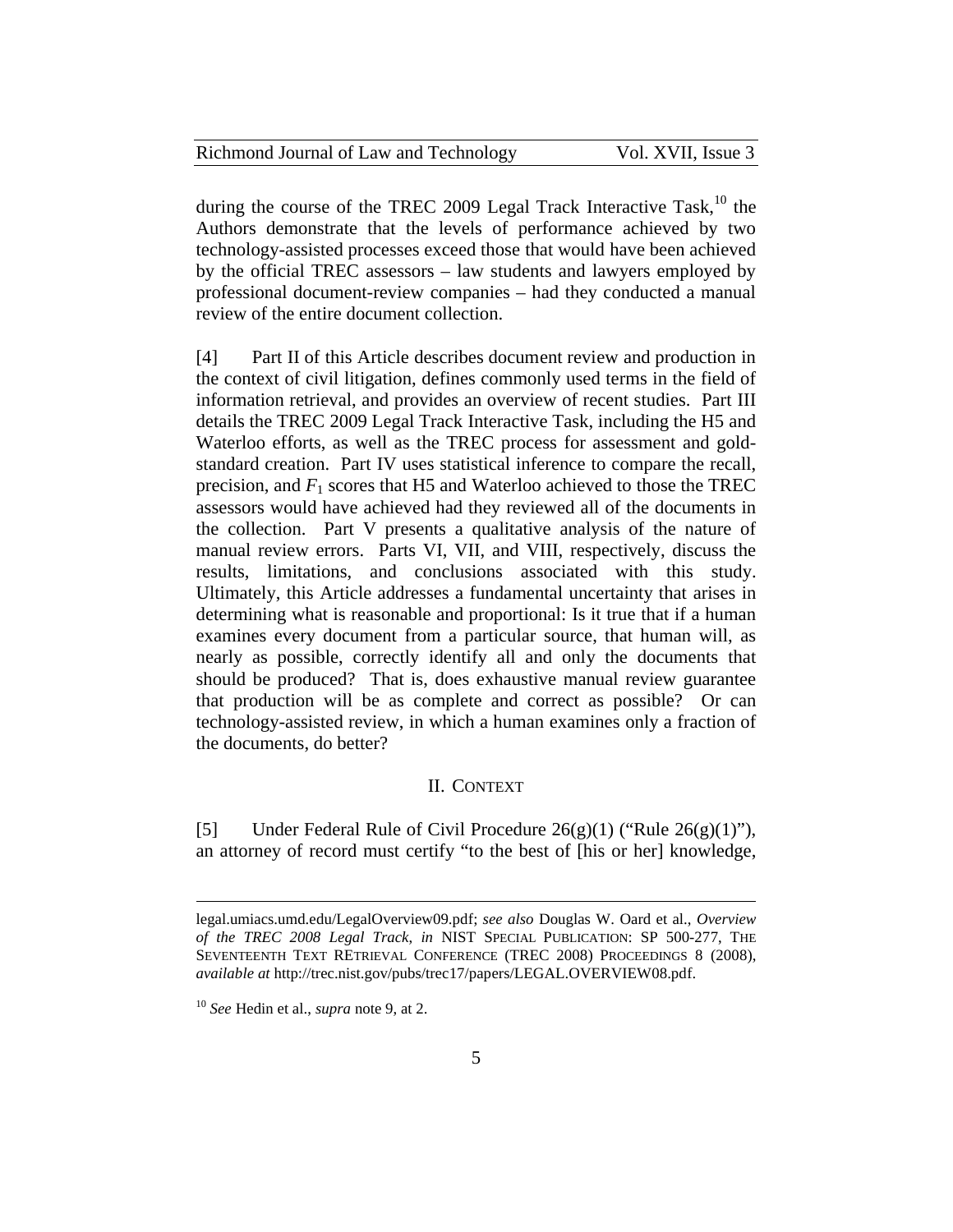during the course of the TREC 2009 Legal Track Interactive Task,[10] the Authors demonstrate that the levels of performance achieved by two technology-assisted processes exceed those that would have been achieved by the official TREC assessors – law students and lawyers employed by professional document-review companies – had they conducted a manual review of the entire document collection.

[4] Part II of this Article describes document review and production in the context of civil litigation, defines commonly used terms in the field of information retrieval, and provides an overview of recent studies. Part III details the TREC 2009 Legal Track Interactive Task, including the H5 and Waterloo efforts, as well as the TREC process for assessment and gold-standard creation. Part IV uses statistical inference to compare the recall, precision, and $F_1$ scores that H5 and Waterloo achieved to those the TREC assessors would have achieved had they reviewed all of the documents in the collection. Part V presents a qualitative analysis of the nature of manual review errors. Parts VI, VII, and VIII, respectively, discuss the results, limitations, and conclusions associated with this study. Ultimately, this Article addresses a fundamental uncertainty that arises in determining what is reasonable and proportional: Is it true that if a human examines every document from a particular source, that human will, as nearly as possible, correctly identify all and only the documents that should be produced? That is, does exhaustive manual review guarantee that production will be as complete and correct as possible? Or can technology-assisted review, in which a human examines only a fraction of the documents, do better?

## II. Context

[5] Under Federal Rule of Civil Procedure 26(g)(1) ("Rule 26(g)(1)"), an attorney of record must certify "to the best of [his or her] knowledge,

---

legal.umiacs.umd.edu/LegalOverview09.pdf; *see also* Douglas W. Oard et al., *Overview of the TREC 2008 Legal Track*, *in* NIST SPECIAL PUBLICATION: SP 500-277, THE SEVENTEENTH TEXT RETRIEVAL CONFERENCE (TREC 2008) PROCEEDINGS 8 (2008), *available at* http://trec.nist.gov/pubs/trec17/papers/LEGAL.OVERVIEW08.pdf.

[10] *See* Hedin et al., *supra* note 9, at 2.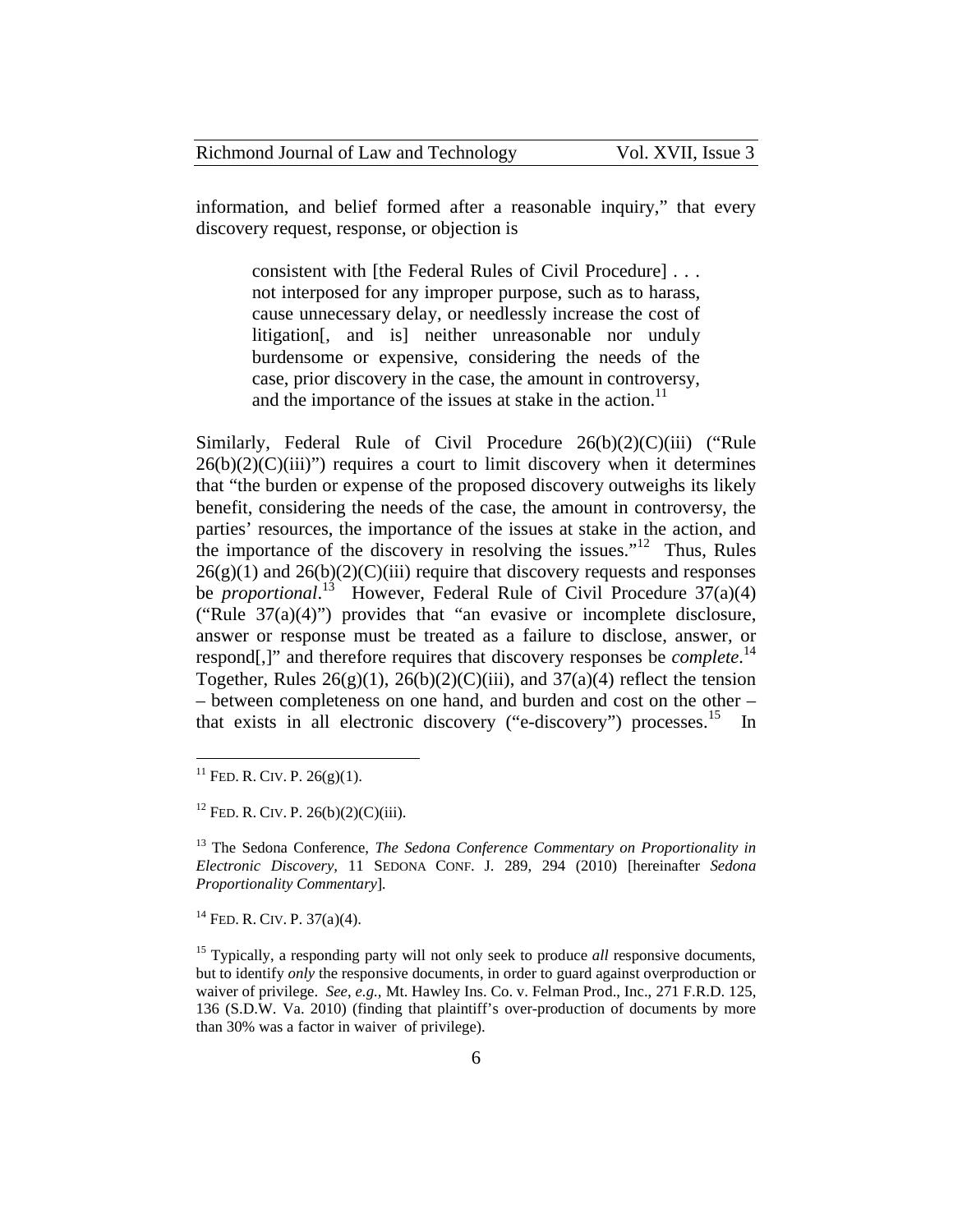information, and belief formed after a reasonable inquiry," that every discovery request, response, or objection is

> consistent with [the Federal Rules of Civil Procedure] . . . not interposed for any improper purpose, such as to harass, cause unnecessary delay, or needlessly increase the cost of litigation[, and is] neither unreasonable nor unduly burdensome or expensive, considering the needs of the case, prior discovery in the case, the amount in controversy, and the importance of the issues at stake in the action.[11]

Similarly, Federal Rule of Civil Procedure 26(b)(2)(C)(iii) ("Rule 26(b)(2)(C)(iii)") requires a court to limit discovery when it determines that "the burden or expense of the proposed discovery outweighs its likely benefit, considering the needs of the case, the amount in controversy, the parties' resources, the importance of the issues at stake in the action, and the importance of the discovery in resolving the issues."[12] Thus, Rules 26(g)(1) and 26(b)(2)(C)(iii) require that discovery requests and responses be *proportional*.[13] However, Federal Rule of Civil Procedure 37(a)(4) ("Rule 37(a)(4)") provides that "an evasive or incomplete disclosure, answer or response must be treated as a failure to disclose, answer, or respond[,]" and therefore requires that discovery responses be *complete*.[14] Together, Rules 26(g)(1), 26(b)(2)(C)(iii), and 37(a)(4) reflect the tension – between completeness on one hand, and burden and cost on the other – that exists in all electronic discovery ("e-discovery") processes.[15] In

---

[11] FED. R. CIV. P. 26(g)(1).

[12] FED. R. CIV. P. 26(b)(2)(C)(iii).

[13] The Sedona Conference, *The Sedona Conference Commentary on Proportionality in Electronic Discovery*, 11 SEDONA CONF. J. 289, 294 (2010) [hereinafter *Sedona Proportionality Commentary*].

[14] FED. R. CIV. P. 37(a)(4).

[15] Typically, a responding party will not only seek to produce *all* responsive documents, but to identify *only* the responsive documents, in order to guard against overproduction or waiver of privilege. *See, e.g.*, Mt. Hawley Ins. Co. v. Felman Prod., Inc., 271 F.R.D. 125, 136 (S.D.W. Va. 2010) (finding that plaintiff's over-production of documents by more than 30% was a factor in waiver of privilege).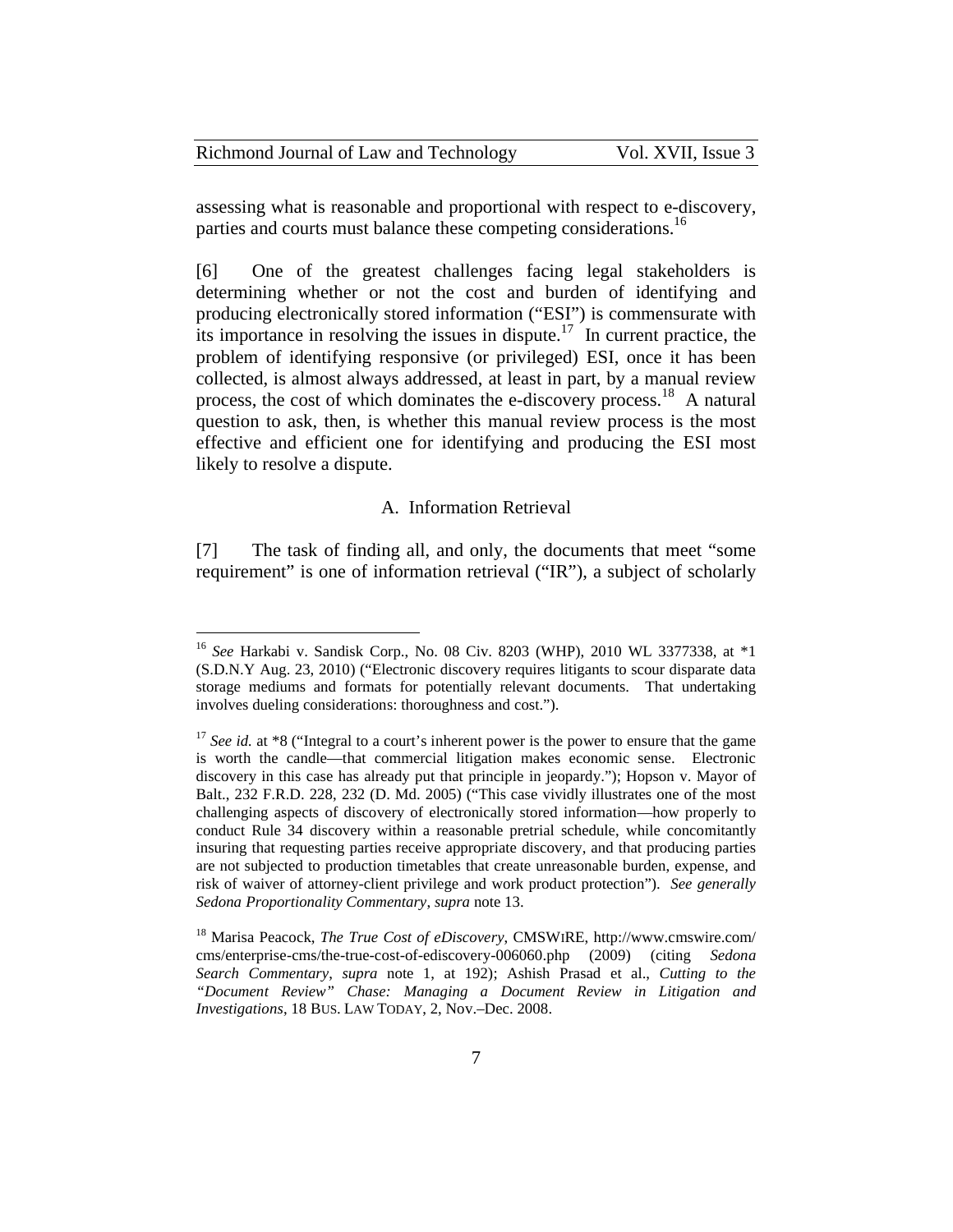assessing what is reasonable and proportional with respect to e-discovery, parties and courts must balance these competing considerations.[16]

[6] One of the greatest challenges facing legal stakeholders is determining whether or not the cost and burden of identifying and producing electronically stored information ("ESI") is commensurate with its importance in resolving the issues in dispute.[17] In current practice, the problem of identifying responsive (or privileged) ESI, once it has been collected, is almost always addressed, at least in part, by a manual review process, the cost of which dominates the e-discovery process.[18] A natural question to ask, then, is whether this manual review process is the most effective and efficient one for identifying and producing the ESI most likely to resolve a dispute.

## A. Information Retrieval

[7] The task of finding all, and only, the documents that meet "some requirement" is one of information retrieval ("IR"), a subject of scholarly

---

[16] *See* Harkabi v. Sandisk Corp., No. 08 Civ. 8203 (WHP), 2010 WL 3377338, at \*1 (S.D.N.Y Aug. 23, 2010) ("Electronic discovery requires litigants to scour disparate data storage mediums and formats for potentially relevant documents. That undertaking involves dueling considerations: thoroughness and cost.").

[17] *See id.* at \*8 ("Integral to a court's inherent power is the power to ensure that the game is worth the candle—that commercial litigation makes economic sense. Electronic discovery in this case has already put that principle in jeopardy."); Hopson v. Mayor of Balt., 232 F.R.D. 228, 232 (D. Md. 2005) ("This case vividly illustrates one of the most challenging aspects of discovery of electronically stored information—how properly to conduct Rule 34 discovery within a reasonable pretrial schedule, while concomitantly insuring that requesting parties receive appropriate discovery, and that producing parties are not subjected to production timetables that create unreasonable burden, expense, and risk of waiver of attorney-client privilege and work product protection"). *See generally Sedona Proportionality Commentary*, *supra* note 13.

[18] Marisa Peacock, *The True Cost of eDiscovery*, CMSWIRE, http://www.cmswire.com/cms/enterprise-cms/the-true-cost-of-ediscovery-006060.php (2009) (citing *Sedona Search Commentary*, *supra* note 1, at 192); Ashish Prasad et al., *Cutting to the "Document Review" Chase: Managing a Document Review in Litigation and Investigations*, 18 BUS. LAW TODAY, 2, Nov.–Dec. 2008.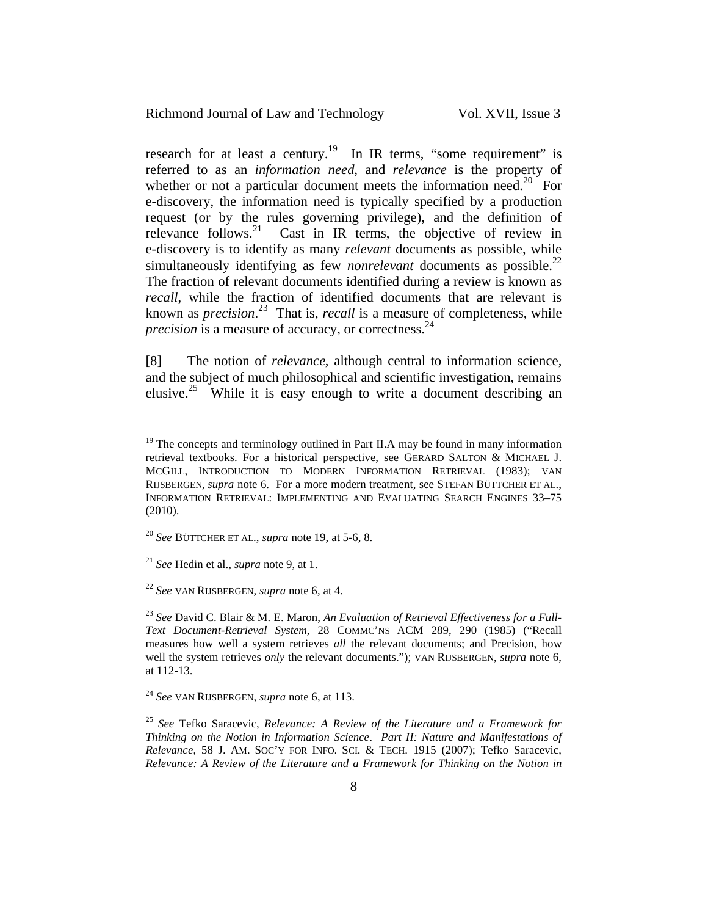research for at least a century.[19] In IR terms, "some requirement" is referred to as an *information need*, and *relevance* is the property of whether or not a particular document meets the information need.[20] For e-discovery, the information need is typically specified by a production request (or by the rules governing privilege), and the definition of relevance follows.[21] Cast in IR terms, the objective of review in e-discovery is to identify as many *relevant* documents as possible, while simultaneously identifying as few *nonrelevant* documents as possible.[22] The fraction of relevant documents identified during a review is known as *recall*, while the fraction of identified documents that are relevant is known as *precision*.[23] That is, *recall* is a measure of completeness, while *precision* is a measure of accuracy, or correctness.[24]

[8] The notion of *relevance*, although central to information science, and the subject of much philosophical and scientific investigation, remains elusive.[25] While it is easy enough to write a document describing an

---

[19] The concepts and terminology outlined in Part II.A may be found in many information retrieval textbooks. For a historical perspective, see GERARD SALTON & MICHAEL J. MCGILL, INTRODUCTION TO MODERN INFORMATION RETRIEVAL (1983); VAN RIJSBERGEN, *supra* note 6. For a more modern treatment, see STEFAN BÜTTCHER ET AL., INFORMATION RETRIEVAL: IMPLEMENTING AND EVALUATING SEARCH ENGINES 33–75 (2010).

[20] *See* BÜTTCHER ET AL., *supra* note 19, at 5-6, 8.

[21] *See* Hedin et al., *supra* note 9, at 1.

[22] *See* VAN RIJSBERGEN, *supra* note 6, at 4.

[23] *See* David C. Blair & M. E. Maron, *An Evaluation of Retrieval Effectiveness for a Full-Text Document-Retrieval System*, 28 COMMC'NS ACM 289, 290 (1985) ("Recall measures how well a system retrieves *all* the relevant documents; and Precision, how well the system retrieves *only* the relevant documents."); VAN RIJSBERGEN, *supra* note 6, at 112-13.

[24] *See* VAN RIJSBERGEN, *supra* note 6, at 113.

[25] *See* Tefko Saracevic, *Relevance: A Review of the Literature and a Framework for Thinking on the Notion in Information Science. Part II: Nature and Manifestations of Relevance*, 58 J. AM. SOC'Y FOR INFO. SCI. & TECH. 1915 (2007); Tefko Saracevic, *Relevance: A Review of the Literature and a Framework for Thinking on the Notion in*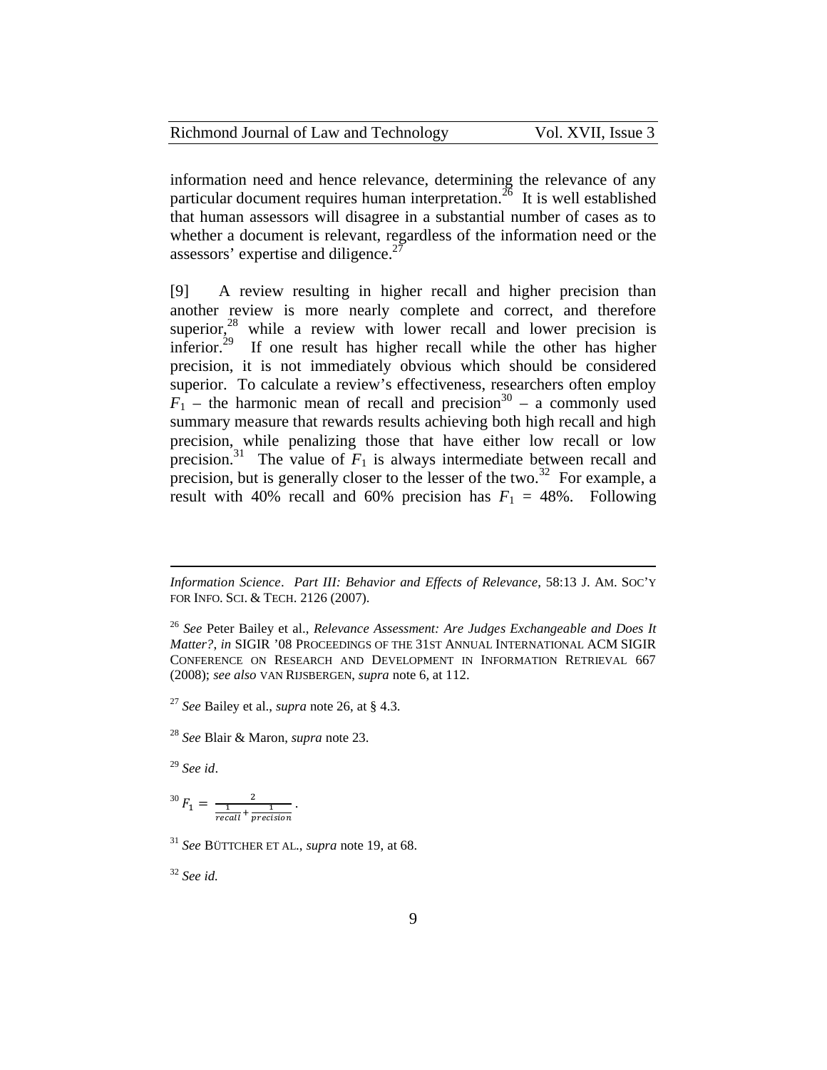information need and hence relevance, determining the relevance of any particular document requires human interpretation.[26] It is well established that human assessors will disagree in a substantial number of cases as to whether a document is relevant, regardless of the information need or the assessors' expertise and diligence.[27]

[9] A review resulting in higher recall and higher precision than another review is more nearly complete and correct, and therefore superior,[28] while a review with lower recall and lower precision is inferior.[29] If one result has higher recall while the other has higher precision, it is not immediately obvious which should be considered superior. To calculate a review's effectiveness, researchers often employ $F_1$ – the harmonic mean of recall and precision[30] – a commonly used summary measure that rewards results achieving both high recall and high precision, while penalizing those that have either low recall or low precision.[31] The value of $F_1$ is always intermediate between recall and precision, but is generally closer to the lesser of the two.[32] For example, a result with 40% recall and 60% precision has $F_1$ = 48%. Following

---

*Information Science*. *Part III: Behavior and Effects of Relevance*, 58:13 J. AM. SOC'Y FOR INFO. SCI. & TECH. 2126 (2007).

[26] *See* Peter Bailey et al., *Relevance Assessment: Are Judges Exchangeable and Does It Matter?*, *in* SIGIR '08 PROCEEDINGS OF THE 31ST ANNUAL INTERNATIONAL ACM SIGIR CONFERENCE ON RESEARCH AND DEVELOPMENT IN INFORMATION RETRIEVAL 667 (2008); *see also* VAN RIJSBERGEN, *supra* note 6, at 112.

[27] *See* Bailey et al., *supra* note 26, at § 4.3.

[28] *See* Blair & Maron, *supra* note 23.

[29] *See id*.

[30] $F_1 = \frac{2}{\frac{1}{recall} + \frac{1}{precision}}$.

[31] *See* BÜTTCHER ET AL., *supra* note 19, at 68.

[32] *See id.*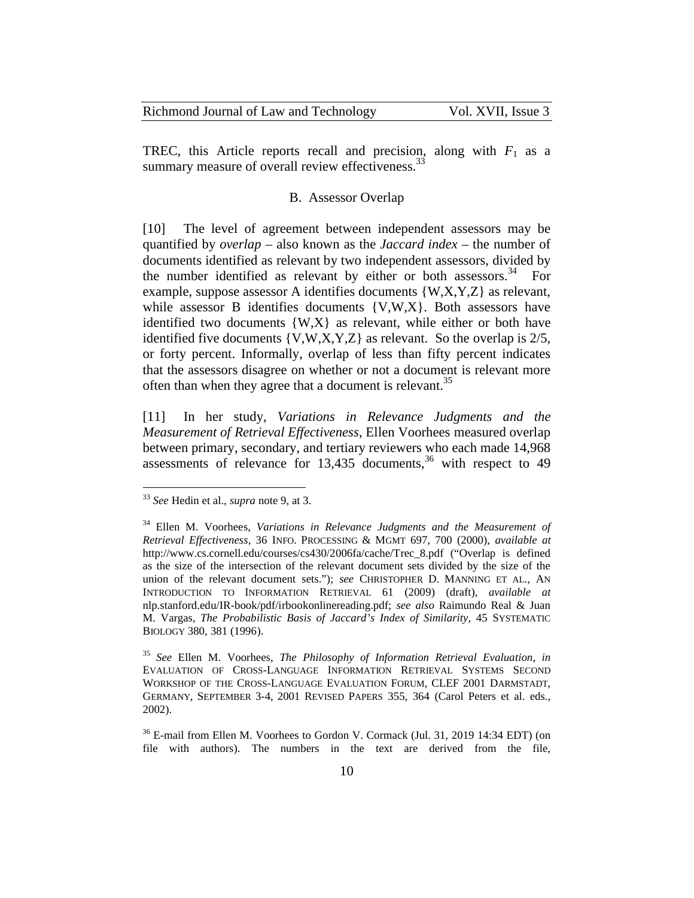TREC, this Article reports recall and precision, along with $F_1$ as a summary measure of overall review effectiveness.[33]

## B. Assessor Overlap

[10] The level of agreement between independent assessors may be quantified by *overlap* – also known as the *Jaccard index* – the number of documents identified as relevant by two independent assessors, divided by the number identified as relevant by either or both assessors.[34] For example, suppose assessor A identifies documents {W,X,Y,Z} as relevant, while assessor B identifies documents {V,W,X}. Both assessors have identified two documents {W,X} as relevant, while either or both have identified five documents {V,W,X,Y,Z} as relevant. So the overlap is 2/5, or forty percent. Informally, overlap of less than fifty percent indicates that the assessors disagree on whether or not a document is relevant more often than when they agree that a document is relevant.[35]

[11] In her study, *Variations in Relevance Judgments and the Measurement of Retrieval Effectiveness*, Ellen Voorhees measured overlap between primary, secondary, and tertiary reviewers who each made 14,968 assessments of relevance for 13,435 documents,[36] with respect to 49

---

[33] *See* Hedin et al., *supra* note 9, at 3.

[34] Ellen M. Voorhees, *Variations in Relevance Judgments and the Measurement of Retrieval Effectiveness*, 36 INFO. PROCESSING & MGMT 697, 700 (2000), *available at* http://www.cs.cornell.edu/courses/cs430/2006fa/cache/Trec_8.pdf ("Overlap is defined as the size of the intersection of the relevant document sets divided by the size of the union of the relevant document sets."); *see* CHRISTOPHER D. MANNING ET AL., AN INTRODUCTION TO INFORMATION RETRIEVAL 61 (2009) (draft), *available at* nlp.stanford.edu/IR-book/pdf/irbookonlinereading.pdf; *see also* Raimundo Real & Juan M. Vargas, *The Probabilistic Basis of Jaccard's Index of Similarity*, 45 SYSTEMATIC BIOLOGY 380, 381 (1996).

[35] *See* Ellen M. Voorhees, *The Philosophy of Information Retrieval Evaluation*, *in* EVALUATION OF CROSS-LANGUAGE INFORMATION RETRIEVAL SYSTEMS SECOND WORKSHOP OF THE CROSS-LANGUAGE EVALUATION FORUM, CLEF 2001 DARMSTADT, GERMANY, SEPTEMBER 3-4, 2001 REVISED PAPERS 355, 364 (Carol Peters et al. eds., 2002).

[36] E-mail from Ellen M. Voorhees to Gordon V. Cormack (Jul. 31, 2019 14:34 EDT) (on file with authors). The numbers in the text are derived from the file,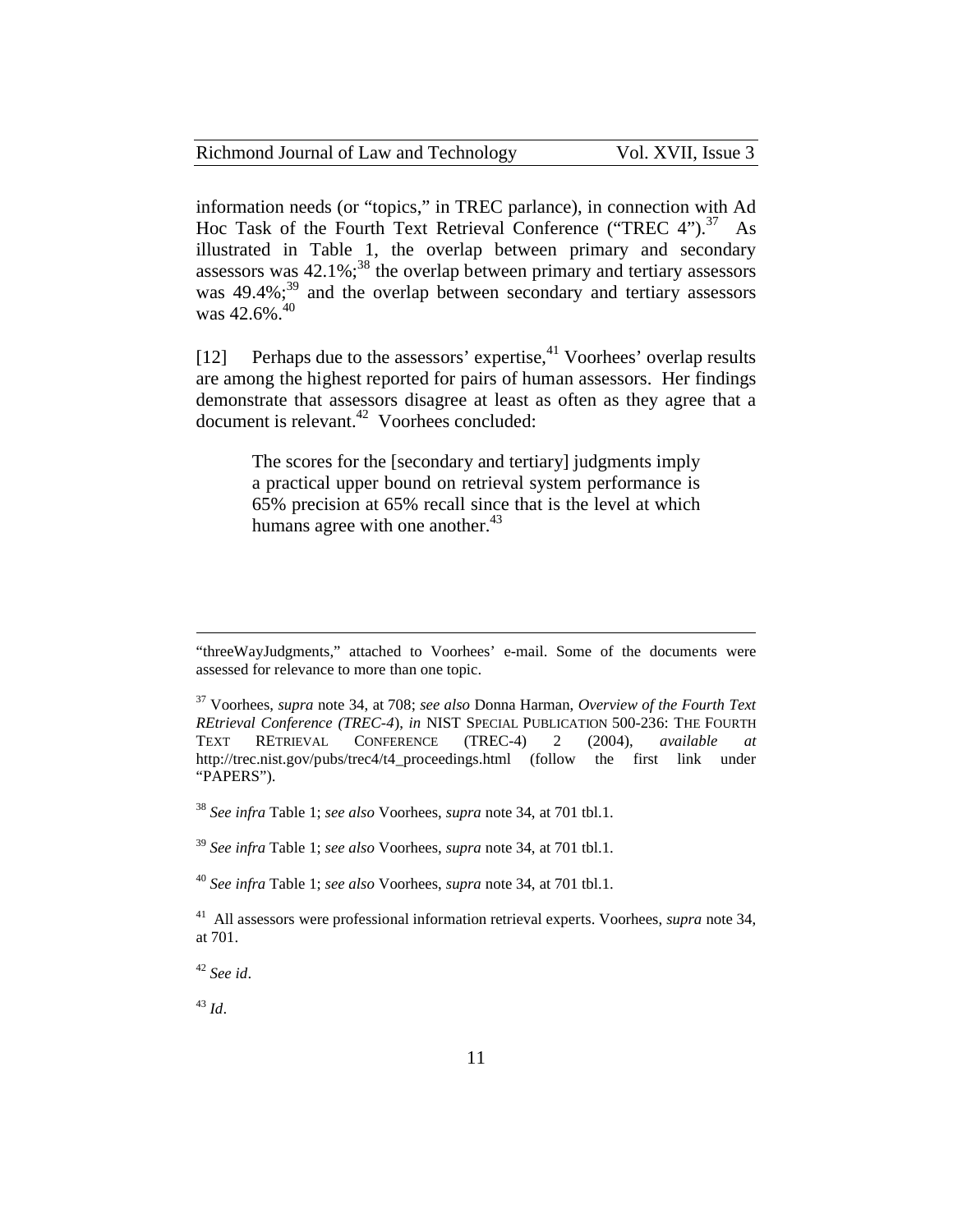information needs (or "topics," in TREC parlance), in connection with Ad Hoc Task of the Fourth Text Retrieval Conference ("TREC 4").[37] As illustrated in Table 1, the overlap between primary and secondary assessors was 42.1%;[38] the overlap between primary and tertiary assessors was 49.4%;[39] and the overlap between secondary and tertiary assessors was 42.6%.[40]

[12] Perhaps due to the assessors' expertise,[41] Voorhees' overlap results are among the highest reported for pairs of human assessors. Her findings demonstrate that assessors disagree at least as often as they agree that a document is relevant.[42] Voorhees concluded:

> The scores for the [secondary and tertiary] judgments imply a practical upper bound on retrieval system performance is 65% precision at 65% recall since that is the level at which humans agree with one another.[43]

---

"threeWayJudgments," attached to Voorhees' e-mail. Some of the documents were assessed for relevance to more than one topic.

[37] Voorhees, *supra* note 34, at 708; *see also* Donna Harman, *Overview of the Fourth Text REtrieval Conference (TREC-4)*, *in* NIST SPECIAL PUBLICATION 500-236: THE FOURTH TEXT RETRIEVAL CONFERENCE (TREC-4) 2 (2004), *available at* http://trec.nist.gov/pubs/trec4/t4_proceedings.html (follow the first link under "PAPERS").

[38] *See infra* Table 1; *see also* Voorhees, *supra* note 34, at 701 tbl.1.

[39] *See infra* Table 1; *see also* Voorhees, *supra* note 34, at 701 tbl.1.

[40] *See infra* Table 1; *see also* Voorhees, *supra* note 34, at 701 tbl.1.

[41] All assessors were professional information retrieval experts. Voorhees, *supra* note 34, at 701.

[42] *See id*.

[43] *Id*.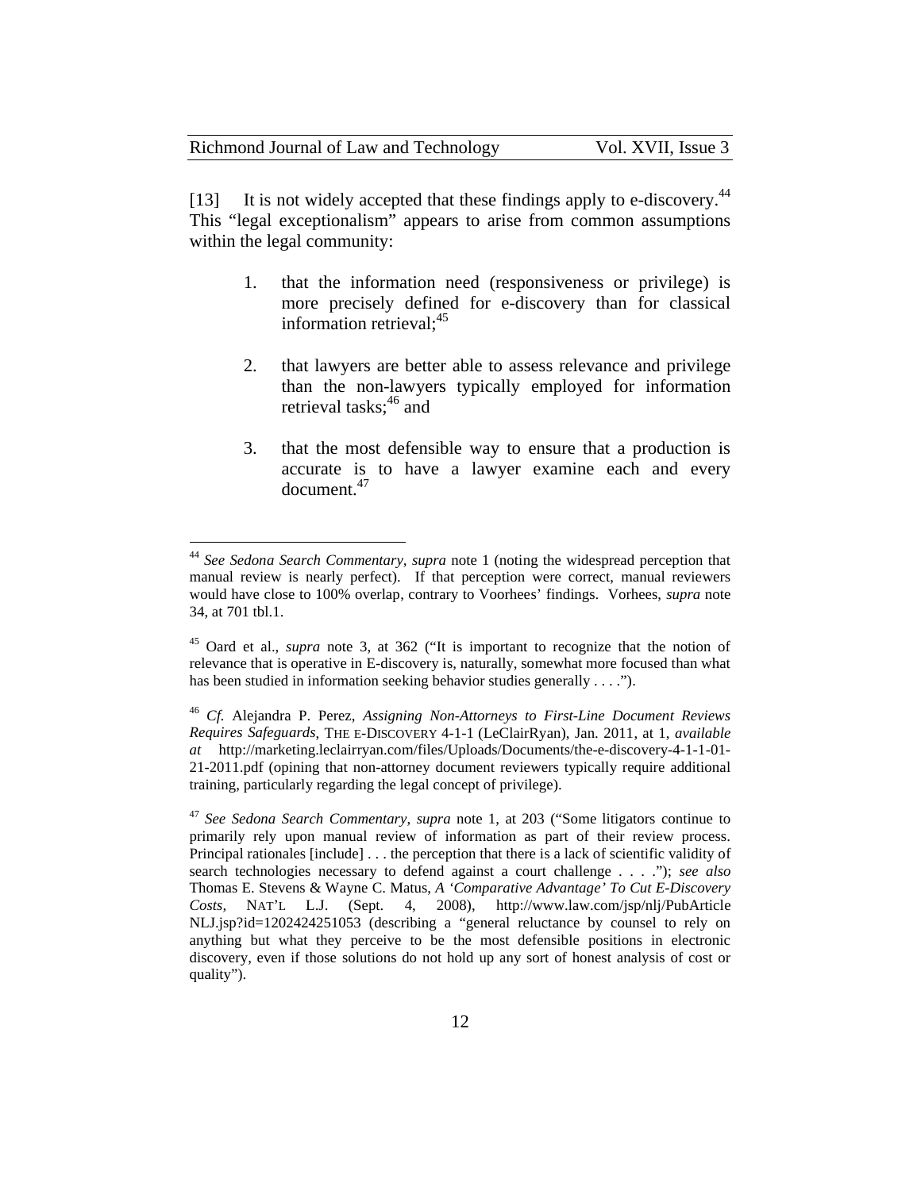[13] It is not widely accepted that these findings apply to e-discovery.[44] This "legal exceptionalism" appears to arise from common assumptions within the legal community:

1. that the information need (responsiveness or privilege) is more precisely defined for e-discovery than for classical information retrieval;[45]

2. that lawyers are better able to assess relevance and privilege than the non-lawyers typically employed for information retrieval tasks;[46] and

3. that the most defensible way to ensure that a production is accurate is to have a lawyer examine each and every document.[47]

---

[44] *See Sedona Search Commentary*, *supra* note 1 (noting the widespread perception that manual review is nearly perfect). If that perception were correct, manual reviewers would have close to 100% overlap, contrary to Voorhees' findings. Vorhees, *supra* note 34, at 701 tbl.1.

[45] Oard et al., *supra* note 3, at 362 ("It is important to recognize that the notion of relevance that is operative in E-discovery is, naturally, somewhat more focused than what has been studied in information seeking behavior studies generally . . . .").

[46] *Cf.* Alejandra P. Perez, *Assigning Non-Attorneys to First-Line Document Reviews Requires Safeguards*, THE E-DISCOVERY 4-1-1 (LeClairRyan), Jan. 2011, at 1, *available at* http://marketing.leclairryan.com/files/Uploads/Documents/the-e-discovery-4-1-1-01-21-2011.pdf (opining that non-attorney document reviewers typically require additional training, particularly regarding the legal concept of privilege).

[47] *See Sedona Search Commentary*, *supra* note 1, at 203 ("Some litigators continue to primarily rely upon manual review of information as part of their review process. Principal rationales [include] . . . the perception that there is a lack of scientific validity of search technologies necessary to defend against a court challenge . . . ."); *see also* Thomas E. Stevens & Wayne C. Matus, *A 'Comparative Advantage' To Cut E-Discovery Costs*, NAT'L L.J. (Sept. 4, 2008), http://www.law.com/jsp/nlj/PubArticle NLJ.jsp?id=1202424251053 (describing a "general reluctance by counsel to rely on anything but what they perceive to be the most defensible positions in electronic discovery, even if those solutions do not hold up any sort of honest analysis of cost or quality").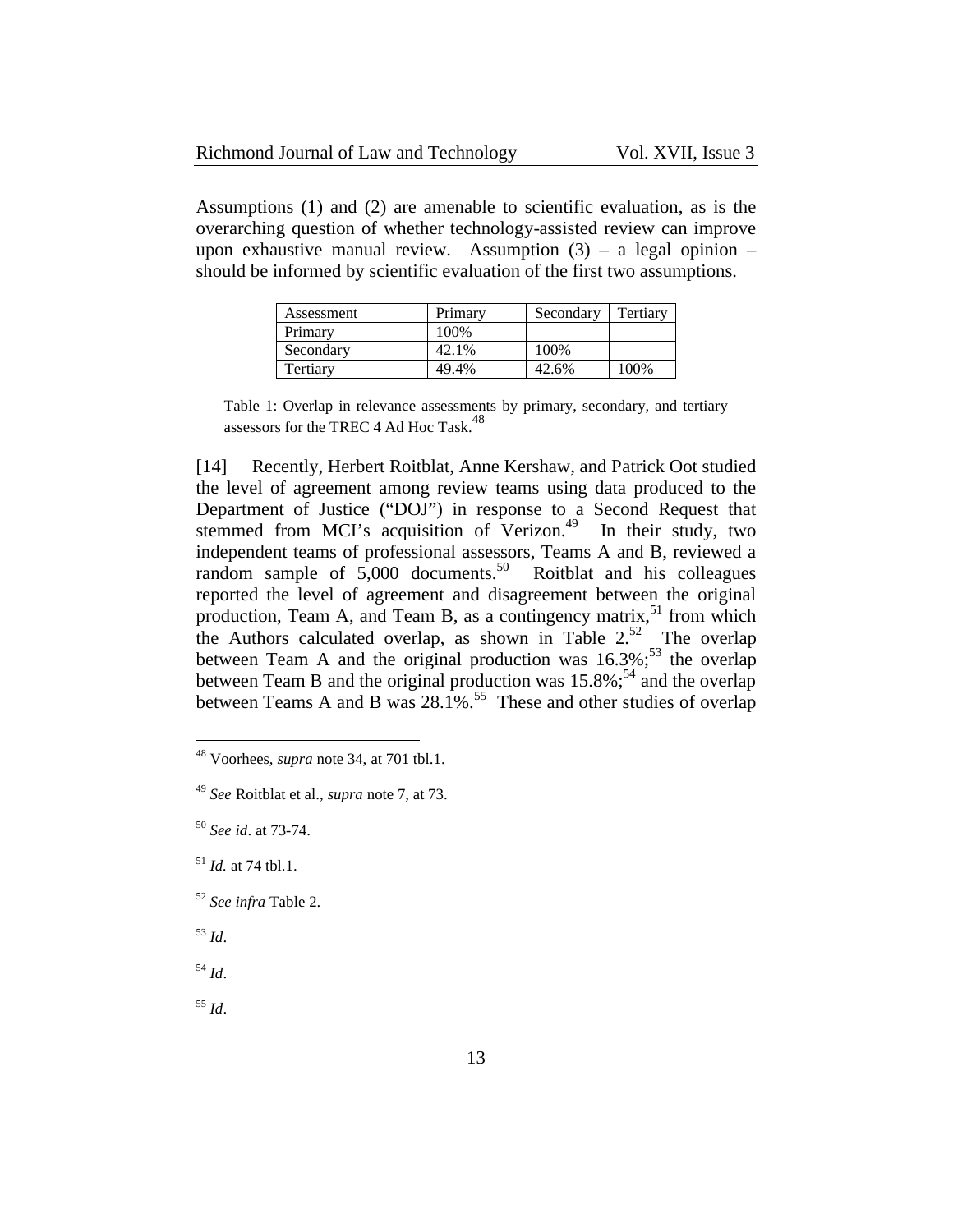Assumptions (1) and (2) are amenable to scientific evaluation, as is the overarching question of whether technology-assisted review can improve upon exhaustive manual review. Assumption (3) – a legal opinion – should be informed by scientific evaluation of the first two assumptions.

| Assessment | Primary | Secondary | Tertiary |
|---|---|---|---|
| Primary | 100% | | |
| Secondary | 42.1% | 100% | |
| Tertiary | 49.4% | 42.6% | 100% |

Table 1: Overlap in relevance assessments by primary, secondary, and tertiary assessors for the TREC 4 Ad Hoc Task.[48]

[14] Recently, Herbert Roitblat, Anne Kershaw, and Patrick Oot studied the level of agreement among review teams using data produced to the Department of Justice ("DOJ") in response to a Second Request that stemmed from MCI's acquisition of Verizon.[49] In their study, two independent teams of professional assessors, Teams A and B, reviewed a random sample of 5,000 documents.[50] Roitblat and his colleagues reported the level of agreement and disagreement between the original production, Team A, and Team B, as a contingency matrix,[51] from which the Authors calculated overlap, as shown in Table 2.[52] The overlap between Team A and the original production was 16.3%;[53] the overlap between Team B and the original production was 15.8%;[54] and the overlap between Teams A and B was 28.1%.[55] These and other studies of overlap

---

[48] Voorhees, *supra* note 34, at 701 tbl.1.

[49] *See* Roitblat et al., *supra* note 7, at 73.

[50] *See id*. at 73-74.

[51] *Id.* at 74 tbl.1.

[52] *See infra* Table 2.

[53] *Id*.

[54] *Id*.

[55] *Id*.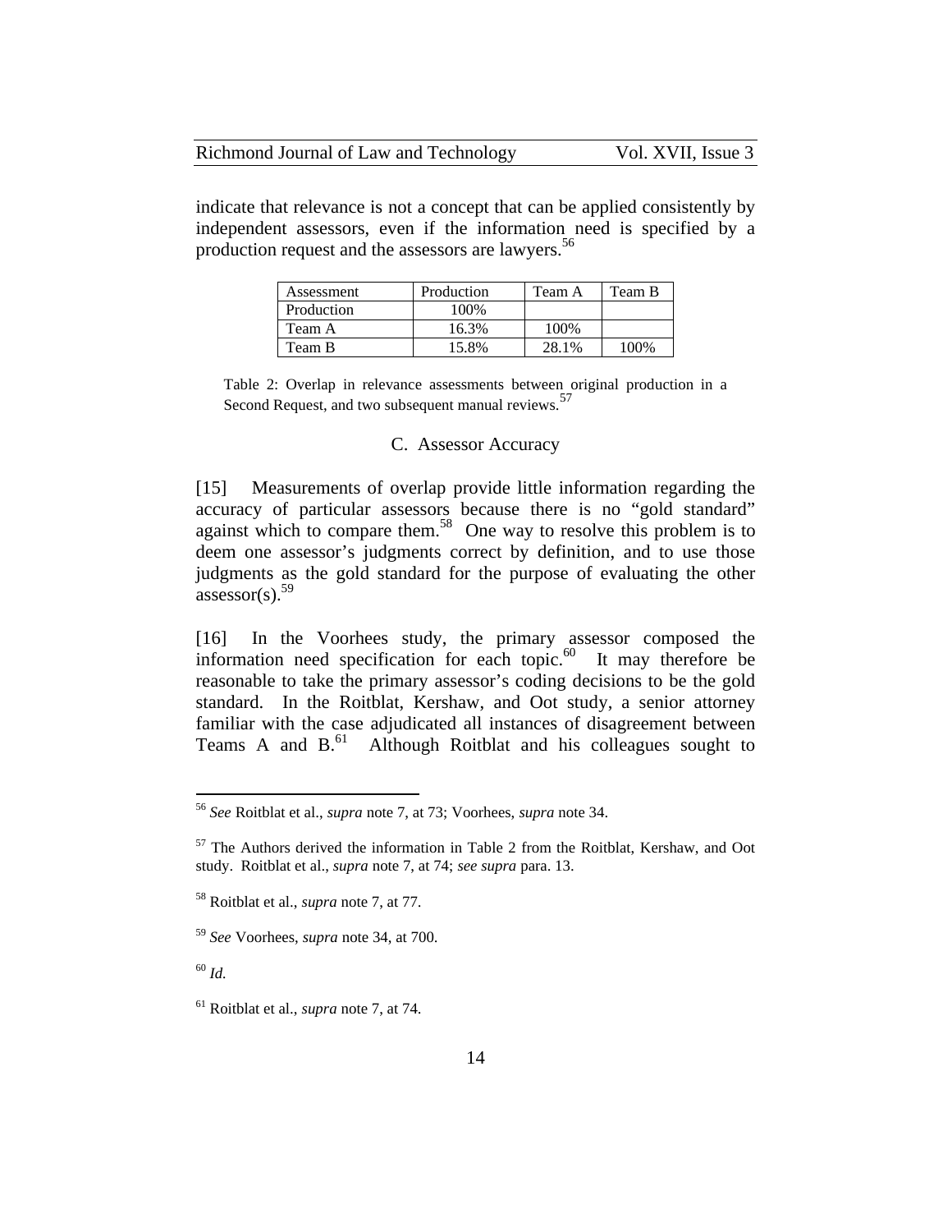indicate that relevance is not a concept that can be applied consistently by independent assessors, even if the information need is specified by a production request and the assessors are lawyers.[56]

| Assessment | Production | Team A | Team B |
| --- | --- | --- | --- |
| Production | 100% | | |
| Team A | 16.3% | 100% | |
| Team B | 15.8% | 28.1% | 100% |

Table 2: Overlap in relevance assessments between original production in a Second Request, and two subsequent manual reviews.[57]

### C. Assessor Accuracy

[15] Measurements of overlap provide little information regarding the accuracy of particular assessors because there is no "gold standard" against which to compare them.[58] One way to resolve this problem is to deem one assessor's judgments correct by definition, and to use those judgments as the gold standard for the purpose of evaluating the other assessor(s).[59]

[16] In the Voorhees study, the primary assessor composed the information need specification for each topic.[60] It may therefore be reasonable to take the primary assessor's coding decisions to be the gold standard. In the Roitblat, Kershaw, and Oot study, a senior attorney familiar with the case adjudicated all instances of disagreement between Teams A and B.[61] Although Roitblat and his colleagues sought to

---

[56] *See* Roitblat et al., *supra* note 7, at 73; Voorhees, *supra* note 34.

[57] The Authors derived the information in Table 2 from the Roitblat, Kershaw, and Oot study. Roitblat et al., *supra* note 7, at 74; *see supra* para. 13.

[58] Roitblat et al., *supra* note 7, at 77.

[59] *See* Voorhees, *supra* note 34, at 700.

[60] *Id.*

[61] Roitblat et al., *supra* note 7, at 74.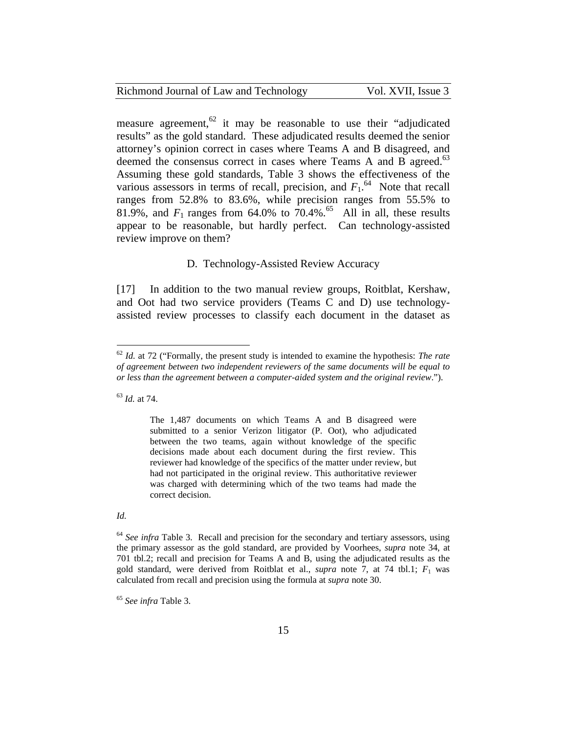measure agreement,[62] it may be reasonable to use their "adjudicated results" as the gold standard. These adjudicated results deemed the senior attorney's opinion correct in cases where Teams A and B disagreed, and deemed the consensus correct in cases where Teams A and B agreed.[63] Assuming these gold standards, Table 3 shows the effectiveness of the various assessors in terms of recall, precision, and $F_1$.[64] Note that recall ranges from 52.8% to 83.6%, while precision ranges from 55.5% to 81.9%, and $F_1$ ranges from 64.0% to 70.4%.[65] All in all, these results appear to be reasonable, but hardly perfect. Can technology-assisted review improve on them?

### D. Technology-Assisted Review Accuracy

[17] In addition to the two manual review groups, Roitblat, Kershaw, and Oot had two service providers (Teams C and D) use technology-assisted review processes to classify each document in the dataset as

---

[62] *Id.* at 72 ("Formally, the present study is intended to examine the hypothesis: *The rate of agreement between two independent reviewers of the same documents will be equal to or less than the agreement between a computer-aided system and the original review*.").

[63] *Id.* at 74.

> The 1,487 documents on which Teams A and B disagreed were submitted to a senior Verizon litigator (P. Oot), who adjudicated between the two teams, again without knowledge of the specific decisions made about each document during the first review. This reviewer had knowledge of the specifics of the matter under review, but had not participated in the original review. This authoritative reviewer was charged with determining which of the two teams had made the correct decision.

*Id.*

[64] *See infra* Table 3. Recall and precision for the secondary and tertiary assessors, using the primary assessor as the gold standard, are provided by Voorhees, *supra* note 34, at 701 tbl.2; recall and precision for Teams A and B, using the adjudicated results as the gold standard, were derived from Roitblat et al., *supra* note 7, at 74 tbl.1; $F_1$ was calculated from recall and precision using the formula at *supra* note 30.

[65] *See infra* Table 3.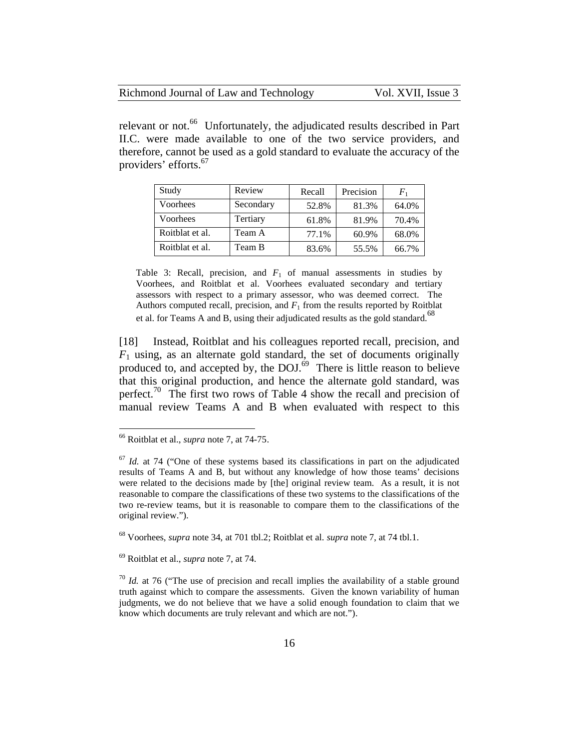relevant or not.[66] Unfortunately, the adjudicated results described in Part II.C. were made available to one of the two service providers, and therefore, cannot be used as a gold standard to evaluate the accuracy of the providers' efforts.[67]

| Study | Review | Recall | Precision | $F_1$ |
|---|---|---|---|---|
| Voorhees | Secondary | 52.8% | 81.3% | 64.0% |
| Voorhees | Tertiary | 61.8% | 81.9% | 70.4% |
| Roitblat et al. | Team A | 77.1% | 60.9% | 68.0% |
| Roitblat et al. | Team B | 83.6% | 55.5% | 66.7% |

Table 3: Recall, precision, and $F_1$ of manual assessments in studies by Voorhees, and Roitblat et al. Voorhees evaluated secondary and tertiary assessors with respect to a primary assessor, who was deemed correct. The Authors computed recall, precision, and $F_1$ from the results reported by Roitblat et al. for Teams A and B, using their adjudicated results as the gold standard.[68]

[18] Instead, Roitblat and his colleagues reported recall, precision, and $F_1$ using, as an alternate gold standard, the set of documents originally produced to, and accepted by, the DOJ.[69] There is little reason to believe that this original production, and hence the alternate gold standard, was perfect.[70] The first two rows of Table 4 show the recall and precision of manual review Teams A and B when evaluated with respect to this

---

[66] Roitblat et al., *supra* note 7, at 74-75.

[67] *Id.* at 74 ("One of these systems based its classifications in part on the adjudicated results of Teams A and B, but without any knowledge of how those teams' decisions were related to the decisions made by [the] original review team. As a result, it is not reasonable to compare the classifications of these two systems to the classifications of the two re-review teams, but it is reasonable to compare them to the classifications of the original review.").

[68] Voorhees, *supra* note 34, at 701 tbl.2; Roitblat et al. *supra* note 7, at 74 tbl.1.

[69] Roitblat et al., *supra* note 7, at 74.

[70] *Id.* at 76 ("The use of precision and recall implies the availability of a stable ground truth against which to compare the assessments. Given the known variability of human judgments, we do not believe that we have a solid enough foundation to claim that we know which documents are truly relevant and which are not.").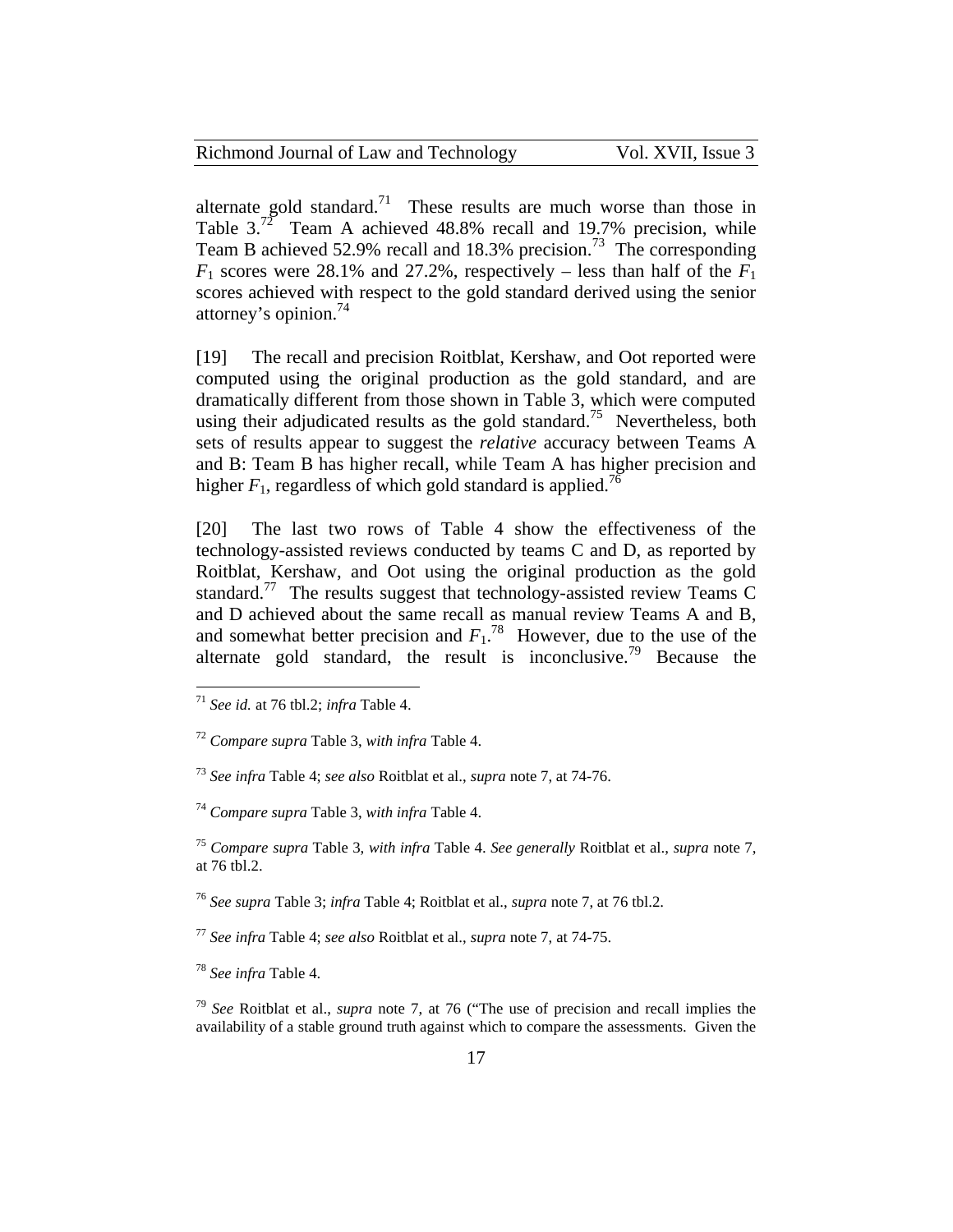alternate gold standard.[71] These results are much worse than those in Table 3.[72] Team A achieved 48.8% recall and 19.7% precision, while Team B achieved 52.9% recall and 18.3% precision.[73] The corresponding $F_1$ scores were 28.1% and 27.2%, respectively – less than half of the $F_1$ scores achieved with respect to the gold standard derived using the senior attorney's opinion.[74]

[19] The recall and precision Roitblat, Kershaw, and Oot reported were computed using the original production as the gold standard, and are dramatically different from those shown in Table 3, which were computed using their adjudicated results as the gold standard.[75] Nevertheless, both sets of results appear to suggest the *relative* accuracy between Teams A and B: Team B has higher recall, while Team A has higher precision and higher $F_1$, regardless of which gold standard is applied.[76]

[20] The last two rows of Table 4 show the effectiveness of the technology-assisted reviews conducted by teams C and D, as reported by Roitblat, Kershaw, and Oot using the original production as the gold standard.[77] The results suggest that technology-assisted review Teams C and D achieved about the same recall as manual review Teams A and B, and somewhat better precision and $F_1$.[78] However, due to the use of the alternate gold standard, the result is inconclusive.[79] Because the

---

[71] *See id.* at 76 tbl.2; *infra* Table 4.

[72] *Compare supra* Table 3, *with infra* Table 4.

[73] *See infra* Table 4; *see also* Roitblat et al., *supra* note 7, at 74-76.

[74] *Compare supra* Table 3, *with infra* Table 4.

[75] *Compare supra* Table 3, *with infra* Table 4. *See generally* Roitblat et al., *supra* note 7, at 76 tbl.2.

[76] *See supra* Table 3; *infra* Table 4; Roitblat et al., *supra* note 7, at 76 tbl.2.

[77] *See infra* Table 4; *see also* Roitblat et al., *supra* note 7, at 74-75.

[78] *See infra* Table 4.

[79] *See* Roitblat et al., *supra* note 7, at 76 ("The use of precision and recall implies the availability of a stable ground truth against which to compare the assessments. Given the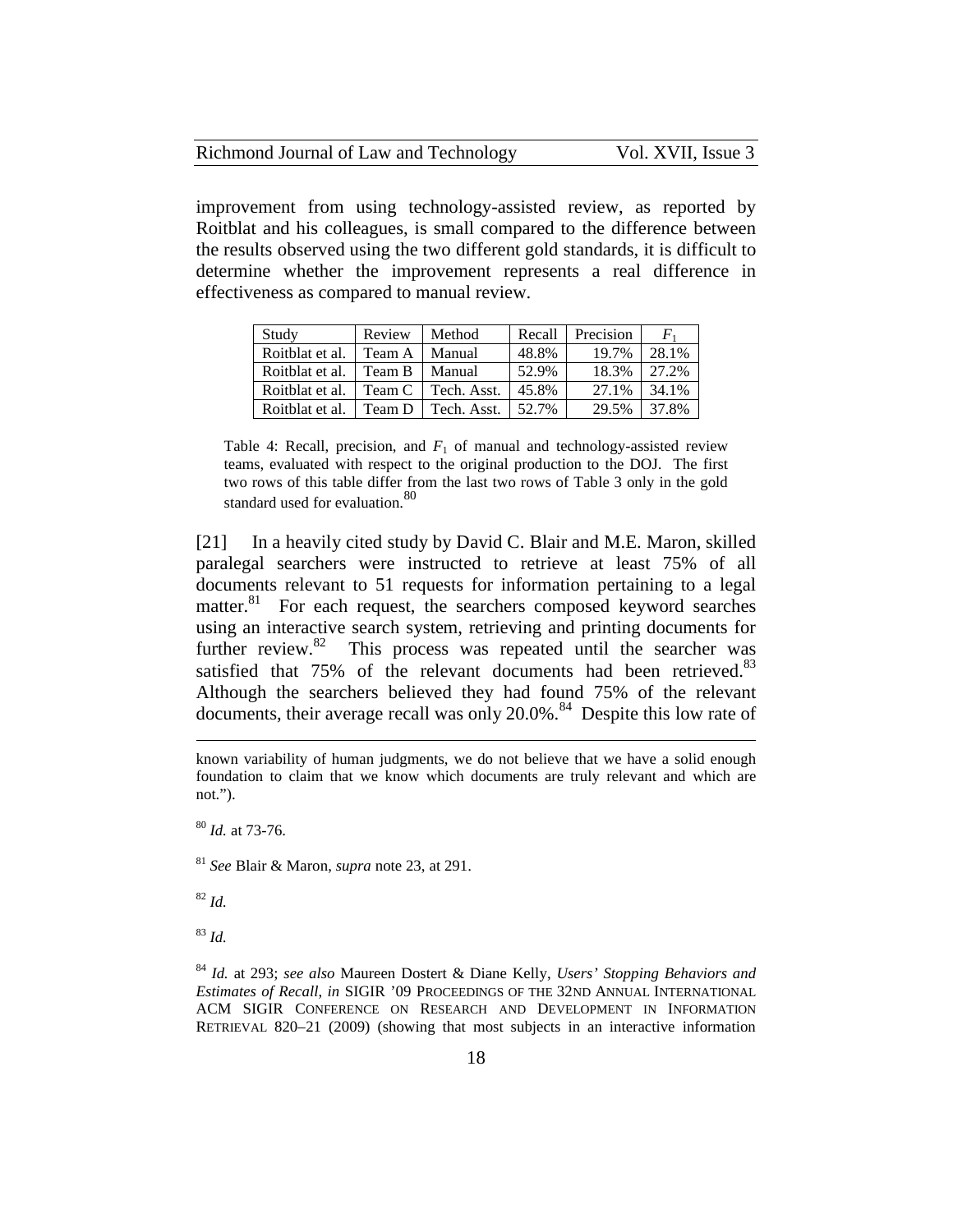improvement from using technology-assisted review, as reported by Roitblat and his colleagues, is small compared to the difference between the results observed using the two different gold standards, it is difficult to determine whether the improvement represents a real difference in effectiveness as compared to manual review.

| Study | Review | Method | Recall | Precision | $F_1$ |
|---|---|---|---|---|---|
| Roitblat et al. | Team A | Manual | 48.8% | 19.7% | 28.1% |
| Roitblat et al. | Team B | Manual | 52.9% | 18.3% | 27.2% |
| Roitblat et al. | Team C | Tech. Asst. | 45.8% | 27.1% | 34.1% |
| Roitblat et al. | Team D | Tech. Asst. | 52.7% | 29.5% | 37.8% |

Table 4: Recall, precision, and $F_1$ of manual and technology-assisted review teams, evaluated with respect to the original production to the DOJ. The first two rows of this table differ from the last two rows of Table 3 only in the gold standard used for evaluation.[80]

[21] In a heavily cited study by David C. Blair and M.E. Maron, skilled paralegal searchers were instructed to retrieve at least 75% of all documents relevant to 51 requests for information pertaining to a legal matter.[81] For each request, the searchers composed keyword searches using an interactive search system, retrieving and printing documents for further review.[82] This process was repeated until the searcher was satisfied that 75% of the relevant documents had been retrieved.[83] Although the searchers believed they had found 75% of the relevant documents, their average recall was only 20.0%.[84] Despite this low rate of

---

known variability of human judgments, we do not believe that we have a solid enough foundation to claim that we know which documents are truly relevant and which are not.").

[80] *Id.* at 73-76.

[81] *See* Blair & Maron, *supra* note 23, at 291.

[82] *Id.*

[83] *Id.*

[84] *Id.* at 293; *see also* Maureen Dostert & Diane Kelly, *Users' Stopping Behaviors and Estimates of Recall*, *in* SIGIR '09 PROCEEDINGS OF THE 32ND ANNUAL INTERNATIONAL ACM SIGIR CONFERENCE ON RESEARCH AND DEVELOPMENT IN INFORMATION RETRIEVAL 820–21 (2009) (showing that most subjects in an interactive information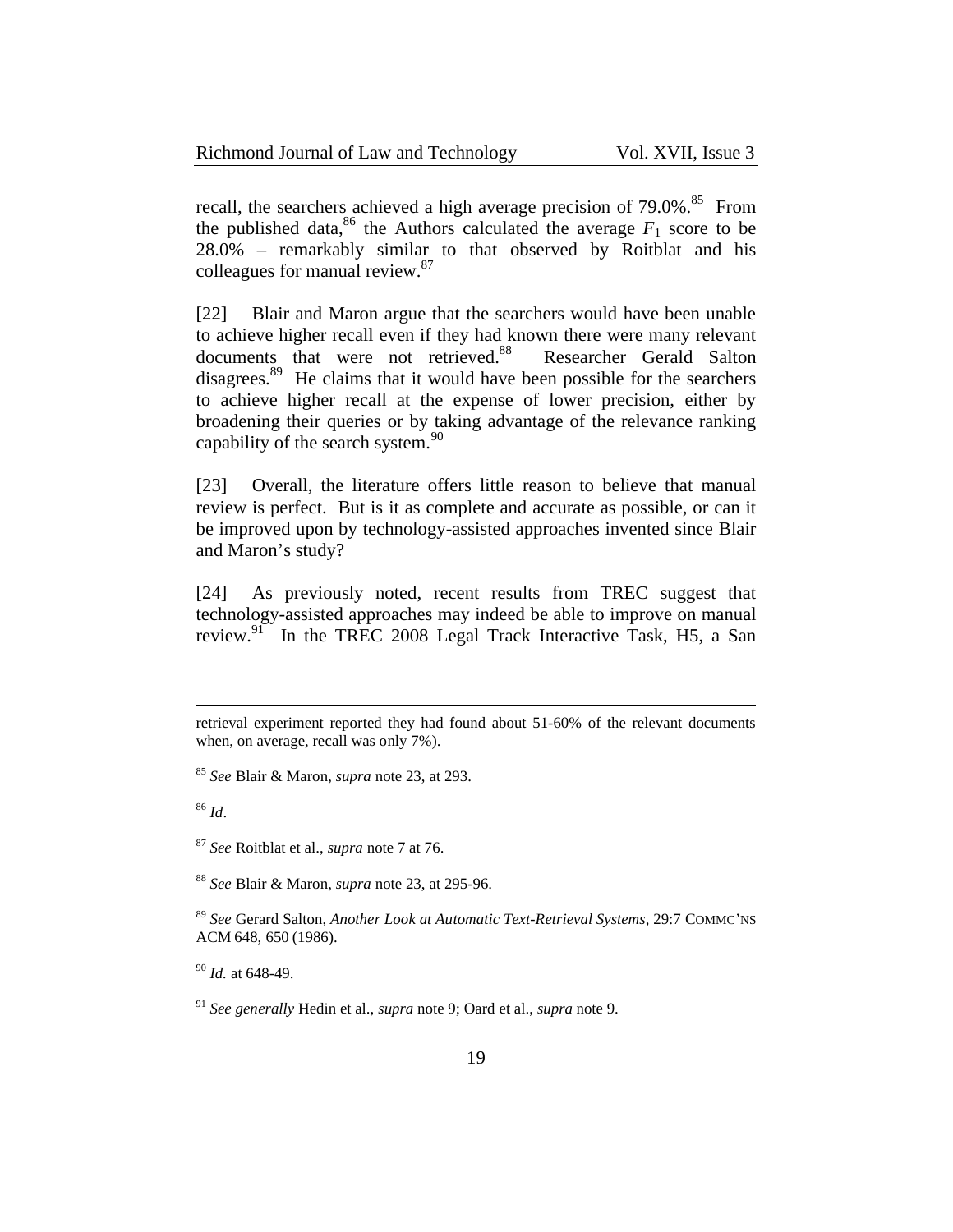recall, the searchers achieved a high average precision of 79.0%.[85] From the published data,[86] the Authors calculated the average $F_1$ score to be 28.0% – remarkably similar to that observed by Roitblat and his colleagues for manual review.[87]

[22] Blair and Maron argue that the searchers would have been unable to achieve higher recall even if they had known there were many relevant documents that were not retrieved.[88] Researcher Gerald Salton disagrees.[89] He claims that it would have been possible for the searchers to achieve higher recall at the expense of lower precision, either by broadening their queries or by taking advantage of the relevance ranking capability of the search system.[90]

[23] Overall, the literature offers little reason to believe that manual review is perfect. But is it as complete and accurate as possible, or can it be improved upon by technology-assisted approaches invented since Blair and Maron's study?

[24] As previously noted, recent results from TREC suggest that technology-assisted approaches may indeed be able to improve on manual review.[91] In the TREC 2008 Legal Track Interactive Task, H5, a San

---

retrieval experiment reported they had found about 51-60% of the relevant documents when, on average, recall was only 7%).

[85] *See* Blair & Maron, *supra* note 23, at 293.

[86] *Id*.

[87] *See* Roitblat et al., *supra* note 7 at 76.

[88] *See* Blair & Maron, *supra* note 23, at 295-96.

[89] *See* Gerard Salton, *Another Look at Automatic Text-Retrieval Systems*, 29:7 COMMC'NS ACM 648, 650 (1986).

[90] *Id.* at 648-49.

[91] *See generally* Hedin et al., *supra* note 9; Oard et al., *supra* note 9.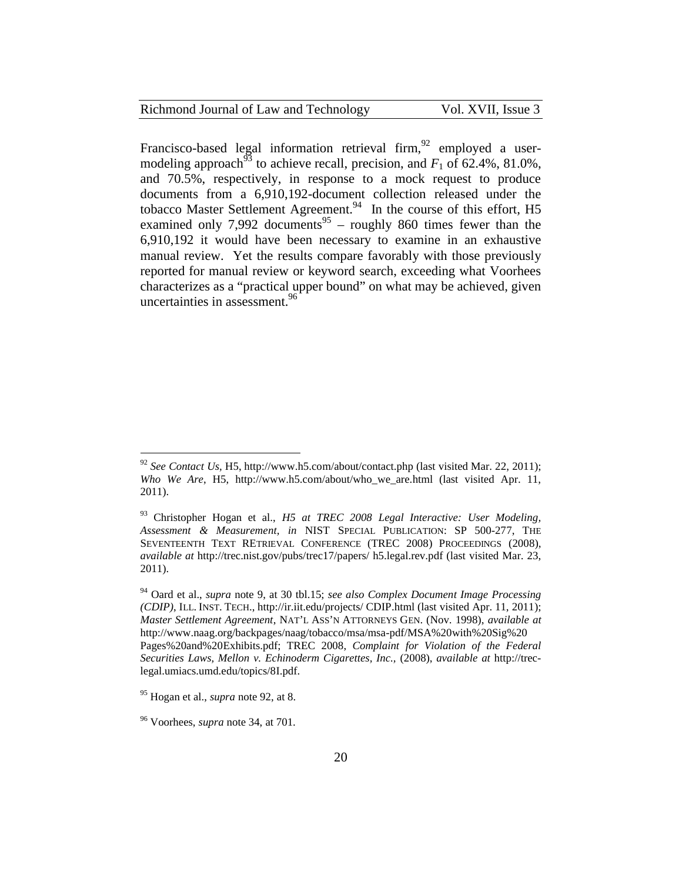Francisco-based legal information retrieval firm,[92] employed a user-modeling approach[93] to achieve recall, precision, and $F_1$ of 62.4%, 81.0%, and 70.5%, respectively, in response to a mock request to produce documents from a 6,910,192-document collection released under the tobacco Master Settlement Agreement.[94] In the course of this effort, H5 examined only 7,992 documents[95] – roughly 860 times fewer than the 6,910,192 it would have been necessary to examine in an exhaustive manual review. Yet the results compare favorably with those previously reported for manual review or keyword search, exceeding what Voorhees characterizes as a "practical upper bound" on what may be achieved, given uncertainties in assessment.[96]

---

[92] *See Contact Us*, H5, http://www.h5.com/about/contact.php (last visited Mar. 22, 2011); *Who We Are*, H5, http://www.h5.com/about/who_we_are.html (last visited Apr. 11, 2011).

[93] Christopher Hogan et al., *H5 at TREC 2008 Legal Interactive: User Modeling, Assessment & Measurement*, *in* NIST SPECIAL PUBLICATION: SP 500-277, THE SEVENTEENTH TEXT RETRIEVAL CONFERENCE (TREC 2008) PROCEEDINGS (2008), *available at* http://trec.nist.gov/pubs/trec17/papers/ h5.legal.rev.pdf (last visited Mar. 23, 2011).

[94] Oard et al., *supra* note 9, at 30 tbl.15; *see also Complex Document Image Processing (CDIP)*, ILL. INST. TECH., http://ir.iit.edu/projects/ CDIP.html (last visited Apr. 11, 2011); *Master Settlement Agreement*, NAT'L ASS'N ATTORNEYS GEN. (Nov. 1998), *available at* http://www.naag.org/backpages/naag/tobacco/msa/msa-pdf/MSA%20with%20Sig%20 Pages%20and%20Exhibits.pdf; TREC 2008, *Complaint for Violation of the Federal Securities Laws, Mellon v. Echinoderm Cigarettes, Inc.*, (2008), *available at* http://trec-legal.umiacs.umd.edu/topics/8I.pdf.

[95] Hogan et al., *supra* note 92, at 8.

[96] Voorhees, *supra* note 34, at 701.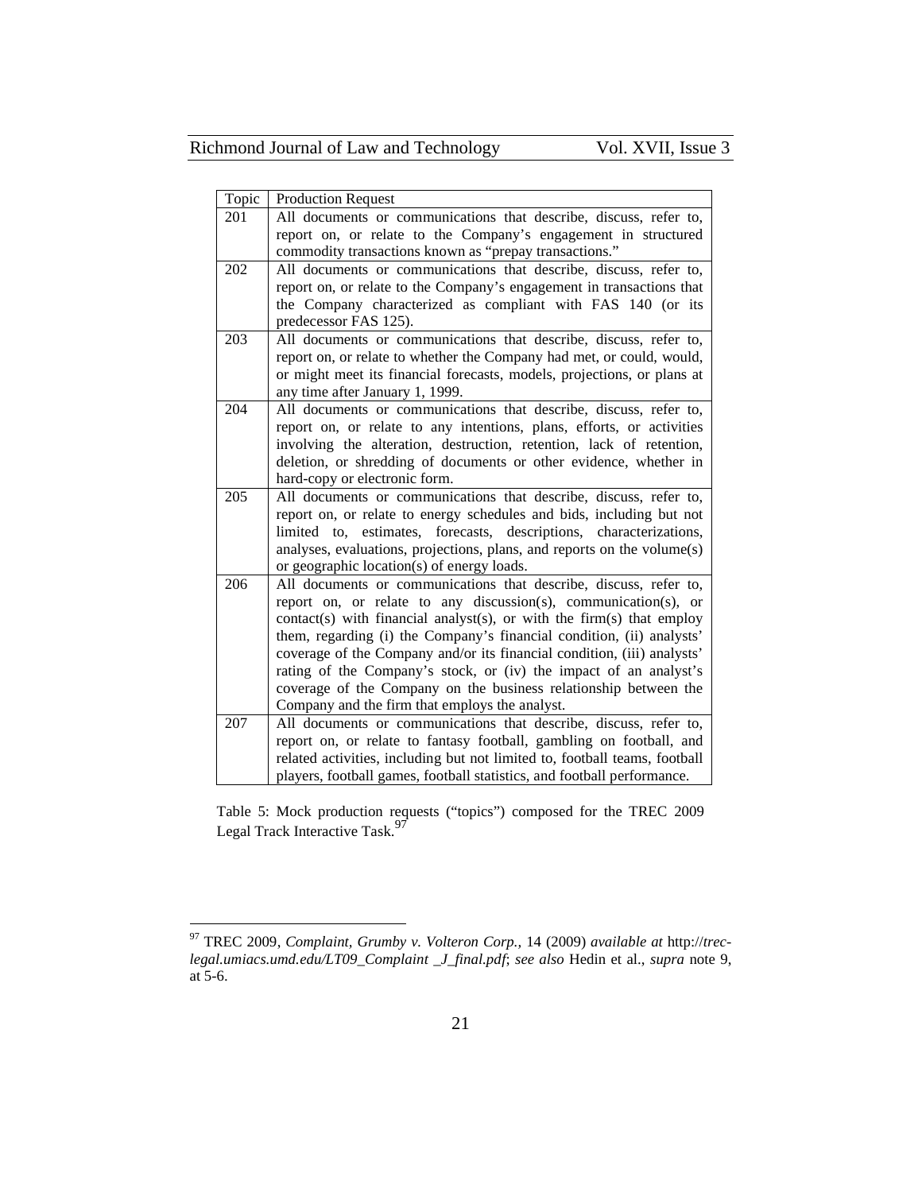| Topic | Production Request |
|---|---|
| 201 | All documents or communications that describe, discuss, refer to, report on, or relate to the Company's engagement in structured commodity transactions known as "prepay transactions." |
| 202 | All documents or communications that describe, discuss, refer to, report on, or relate to the Company's engagement in transactions that the Company characterized as compliant with FAS 140 (or its predecessor FAS 125). |
| 203 | All documents or communications that describe, discuss, refer to, report on, or relate to whether the Company had met, or could, would, or might meet its financial forecasts, models, projections, or plans at any time after January 1, 1999. |
| 204 | All documents or communications that describe, discuss, refer to, report on, or relate to any intentions, plans, efforts, or activities involving the alteration, destruction, retention, lack of retention, deletion, or shredding of documents or other evidence, whether in hard-copy or electronic form. |
| 205 | All documents or communications that describe, discuss, refer to, report on, or relate to energy schedules and bids, including but not limited to, estimates, forecasts, descriptions, characterizations, analyses, evaluations, projections, plans, and reports on the volume(s) or geographic location(s) of energy loads. |
| 206 | All documents or communications that describe, discuss, refer to, report on, or relate to any discussion(s), communication(s), or contact(s) with financial analyst(s), or with the firm(s) that employ them, regarding (i) the Company's financial condition, (ii) analysts' coverage of the Company and/or its financial condition, (iii) analysts' rating of the Company's stock, or (iv) the impact of an analyst's coverage of the Company on the business relationship between the Company and the firm that employs the analyst. |
| 207 | All documents or communications that describe, discuss, refer to, report on, or relate to fantasy football, gambling on football, and related activities, including but not limited to, football teams, football players, football games, football statistics, and football performance. |

Table 5: Mock production requests ("topics") composed for the TREC 2009 Legal Track Interactive Task.[97]

---

[97] TREC 2009, *Complaint, Grumby v. Volteron Corp.*, 14 (2009) *available at* http://*trec-legal.umiacs.umd.edu/LT09_Complaint _J_final.pdf*; *see also* Hedin et al., *supra* note 9, at 5-6.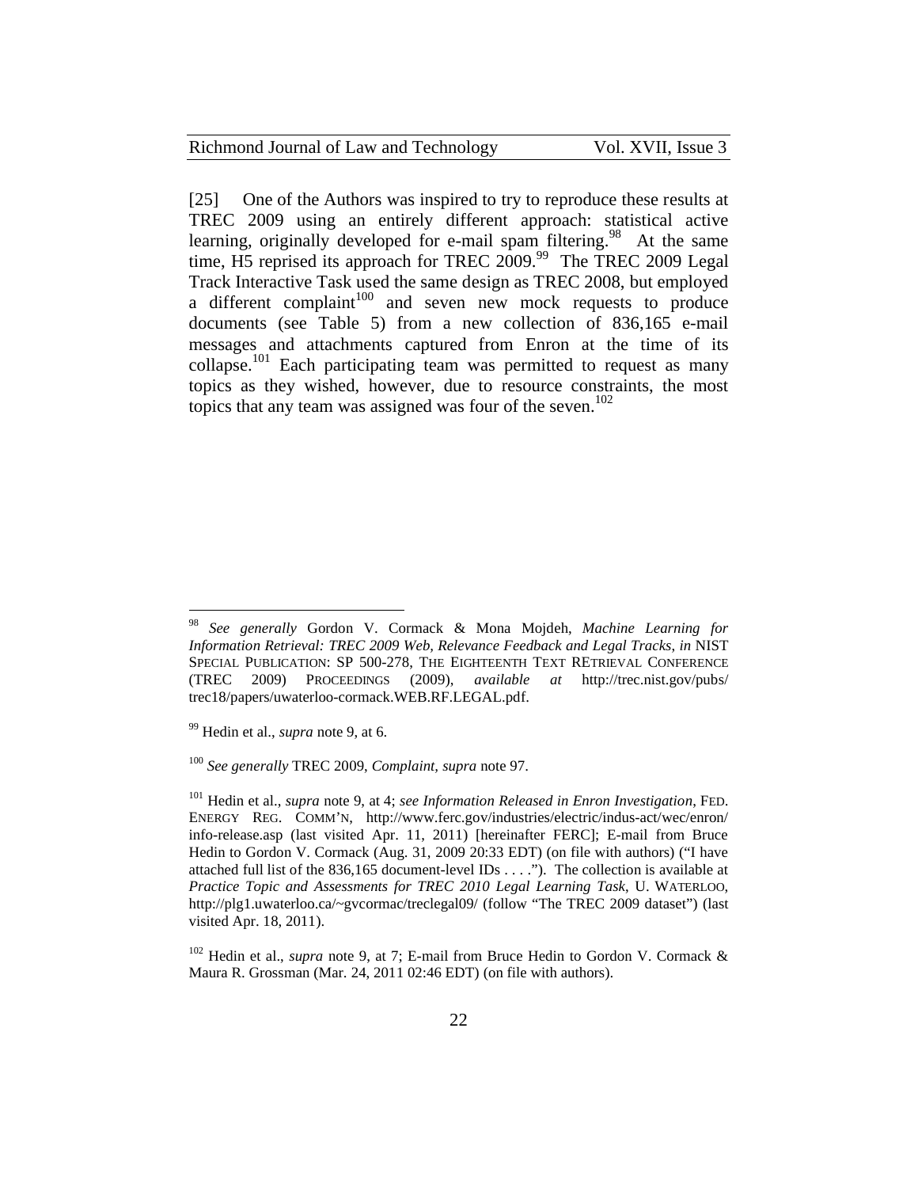[25] One of the Authors was inspired to try to reproduce these results at TREC 2009 using an entirely different approach: statistical active learning, originally developed for e-mail spam filtering.[98] At the same time, H5 reprised its approach for TREC 2009.[99] The TREC 2009 Legal Track Interactive Task used the same design as TREC 2008, but employed a different complaint[100] and seven new mock requests to produce documents (see Table 5) from a new collection of 836,165 e-mail messages and attachments captured from Enron at the time of its collapse.[101] Each participating team was permitted to request as many topics as they wished, however, due to resource constraints, the most topics that any team was assigned was four of the seven.[102]

---

[98] *See generally* Gordon V. Cormack & Mona Mojdeh, *Machine Learning for Information Retrieval: TREC 2009 Web, Relevance Feedback and Legal Tracks*, *in* NIST SPECIAL PUBLICATION: SP 500-278, THE EIGHTEENTH TEXT RETRIEVAL CONFERENCE (TREC 2009) PROCEEDINGS (2009), *available at* http://trec.nist.gov/pubs/trec18/papers/uwaterloo-cormack.WEB.RF.LEGAL.pdf.

[99] Hedin et al., *supra* note 9, at 6.

[100] *See generally* TREC 2009, *Complaint*, *supra* note 97.

[101] Hedin et al., *supra* note 9, at 4; *see Information Released in Enron Investigation*, FED. ENERGY REG. COMM'N, http://www.ferc.gov/industries/electric/indus-act/wec/enron/info-release.asp (last visited Apr. 11, 2011) [hereinafter FERC]; E-mail from Bruce Hedin to Gordon V. Cormack (Aug. 31, 2009 20:33 EDT) (on file with authors) ("I have attached full list of the 836,165 document-level IDs . . . ."). The collection is available at *Practice Topic and Assessments for TREC 2010 Legal Learning Task*, U. WATERLOO, http://plg1.uwaterloo.ca/~gvcormac/treclegal09/ (follow "The TREC 2009 dataset") (last visited Apr. 18, 2011).

[102] Hedin et al., *supra* note 9, at 7; E-mail from Bruce Hedin to Gordon V. Cormack & Maura R. Grossman (Mar. 24, 2011 02:46 EDT) (on file with authors).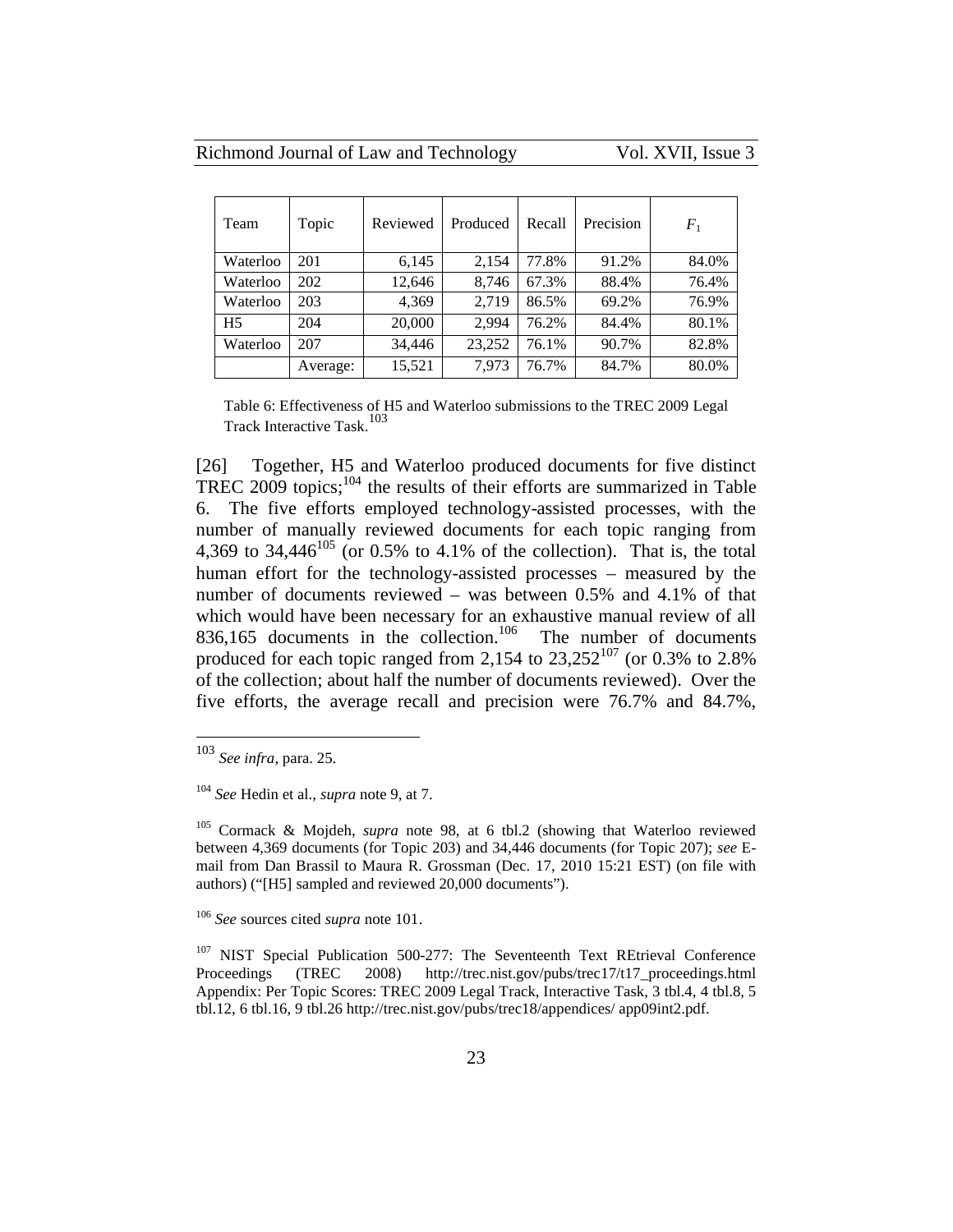| Team | Topic | Reviewed | Produced | Recall | Precision | $F_1$ |
|---|---|---|---|---|---|---|
| Waterloo | 201 | 6,145 | 2,154 | 77.8% | 91.2% | 84.0% |
| Waterloo | 202 | 12,646 | 8,746 | 67.3% | 88.4% | 76.4% |
| Waterloo | 203 | 4,369 | 2,719 | 86.5% | 69.2% | 76.9% |
| H5 | 204 | 20,000 | 2,994 | 76.2% | 84.4% | 80.1% |
| Waterloo | 207 | 34,446 | 23,252 | 76.1% | 90.7% | 82.8% |
| | Average: | 15,521 | 7,973 | 76.7% | 84.7% | 80.0% |

Table 6: Effectiveness of H5 and Waterloo submissions to the TREC 2009 Legal Track Interactive Task.[103]

[26] Together, H5 and Waterloo produced documents for five distinct TREC 2009 topics;[104] the results of their efforts are summarized in Table 6. The five efforts employed technology-assisted processes, with the number of manually reviewed documents for each topic ranging from 4,369 to 34,446[105] (or 0.5% to 4.1% of the collection). That is, the total human effort for the technology-assisted processes – measured by the number of documents reviewed – was between 0.5% and 4.1% of that which would have been necessary for an exhaustive manual review of all 836,165 documents in the collection.[106] The number of documents produced for each topic ranged from 2,154 to 23,252[107] (or 0.3% to 2.8% of the collection; about half the number of documents reviewed). Over the five efforts, the average recall and precision were 76.7% and 84.7%,

---

[103] *See infra*, para. 25.

[104] *See* Hedin et al., *supra* note 9, at 7.

[105] Cormack & Mojdeh, *supra* note 98, at 6 tbl.2 (showing that Waterloo reviewed between 4,369 documents (for Topic 203) and 34,446 documents (for Topic 207); *see* E-mail from Dan Brassil to Maura R. Grossman (Dec. 17, 2010 15:21 EST) (on file with authors) ("[H5] sampled and reviewed 20,000 documents").

[106] *See* sources cited *supra* note 101.

[107] NIST Special Publication 500-277: The Seventeenth Text REtrieval Conference Proceedings (TREC 2008) http://trec.nist.gov/pubs/trec17/t17_proceedings.html Appendix: Per Topic Scores: TREC 2009 Legal Track, Interactive Task, 3 tbl.4, 4 tbl.8, 5 tbl.12, 6 tbl.16, 9 tbl.26 http://trec.nist.gov/pubs/trec18/appendices/ app09int2.pdf.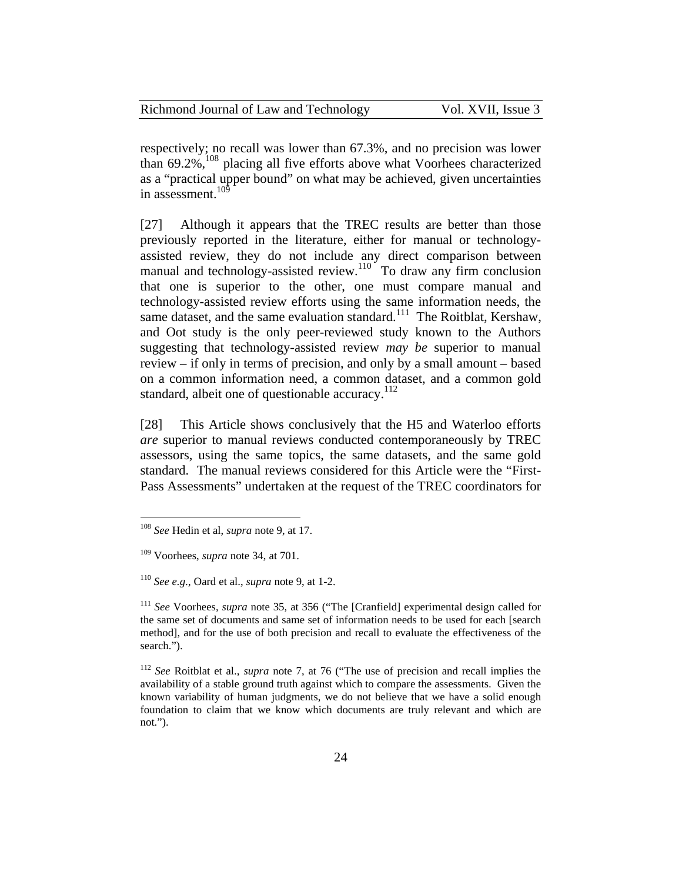respectively; no recall was lower than 67.3%, and no precision was lower than 69.2%,[108] placing all five efforts above what Voorhees characterized as a "practical upper bound" on what may be achieved, given uncertainties in assessment.[109]

[27] Although it appears that the TREC results are better than those previously reported in the literature, either for manual or technology-assisted review, they do not include any direct comparison between manual and technology-assisted review.[110] To draw any firm conclusion that one is superior to the other, one must compare manual and technology-assisted review efforts using the same information needs, the same dataset, and the same evaluation standard.[111] The Roitblat, Kershaw, and Oot study is the only peer-reviewed study known to the Authors suggesting that technology-assisted review *may be* superior to manual review – if only in terms of precision, and only by a small amount – based on a common information need, a common dataset, and a common gold standard, albeit one of questionable accuracy.[112]

[28] This Article shows conclusively that the H5 and Waterloo efforts *are* superior to manual reviews conducted contemporaneously by TREC assessors, using the same topics, the same datasets, and the same gold standard. The manual reviews considered for this Article were the "First-Pass Assessments" undertaken at the request of the TREC coordinators for

---

[108] *See* Hedin et al, *supra* note 9, at 17.

[109] Voorhees, *supra* note 34, at 701.

[110] *See e.g*., Oard et al., *supra* note 9, at 1-2.

[111] *See* Voorhees, *supra* note 35, at 356 ("The [Cranfield] experimental design called for the same set of documents and same set of information needs to be used for each [search method], and for the use of both precision and recall to evaluate the effectiveness of the search.").

[112] *See* Roitblat et al., *supra* note 7, at 76 ("The use of precision and recall implies the availability of a stable ground truth against which to compare the assessments. Given the known variability of human judgments, we do not believe that we have a solid enough foundation to claim that we know which documents are truly relevant and which are not.").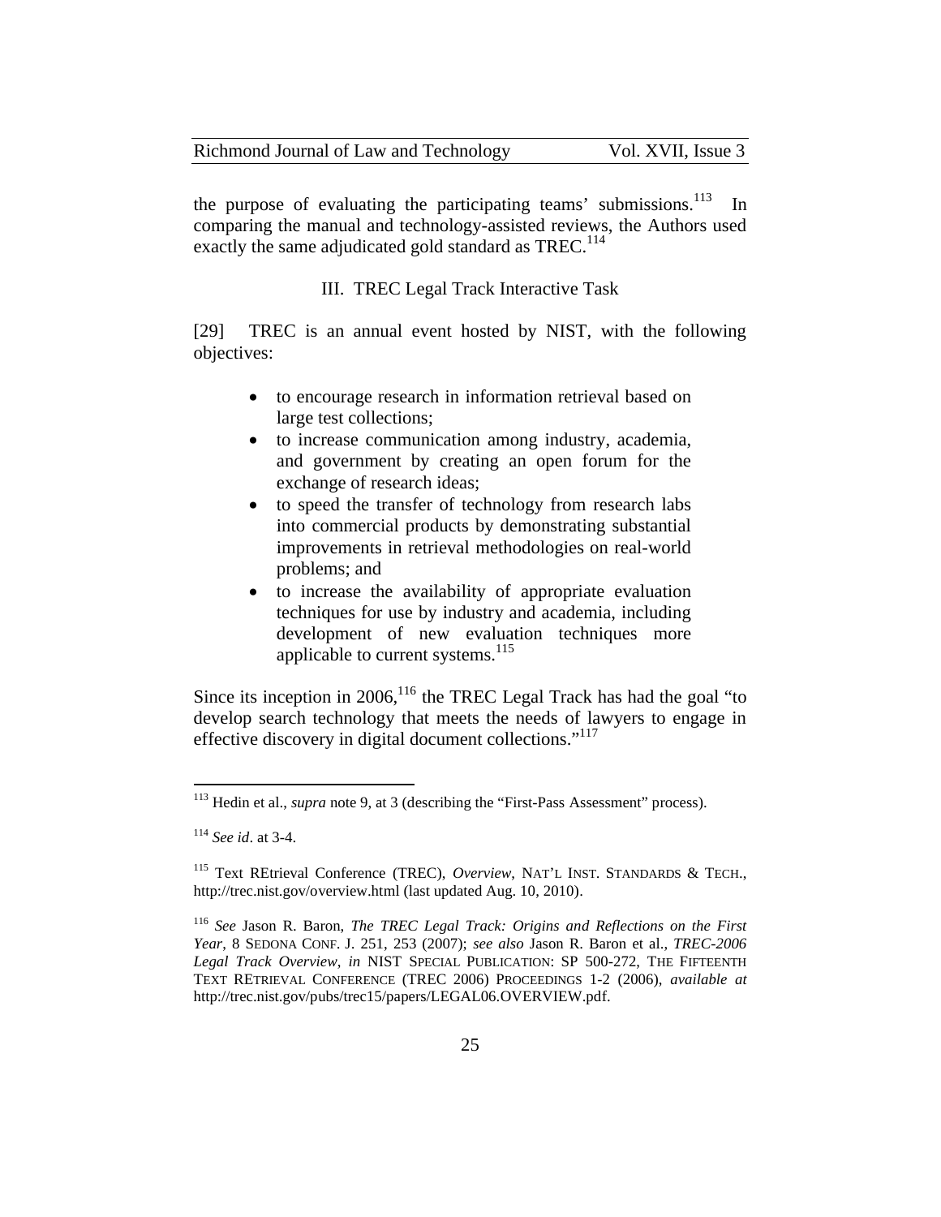the purpose of evaluating the participating teams' submissions.[113] In comparing the manual and technology-assisted reviews, the Authors used exactly the same adjudicated gold standard as TREC.[114]

## III. TREC Legal Track Interactive Task

[29] TREC is an annual event hosted by NIST, with the following objectives:

- to encourage research in information retrieval based on large test collections;
- to increase communication among industry, academia, and government by creating an open forum for the exchange of research ideas;
- to speed the transfer of technology from research labs into commercial products by demonstrating substantial improvements in retrieval methodologies on real-world problems; and
- to increase the availability of appropriate evaluation techniques for use by industry and academia, including development of new evaluation techniques more applicable to current systems.[115]

Since its inception in 2006,[116] the TREC Legal Track has had the goal "to develop search technology that meets the needs of lawyers to engage in effective discovery in digital document collections."[117]

---

[113] Hedin et al., *supra* note 9, at 3 (describing the "First-Pass Assessment" process).

[114] *See id*. at 3-4.

[115] Text REtrieval Conference (TREC), *Overview*, NAT'L INST. STANDARDS & TECH., http://trec.nist.gov/overview.html (last updated Aug. 10, 2010).

[116] *See* Jason R. Baron, *The TREC Legal Track: Origins and Reflections on the First Year*, 8 SEDONA CONF. J. 251, 253 (2007); *see also* Jason R. Baron et al., *TREC-2006 Legal Track Overview*, *in* NIST SPECIAL PUBLICATION: SP 500-272, THE FIFTEENTH TEXT RETRIEVAL CONFERENCE (TREC 2006) PROCEEDINGS 1-2 (2006), *available at* http://trec.nist.gov/pubs/trec15/papers/LEGAL06.OVERVIEW.pdf.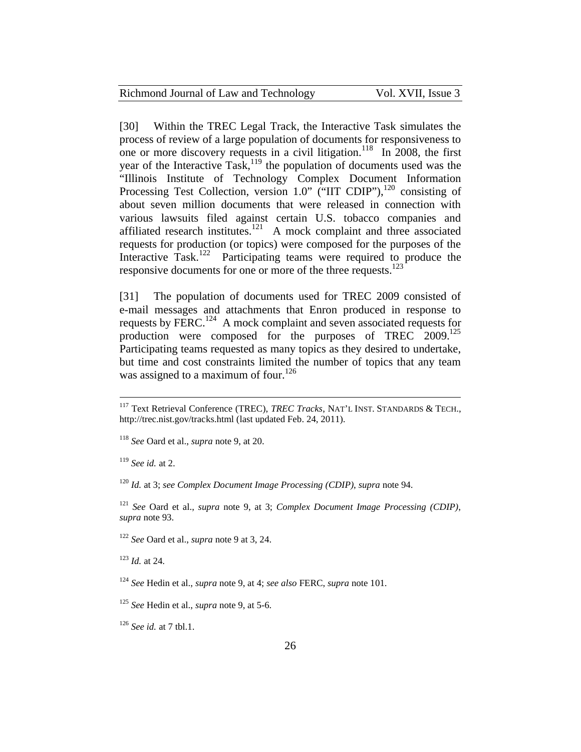[30] Within the TREC Legal Track, the Interactive Task simulates the process of review of a large population of documents for responsiveness to one or more discovery requests in a civil litigation.[118] In 2008, the first year of the Interactive Task,[119] the population of documents used was the "Illinois Institute of Technology Complex Document Information Processing Test Collection, version 1.0" ("IIT CDIP"),[120] consisting of about seven million documents that were released in connection with various lawsuits filed against certain U.S. tobacco companies and affiliated research institutes.[121] A mock complaint and three associated requests for production (or topics) were composed for the purposes of the Interactive Task.[122] Participating teams were required to produce the responsive documents for one or more of the three requests.[123]

[31] The population of documents used for TREC 2009 consisted of e-mail messages and attachments that Enron produced in response to requests by FERC.[124] A mock complaint and seven associated requests for production were composed for the purposes of TREC 2009.[125] Participating teams requested as many topics as they desired to undertake, but time and cost constraints limited the number of topics that any team was assigned to a maximum of four.[126]

---

[117] Text Retrieval Conference (TREC), *TREC Tracks*, NAT'L INST. STANDARDS & TECH., http://trec.nist.gov/tracks.html (last updated Feb. 24, 2011).

[118] *See* Oard et al., *supra* note 9, at 20.

[119] *See id.* at 2.

[120] *Id.* at 3; *see Complex Document Image Processing (CDIP)*, *supra* note 94.

[121] *See* Oard et al., *supra* note 9, at 3; *Complex Document Image Processing (CDIP)*, *supra* note 93.

[122] *See* Oard et al., *supra* note 9 at 3, 24.

[123] *Id.* at 24.

[124] *See* Hedin et al., *supra* note 9, at 4; *see also* FERC, *supra* note 101.

[125] *See* Hedin et al., *supra* note 9, at 5-6.

[126] *See id.* at 7 tbl.1.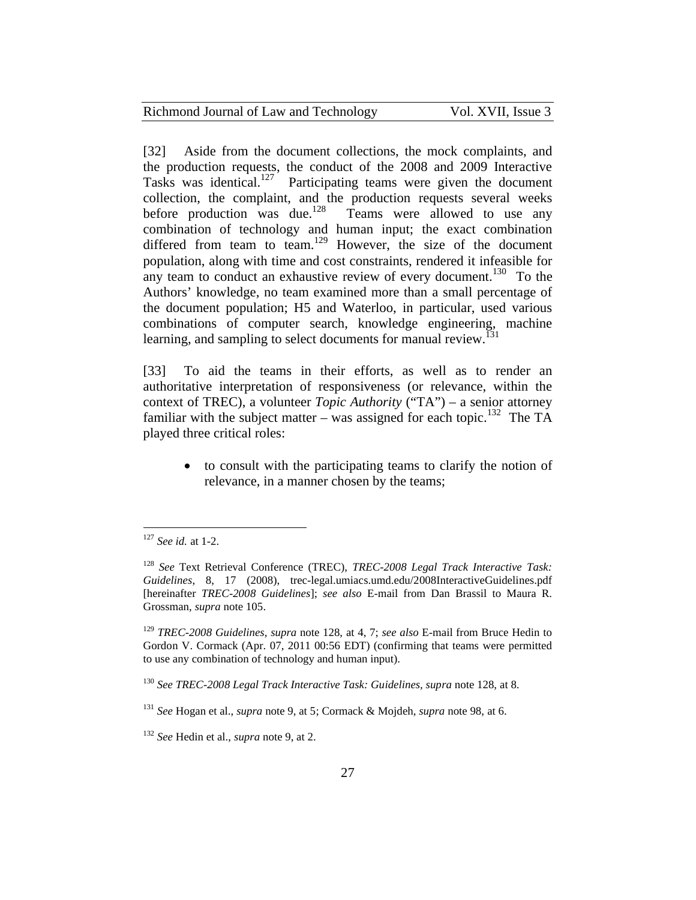[32] Aside from the document collections, the mock complaints, and the production requests, the conduct of the 2008 and 2009 Interactive Tasks was identical.[127] Participating teams were given the document collection, the complaint, and the production requests several weeks before production was due.[128] Teams were allowed to use any combination of technology and human input; the exact combination differed from team to team.[129] However, the size of the document population, along with time and cost constraints, rendered it infeasible for any team to conduct an exhaustive review of every document.[130] To the Authors' knowledge, no team examined more than a small percentage of the document population; H5 and Waterloo, in particular, used various combinations of computer search, knowledge engineering, machine learning, and sampling to select documents for manual review.[131]

[33] To aid the teams in their efforts, as well as to render an authoritative interpretation of responsiveness (or relevance, within the context of TREC), a volunteer *Topic Authority* ("TA") – a senior attorney familiar with the subject matter – was assigned for each topic.[132] The TA played three critical roles:

- to consult with the participating teams to clarify the notion of relevance, in a manner chosen by the teams;

---

[127] *See id.* at 1-2.

[128] *See* Text Retrieval Conference (TREC), *TREC-2008 Legal Track Interactive Task: Guidelines*, 8, 17 (2008), trec-legal.umiacs.umd.edu/2008InteractiveGuidelines.pdf [hereinafter *TREC-2008 Guidelines*]; *see also* E-mail from Dan Brassil to Maura R. Grossman, *supra* note 105.

[129] *TREC-2008 Guidelines*, *supra* note 128, at 4, 7; *see also* E-mail from Bruce Hedin to Gordon V. Cormack (Apr. 07, 2011 00:56 EDT) (confirming that teams were permitted to use any combination of technology and human input).

[130] *See TREC-2008 Legal Track Interactive Task: Guidelines*, *supra* note 128, at 8.

[131] *See* Hogan et al., *supra* note 9, at 5; Cormack & Mojdeh, *supra* note 98, at 6.

[132] *See* Hedin et al., *supra* note 9, at 2.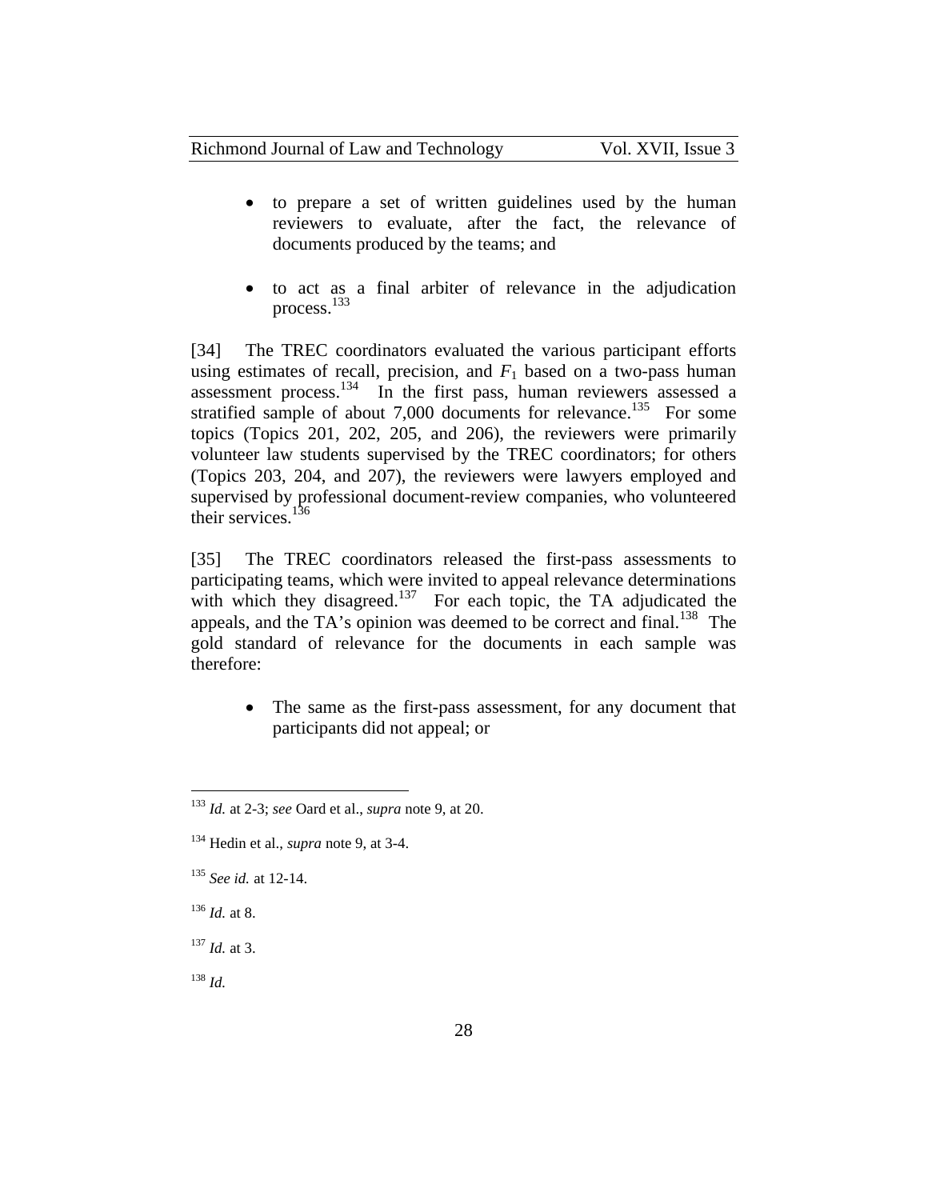- to prepare a set of written guidelines used by the human reviewers to evaluate, after the fact, the relevance of documents produced by the teams; and

- to act as a final arbiter of relevance in the adjudication process.[133]

[34] The TREC coordinators evaluated the various participant efforts using estimates of recall, precision, and $F_1$ based on a two-pass human assessment process.[134] In the first pass, human reviewers assessed a stratified sample of about 7,000 documents for relevance.[135] For some topics (Topics 201, 202, 205, and 206), the reviewers were primarily volunteer law students supervised by the TREC coordinators; for others (Topics 203, 204, and 207), the reviewers were lawyers employed and supervised by professional document-review companies, who volunteered their services.[136]

[35] The TREC coordinators released the first-pass assessments to participating teams, which were invited to appeal relevance determinations with which they disagreed.[137] For each topic, the TA adjudicated the appeals, and the TA's opinion was deemed to be correct and final.[138] The gold standard of relevance for the documents in each sample was therefore:

- The same as the first-pass assessment, for any document that participants did not appeal; or

---

[133] *Id.* at 2-3; *see* Oard et al., *supra* note 9, at 20.

[134] Hedin et al., *supra* note 9, at 3-4.

[135] *See id.* at 12-14.

[136] *Id.* at 8.

[137] *Id.* at 3.

[138] *Id.*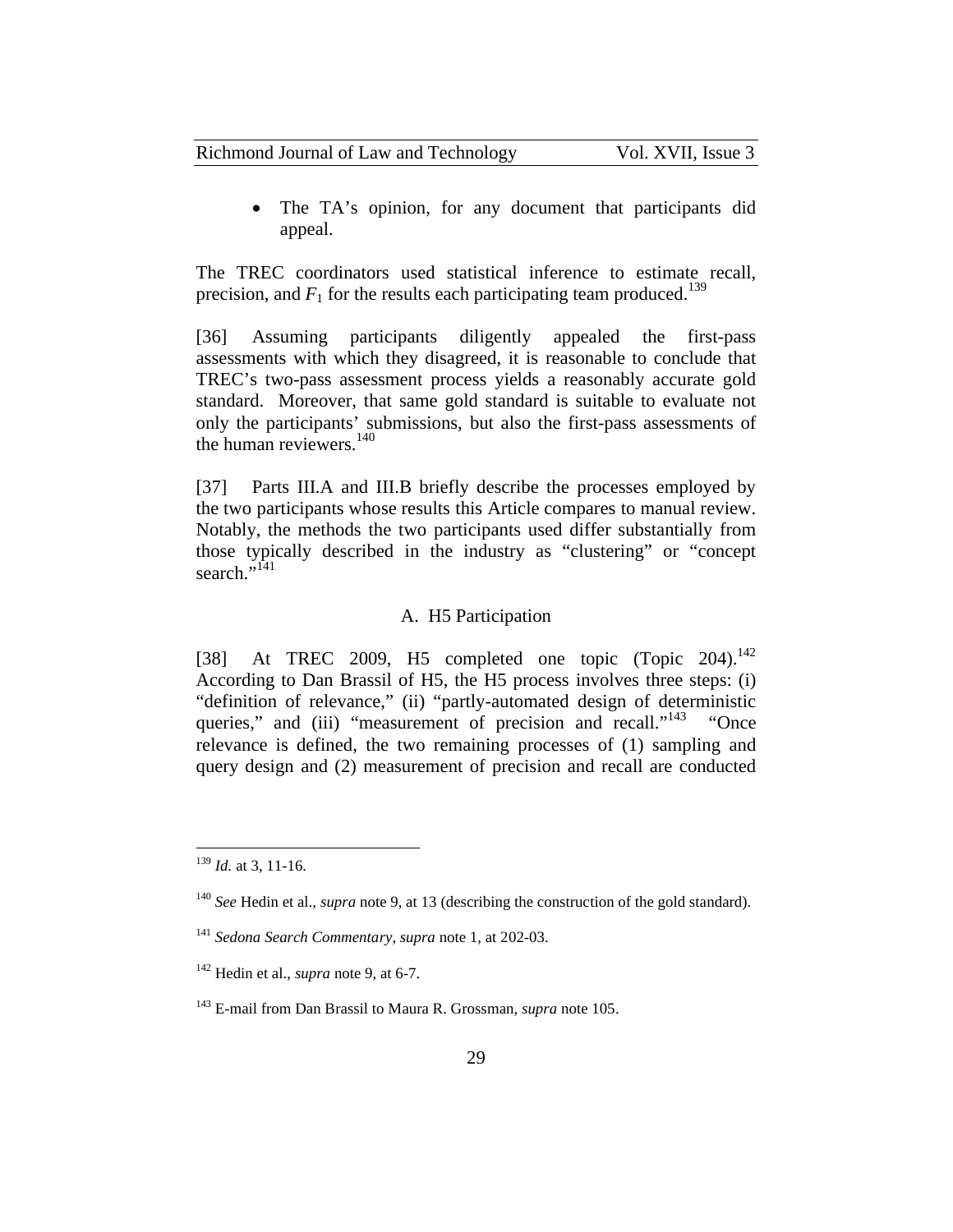- The TA's opinion, for any document that participants did appeal.

The TREC coordinators used statistical inference to estimate recall, precision, and $F_1$ for the results each participating team produced.[139]

[36] Assuming participants diligently appealed the first-pass assessments with which they disagreed, it is reasonable to conclude that TREC's two-pass assessment process yields a reasonably accurate gold standard. Moreover, that same gold standard is suitable to evaluate not only the participants' submissions, but also the first-pass assessments of the human reviewers.[140]

[37] Parts III.A and III.B briefly describe the processes employed by the two participants whose results this Article compares to manual review. Notably, the methods the two participants used differ substantially from those typically described in the industry as "clustering" or "concept search."[141]

### A. H5 Participation

[38] At TREC 2009, H5 completed one topic (Topic 204).[142] According to Dan Brassil of H5, the H5 process involves three steps: (i) "definition of relevance," (ii) "partly-automated design of deterministic queries," and (iii) "measurement of precision and recall."[143] "Once relevance is defined, the two remaining processes of (1) sampling and query design and (2) measurement of precision and recall are conducted

---

[139] *Id.* at 3, 11-16.

[140] *See* Hedin et al., *supra* note 9, at 13 (describing the construction of the gold standard).

[141] *Sedona Search Commentary*, *supra* note 1, at 202-03.

[142] Hedin et al., *supra* note 9, at 6-7.

[143] E-mail from Dan Brassil to Maura R. Grossman, *supra* note 105.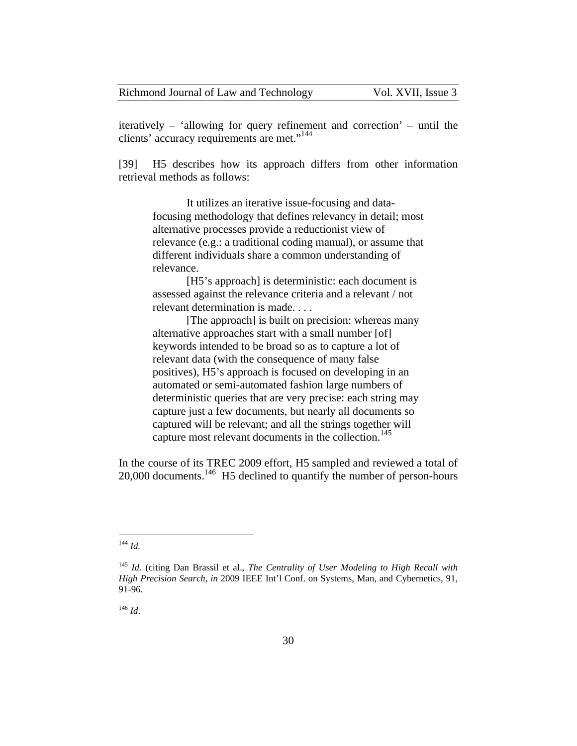iteratively – 'allowing for query refinement and correction' – until the clients' accuracy requirements are met."[144]

[39] H5 describes how its approach differs from other information retrieval methods as follows:

> It utilizes an iterative issue-focusing and data-focusing methodology that defines relevancy in detail; most alternative processes provide a reductionist view of relevance (e.g.: a traditional coding manual), or assume that different individuals share a common understanding of relevance.
>
> [H5's approach] is deterministic: each document is assessed against the relevance criteria and a relevant / not relevant determination is made. . . .
>
> [The approach] is built on precision: whereas many alternative approaches start with a small number [of] keywords intended to be broad so as to capture a lot of relevant data (with the consequence of many false positives), H5's approach is focused on developing in an automated or semi-automated fashion large numbers of deterministic queries that are very precise: each string may capture just a few documents, but nearly all documents so captured will be relevant; and all the strings together will capture most relevant documents in the collection.[145]

In the course of its TREC 2009 effort, H5 sampled and reviewed a total of 20,000 documents.[146] H5 declined to quantify the number of person-hours

---

[144] *Id.*

[145] *Id.* (citing Dan Brassil et al., *The Centrality of User Modeling to High Recall with High Precision Search*, *in* 2009 IEEE Int'l Conf. on Systems, Man, and Cybernetics, 91, 91-96.

[146] *Id*.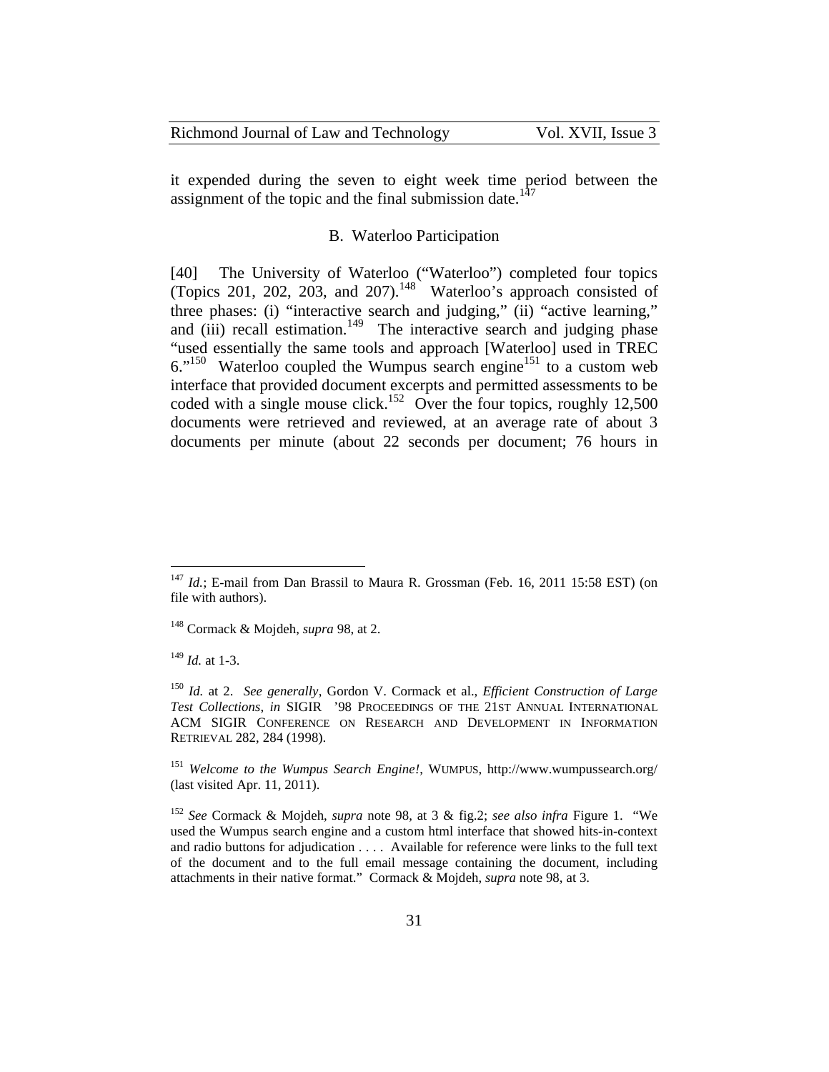it expended during the seven to eight week time period between the assignment of the topic and the final submission date.[147]

### B. Waterloo Participation

[40] The University of Waterloo ("Waterloo") completed four topics (Topics 201, 202, 203, and 207).[148] Waterloo's approach consisted of three phases: (i) "interactive search and judging," (ii) "active learning," and (iii) recall estimation.[149] The interactive search and judging phase "used essentially the same tools and approach [Waterloo] used in TREC 6."[150] Waterloo coupled the Wumpus search engine[151] to a custom web interface that provided document excerpts and permitted assessments to be coded with a single mouse click.[152] Over the four topics, roughly 12,500 documents were retrieved and reviewed, at an average rate of about 3 documents per minute (about 22 seconds per document; 76 hours in

---

[147] *Id.*; E-mail from Dan Brassil to Maura R. Grossman (Feb. 16, 2011 15:58 EST) (on file with authors).

[148] Cormack & Mojdeh, *supra* 98, at 2.

[149] *Id.* at 1-3.

[150] *Id.* at 2. *See generally*, Gordon V. Cormack et al., *Efficient Construction of Large Test Collections*, *in* SIGIR '98 PROCEEDINGS OF THE 21ST ANNUAL INTERNATIONAL ACM SIGIR CONFERENCE ON RESEARCH AND DEVELOPMENT IN INFORMATION RETRIEVAL 282, 284 (1998).

[151] *Welcome to the Wumpus Search Engine!*, WUMPUS, http://www.wumpussearch.org/ (last visited Apr. 11, 2011).

[152] *See* Cormack & Mojdeh, *supra* note 98, at 3 & fig.2; *see also infra* Figure 1. "We used the Wumpus search engine and a custom html interface that showed hits-in-context and radio buttons for adjudication . . . . Available for reference were links to the full text of the document and to the full email message containing the document, including attachments in their native format." Cormack & Mojdeh, *supra* note 98, at 3.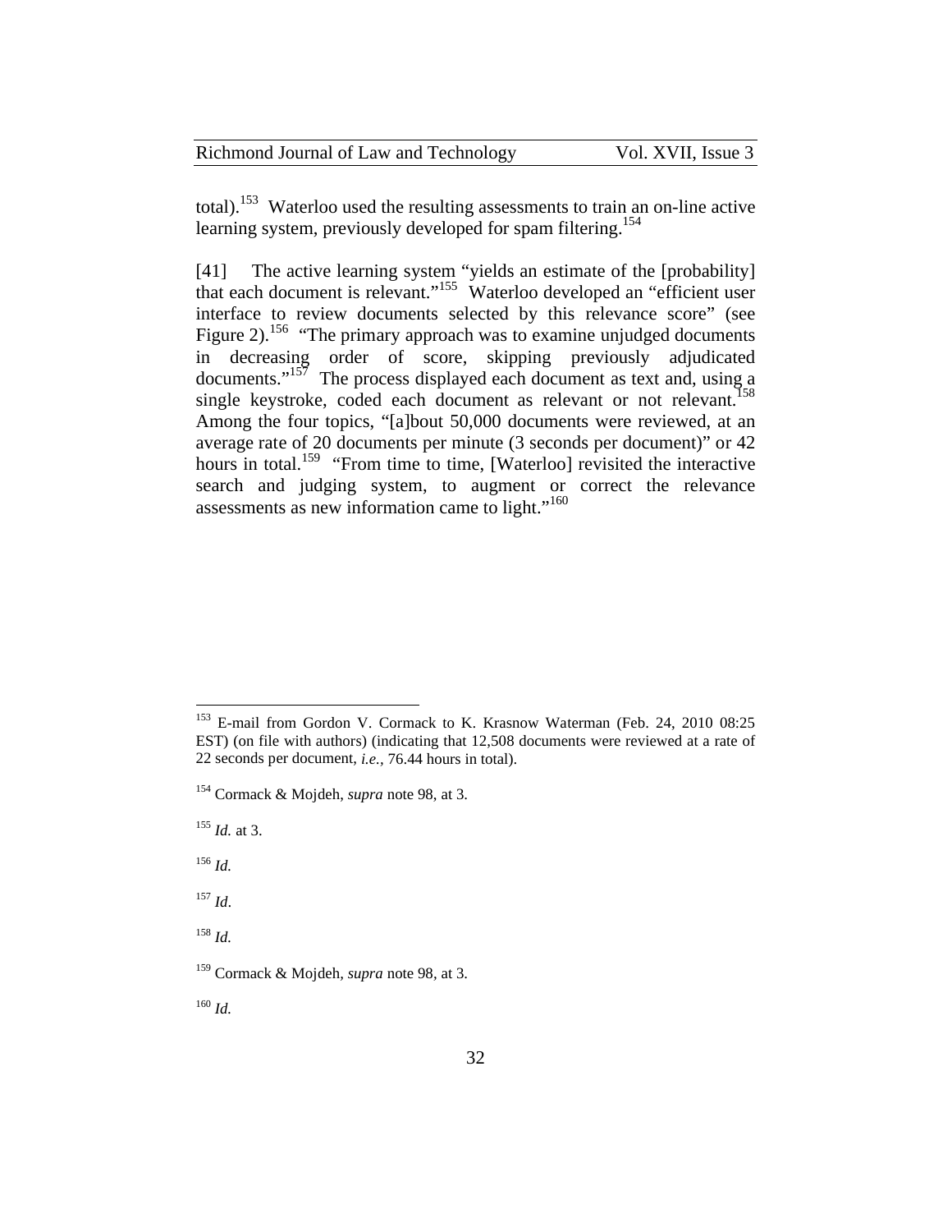total).[153] Waterloo used the resulting assessments to train an on-line active learning system, previously developed for spam filtering.[154]

[41] The active learning system "yields an estimate of the [probability] that each document is relevant."[155] Waterloo developed an "efficient user interface to review documents selected by this relevance score" (see Figure 2).[156] "The primary approach was to examine unjudged documents in decreasing order of score, skipping previously adjudicated documents."[157] The process displayed each document as text and, using a single keystroke, coded each document as relevant or not relevant.[158] Among the four topics, "[a]bout 50,000 documents were reviewed, at an average rate of 20 documents per minute (3 seconds per document)" or 42 hours in total.[159] "From time to time, [Waterloo] revisited the interactive search and judging system, to augment or correct the relevance assessments as new information came to light."[160]

---

[153] E-mail from Gordon V. Cormack to K. Krasnow Waterman (Feb. 24, 2010 08:25 EST) (on file with authors) (indicating that 12,508 documents were reviewed at a rate of 22 seconds per document, *i.e.*, 76.44 hours in total).

[154] Cormack & Mojdeh, *supra* note 98, at 3.

[155] *Id.* at 3.

[156] *Id.*

[157] *Id*.

[158] *Id.*

[159] Cormack & Mojdeh, *supra* note 98, at 3.

[160] *Id.*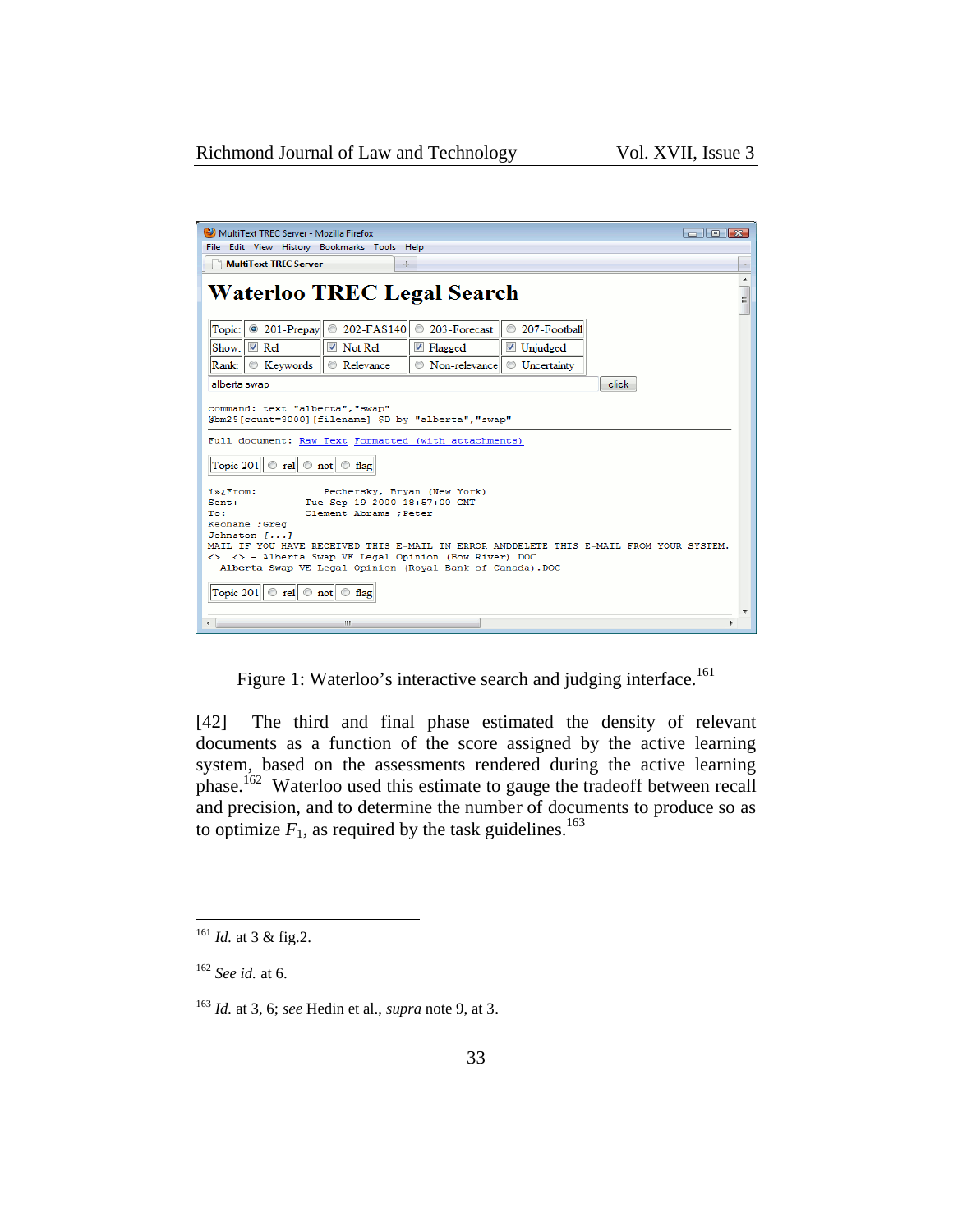Figure 1: Waterloo's interactive search and judging interface.[161]

[42] The third and final phase estimated the density of relevant documents as a function of the score assigned by the active learning system, based on the assessments rendered during the active learning phase.[162] Waterloo used this estimate to gauge the tradeoff between recall and precision, and to determine the number of documents to produce so as to optimize $F_1$, as required by the task guidelines.[163]

---

[161] *Id.* at 3 & fig.2.

[162] *See id.* at 6.

[163] *Id.* at 3, 6; *see* Hedin et al., *supra* note 9, at 3.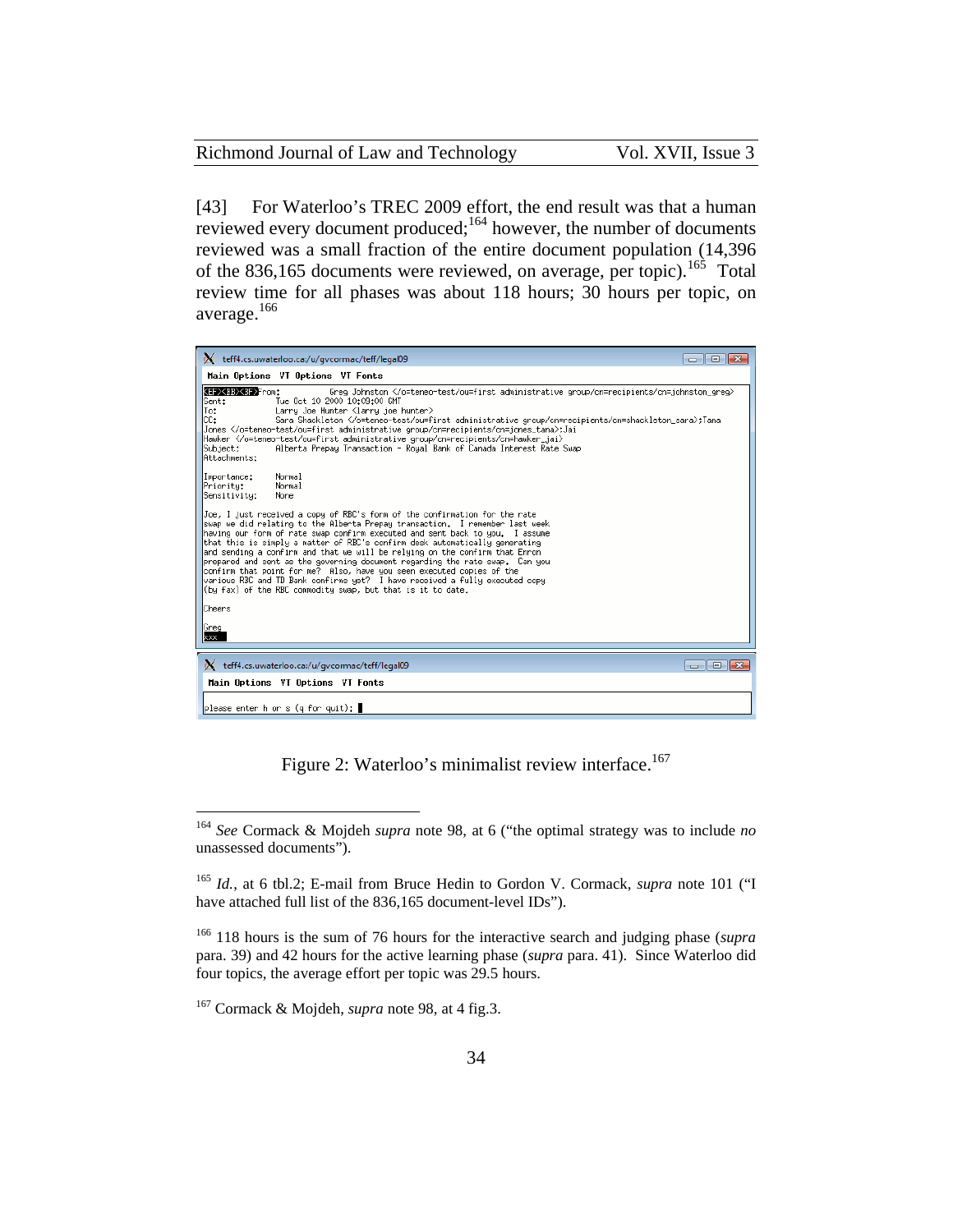[43] For Waterloo's TREC 2009 effort, the end result was that a human reviewed every document produced;[164] however, the number of documents reviewed was a small fraction of the entire document population (14,396 of the 836,165 documents were reviewed, on average, per topic).[165] Total review time for all phases was about 118 hours; 30 hours per topic, on average.[166]

Figure 2: Waterloo's minimalist review interface.[167]

---

[164] *See* Cormack & Mojdeh *supra* note 98, at 6 ("the optimal strategy was to include *no* unassessed documents").

[165] *Id.*, at 6 tbl.2; E-mail from Bruce Hedin to Gordon V. Cormack, *supra* note 101 ("I have attached full list of the 836,165 document-level IDs").

[166] 118 hours is the sum of 76 hours for the interactive search and judging phase (*supra* para. 39) and 42 hours for the active learning phase (*supra* para. 41). Since Waterloo did four topics, the average effort per topic was 29.5 hours.

[167] Cormack & Mojdeh, *supra* note 98, at 4 fig.3.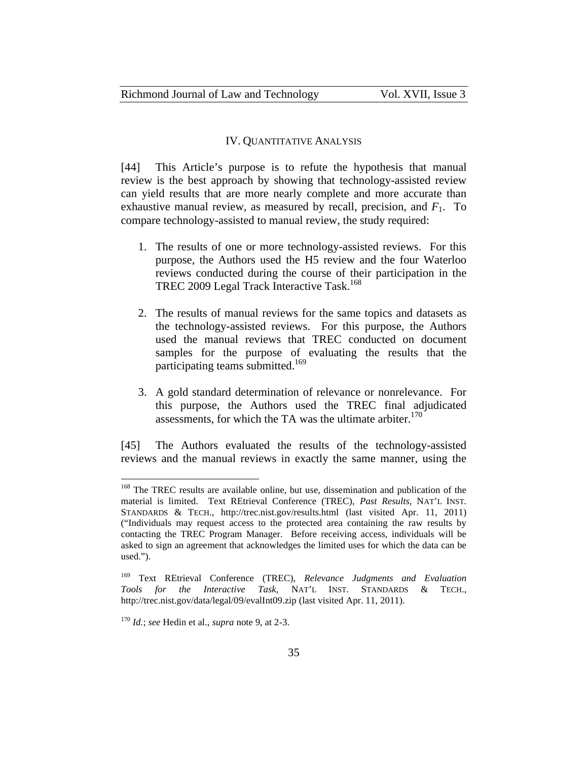## IV. QUANTITATIVE ANALYSIS

[44] This Article's purpose is to refute the hypothesis that manual review is the best approach by showing that technology-assisted review can yield results that are more nearly complete and more accurate than exhaustive manual review, as measured by recall, precision, and $F_1$. To compare technology-assisted to manual review, the study required:

1. The results of one or more technology-assisted reviews. For this purpose, the Authors used the H5 review and the four Waterloo reviews conducted during the course of their participation in the TREC 2009 Legal Track Interactive Task.[168]

2. The results of manual reviews for the same topics and datasets as the technology-assisted reviews. For this purpose, the Authors used the manual reviews that TREC conducted on document samples for the purpose of evaluating the results that the participating teams submitted.[169]

3. A gold standard determination of relevance or nonrelevance. For this purpose, the Authors used the TREC final adjudicated assessments, for which the TA was the ultimate arbiter.[170]

[45] The Authors evaluated the results of the technology-assisted reviews and the manual reviews in exactly the same manner, using the

---

[168] The TREC results are available online, but use, dissemination and publication of the material is limited. Text REtrieval Conference (TREC), *Past Results*, NAT'L INST. STANDARDS & TECH., http://trec.nist.gov/results.html (last visited Apr. 11, 2011) ("Individuals may request access to the protected area containing the raw results by contacting the TREC Program Manager. Before receiving access, individuals will be asked to sign an agreement that acknowledges the limited uses for which the data can be used.").

[169] Text REtrieval Conference (TREC), *Relevance Judgments and Evaluation Tools for the Interactive Task*, NAT'L INST. STANDARDS & TECH., http://trec.nist.gov/data/legal/09/evalInt09.zip (last visited Apr. 11, 2011).

[170] *Id.*; *see* Hedin et al., *supra* note 9, at 2-3.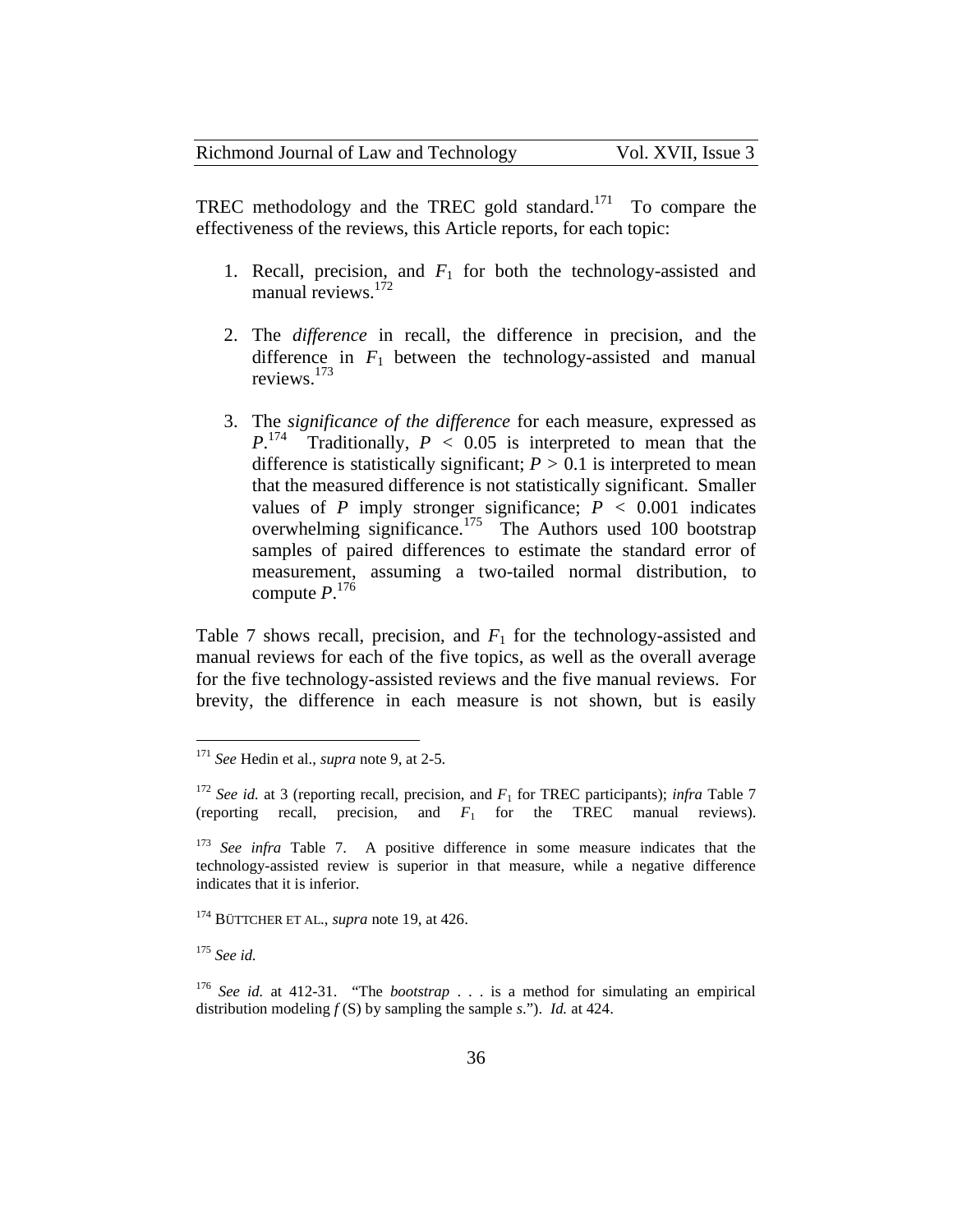TREC methodology and the TREC gold standard.[171] To compare the effectiveness of the reviews, this Article reports, for each topic:

1. Recall, precision, and $F_1$ for both the technology-assisted and manual reviews.[172]

2. The *difference* in recall, the difference in precision, and the difference in $F_1$ between the technology-assisted and manual reviews.[173]

3. The *significance of the difference* for each measure, expressed as $P$.[174] Traditionally, $P < 0.05$ is interpreted to mean that the difference is statistically significant; $P > 0.1$ is interpreted to mean that the measured difference is not statistically significant. Smaller values of $P$ imply stronger significance; $P < 0.001$ indicates overwhelming significance.[175] The Authors used 100 bootstrap samples of paired differences to estimate the standard error of measurement, assuming a two-tailed normal distribution, to compute $P$.[176]

Table 7 shows recall, precision, and $F_1$ for the technology-assisted and manual reviews for each of the five topics, as well as the overall average for the five technology-assisted reviews and the five manual reviews. For brevity, the difference in each measure is not shown, but is easily

---

[171] *See* Hedin et al., *supra* note 9, at 2-5.

[172] *See id.* at 3 (reporting recall, precision, and $F_1$ for TREC participants); *infra* Table 7 (reporting recall, precision, and $F_1$ for the TREC manual reviews).

[173] *See infra* Table 7. A positive difference in some measure indicates that the technology-assisted review is superior in that measure, while a negative difference indicates that it is inferior.

[174] BÜTTCHER ET AL., *supra* note 19, at 426.

[175] *See id.*

[176] *See id.* at 412-31. "The *bootstrap* . . . is a method for simulating an empirical distribution modeling *f* (S) by sampling the sample *s*."). *Id.* at 424.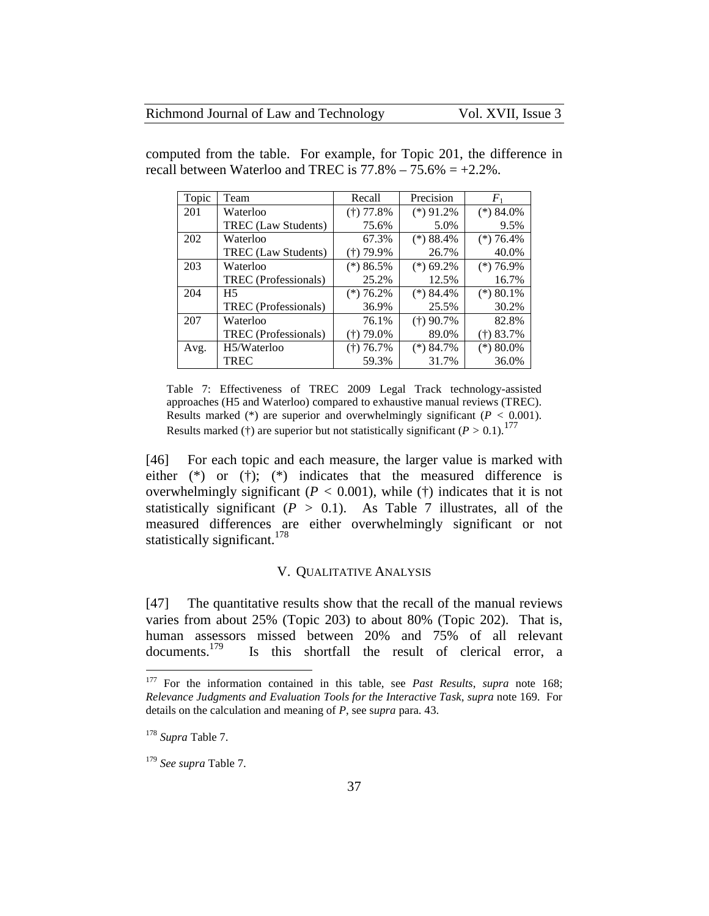computed from the table. For example, for Topic 201, the difference in recall between Waterloo and TREC is 77.8% – 75.6% = +2.2%.

| Topic | Team | Recall | Precision | $F_1$ |
|---|---|---|---|---|
| 201 | Waterloo | (†) 77.8% | (*) 91.2% | (*) 84.0% |
| | TREC (Law Students) | 75.6% | 5.0% | 9.5% |
| 202 | Waterloo | 67.3% | (*) 88.4% | (*) 76.4% |
| | TREC (Law Students) | (†) 79.9% | 26.7% | 40.0% |
| 203 | Waterloo | (*) 86.5% | (*) 69.2% | (*) 76.9% |
| | TREC (Professionals) | 25.2% | 12.5% | 16.7% |
| 204 | H5 | (*) 76.2% | (*) 84.4% | (*) 80.1% |
| | TREC (Professionals) | 36.9% | 25.5% | 30.2% |
| 207 | Waterloo | 76.1% | (†) 90.7% | 82.8% |
| | TREC (Professionals) | (†) 79.0% | 89.0% | (†) 83.7% |
| Avg. | H5/Waterloo | (†) 76.7% | (*) 84.7% | (*) 80.0% |
| | TREC | 59.3% | 31.7% | 36.0% |

Table 7: Effectiveness of TREC 2009 Legal Track technology-assisted approaches (H5 and Waterloo) compared to exhaustive manual reviews (TREC). Results marked (*) are superior and overwhelmingly significant ($P < 0.001$). Results marked (†) are superior but not statistically significant ($P > 0.1$).[177]

[46] For each topic and each measure, the larger value is marked with either (*) or (†); (*) indicates that the measured difference is overwhelmingly significant ($P < 0.001$), while (†) indicates that it is not statistically significant ($P > 0.1$). As Table 7 illustrates, all of the measured differences are either overwhelmingly significant or not statistically significant.[178]

## V. QUALITATIVE ANALYSIS

[47] The quantitative results show that the recall of the manual reviews varies from about 25% (Topic 203) to about 80% (Topic 202). That is, human assessors missed between 20% and 75% of all relevant documents.[179] Is this shortfall the result of clerical error, a

---

[177] For the information contained in this table, see *Past Results*, *supra* note 168; *Relevance Judgments and Evaluation Tools for the Interactive Task*, *supra* note 169. For details on the calculation and meaning of *P*, see s*upra* para. 43.

[178] *Supra* Table 7.

[179] *See supra* Table 7.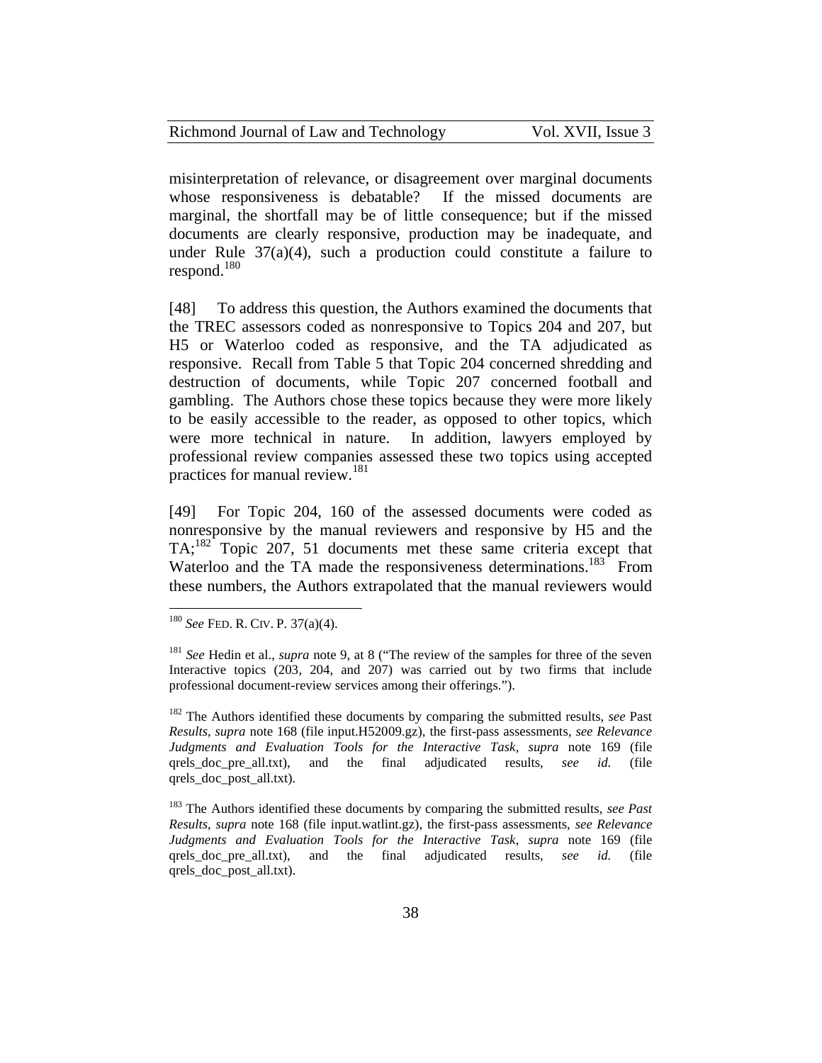misinterpretation of relevance, or disagreement over marginal documents whose responsiveness is debatable? If the missed documents are marginal, the shortfall may be of little consequence; but if the missed documents are clearly responsive, production may be inadequate, and under Rule 37(a)(4), such a production could constitute a failure to respond.[180]

[48] To address this question, the Authors examined the documents that the TREC assessors coded as nonresponsive to Topics 204 and 207, but H5 or Waterloo coded as responsive, and the TA adjudicated as responsive. Recall from Table 5 that Topic 204 concerned shredding and destruction of documents, while Topic 207 concerned football and gambling. The Authors chose these topics because they were more likely to be easily accessible to the reader, as opposed to other topics, which were more technical in nature. In addition, lawyers employed by professional review companies assessed these two topics using accepted practices for manual review.[181]

[49] For Topic 204, 160 of the assessed documents were coded as nonresponsive by the manual reviewers and responsive by H5 and the TA;[182] Topic 207, 51 documents met these same criteria except that Waterloo and the TA made the responsiveness determinations.[183] From these numbers, the Authors extrapolated that the manual reviewers would

---

[180] *See* FED. R. CIV. P. 37(a)(4).

[181] *See* Hedin et al., *supra* note 9, at 8 ("The review of the samples for three of the seven Interactive topics (203, 204, and 207) was carried out by two firms that include professional document-review services among their offerings.").

[182] The Authors identified these documents by comparing the submitted results, *see* Past *Results*, *supra* note 168 (file input.H52009.gz), the first-pass assessments, *see Relevance Judgments and Evaluation Tools for the Interactive Task*, *supra* note 169 (file qrels_doc_pre_all.txt), and the final adjudicated results, *see id.* (file qrels_doc_post_all.txt).

[183] The Authors identified these documents by comparing the submitted results, *see Past Results*, *supra* note 168 (file input.watlint.gz), the first-pass assessments, *see Relevance Judgments and Evaluation Tools for the Interactive Task*, *supra* note 169 (file qrels_doc_pre_all.txt), and the final adjudicated results, *see id.* (file qrels_doc_post_all.txt).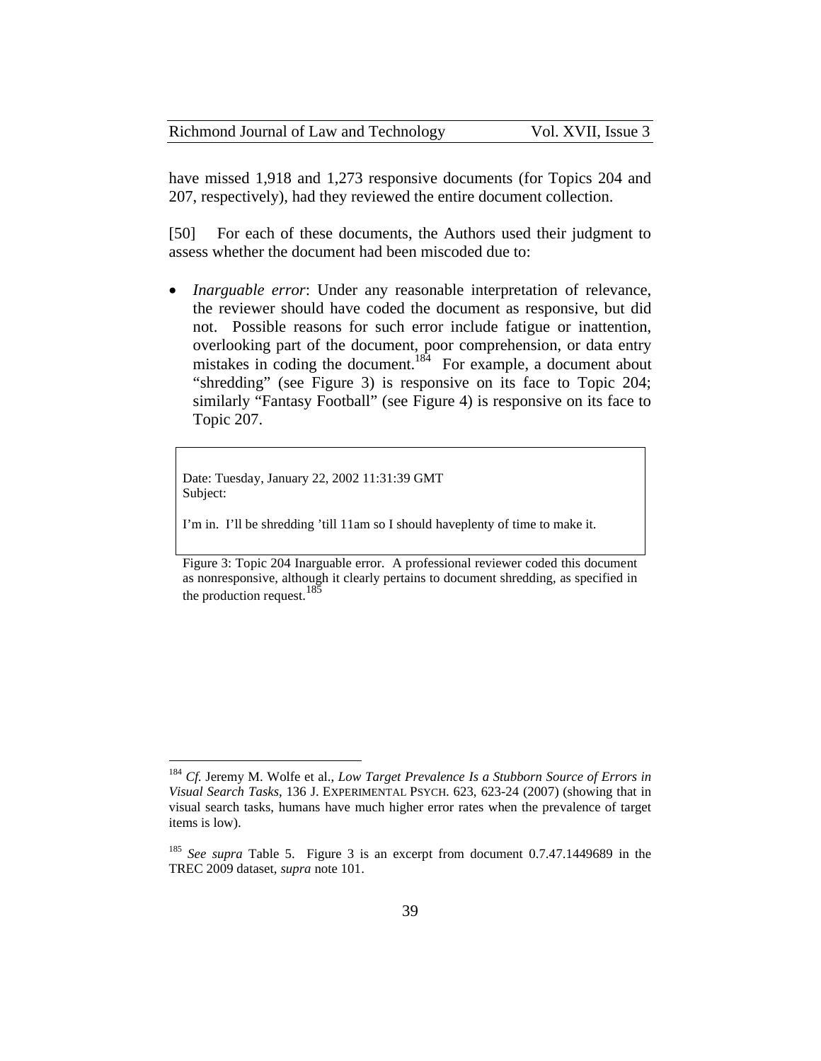have missed 1,918 and 1,273 responsive documents (for Topics 204 and 207, respectively), had they reviewed the entire document collection.

[50] For each of these documents, the Authors used their judgment to assess whether the document had been miscoded due to:

- *Inarguable error*: Under any reasonable interpretation of relevance, the reviewer should have coded the document as responsive, but did not. Possible reasons for such error include fatigue or inattention, overlooking part of the document, poor comprehension, or data entry mistakes in coding the document.[184] For example, a document about "shredding" (see Figure 3) is responsive on its face to Topic 204; similarly "Fantasy Football" (see Figure 4) is responsive on its face to Topic 207.

> Date: Tuesday, January 22, 2002 11:31:39 GMT
> Subject:
>
> I'm in. I'll be shredding 'till 11am so I should haveplenty of time to make it.

Figure 3: Topic 204 Inarguable error. A professional reviewer coded this document as nonresponsive, although it clearly pertains to document shredding, as specified in the production request.[185]

---

[184] *Cf.* Jeremy M. Wolfe et al., *Low Target Prevalence Is a Stubborn Source of Errors in Visual Search Tasks*, 136 J. EXPERIMENTAL PSYCH. 623, 623-24 (2007) (showing that in visual search tasks, humans have much higher error rates when the prevalence of target items is low).

[185] *See supra* Table 5. Figure 3 is an excerpt from document 0.7.47.1449689 in the TREC 2009 dataset, *supra* note 101.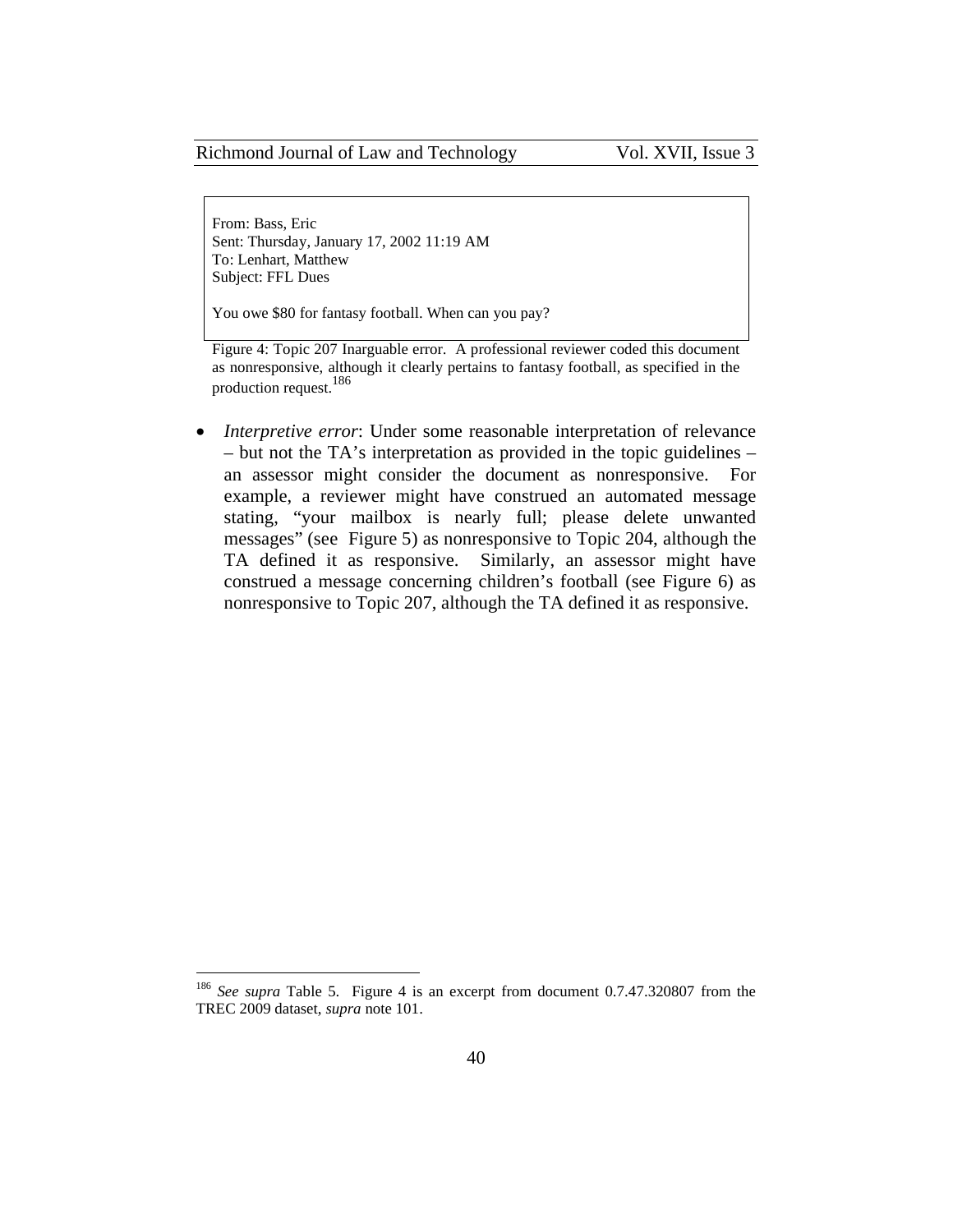> From: Bass, Eric
> Sent: Thursday, January 17, 2002 11:19 AM
> To: Lenhart, Matthew
> Subject: FFL Dues
>
> You owe $80 for fantasy football. When can you pay?

Figure 4: Topic 207 Inarguable error. A professional reviewer coded this document as nonresponsive, although it clearly pertains to fantasy football, as specified in the production request.[186]

- *Interpretive error*: Under some reasonable interpretation of relevance – but not the TA's interpretation as provided in the topic guidelines – an assessor might consider the document as nonresponsive. For example, a reviewer might have construed an automated message stating, "your mailbox is nearly full; please delete unwanted messages" (see Figure 5) as nonresponsive to Topic 204, although the TA defined it as responsive. Similarly, an assessor might have construed a message concerning children's football (see Figure 6) as nonresponsive to Topic 207, although the TA defined it as responsive.

---

[186] *See supra* Table 5. Figure 4 is an excerpt from document 0.7.47.320807 from the TREC 2009 dataset, *supra* note 101.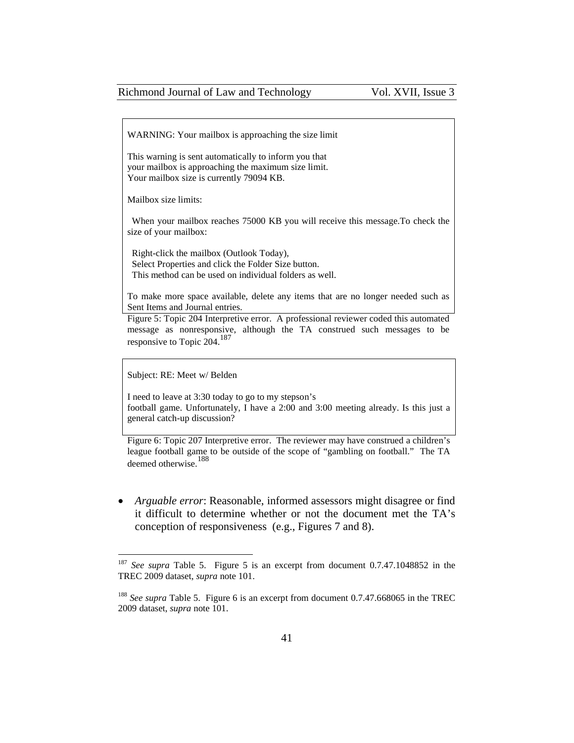> WARNING: Your mailbox is approaching the size limit
>
> This warning is sent automatically to inform you that
> your mailbox is approaching the maximum size limit.
> Your mailbox size is currently 79094 KB.
>
> Mailbox size limits:
>
> When your mailbox reaches 75000 KB you will receive this message.To check the size of your mailbox:
>
> Right-click the mailbox (Outlook Today),
> Select Properties and click the Folder Size button.
> This method can be used on individual folders as well.
>
> To make more space available, delete any items that are no longer needed such as Sent Items and Journal entries.

Figure 5: Topic 204 Interpretive error. A professional reviewer coded this automated message as nonresponsive, although the TA construed such messages to be responsive to Topic 204.[187]

> Subject: RE: Meet w/ Belden
>
> I need to leave at 3:30 today to go to my stepson's
> football game. Unfortunately, I have a 2:00 and 3:00 meeting already. Is this just a general catch-up discussion?

Figure 6: Topic 207 Interpretive error. The reviewer may have construed a children's league football game to be outside of the scope of "gambling on football." The TA deemed otherwise.[188]

- *Arguable error*: Reasonable, informed assessors might disagree or find it difficult to determine whether or not the document met the TA's conception of responsiveness (e.g., Figures 7 and 8).

---

[187] *See supra* Table 5. Figure 5 is an excerpt from document 0.7.47.1048852 in the TREC 2009 dataset, *supra* note 101.

[188] *See supra* Table 5. Figure 6 is an excerpt from document 0.7.47.668065 in the TREC 2009 dataset, *supra* note 101.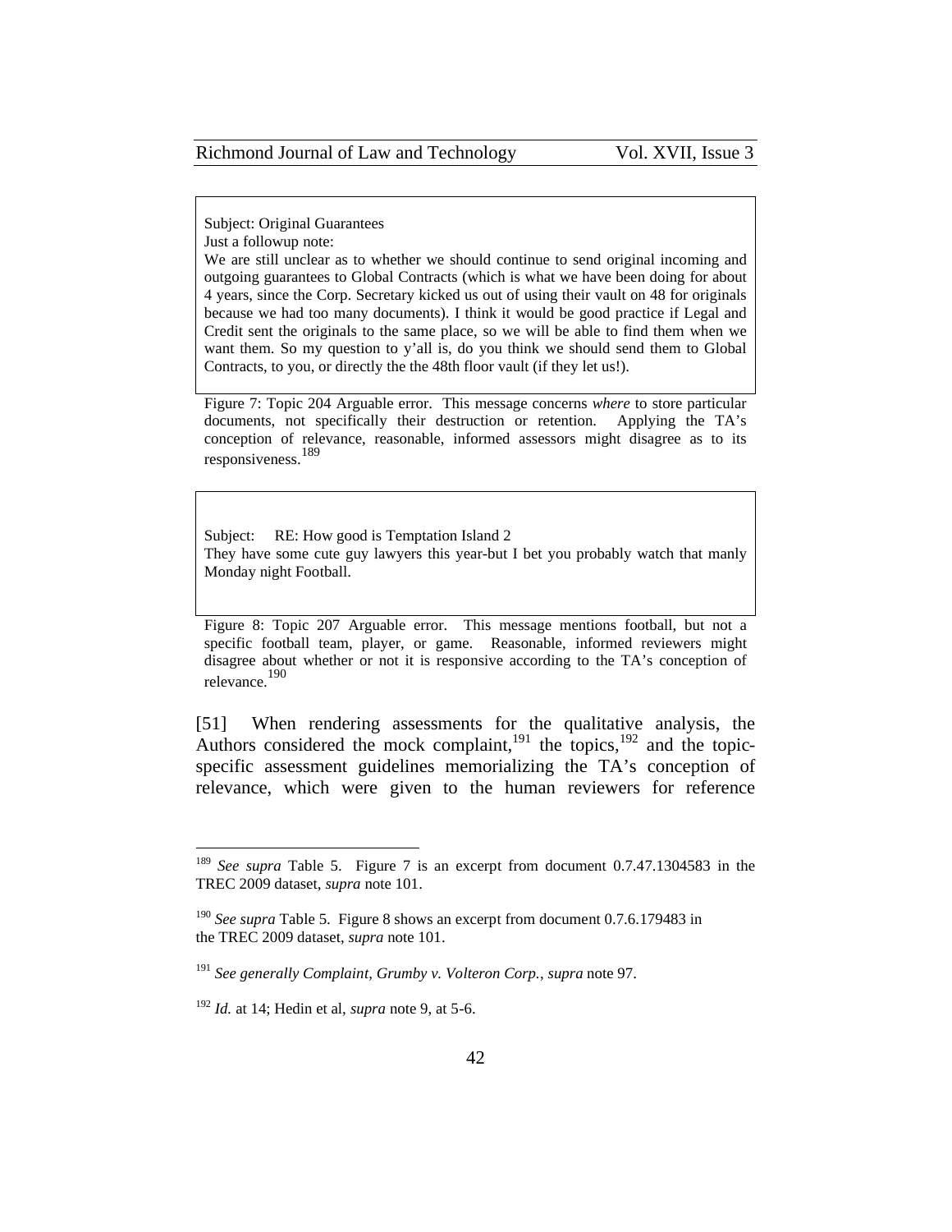> Subject: Original Guarantees
> Just a followup note:
> We are still unclear as to whether we should continue to send original incoming and outgoing guarantees to Global Contracts (which is what we have been doing for about 4 years, since the Corp. Secretary kicked us out of using their vault on 48 for originals because we had too many documents). I think it would be good practice if Legal and Credit sent the originals to the same place, so we will be able to find them when we want them. So my question to y'all is, do you think we should send them to Global Contracts, to you, or directly the the 48th floor vault (if they let us!).

Figure 7: Topic 204 Arguable error. This message concerns *where* to store particular documents, not specifically their destruction or retention. Applying the TA's conception of relevance, reasonable, informed assessors might disagree as to its responsiveness.[189]

> Subject: RE: How good is Temptation Island 2
> They have some cute guy lawyers this year-but I bet you probably watch that manly Monday night Football.

Figure 8: Topic 207 Arguable error. This message mentions football, but not a specific football team, player, or game. Reasonable, informed reviewers might disagree about whether or not it is responsive according to the TA's conception of relevance.[190]

[51] When rendering assessments for the qualitative analysis, the Authors considered the mock complaint,[191] the topics,[192] and the topic-specific assessment guidelines memorializing the TA's conception of relevance, which were given to the human reviewers for reference

---

[189] *See supra* Table 5. Figure 7 is an excerpt from document 0.7.47.1304583 in the TREC 2009 dataset, *supra* note 101.

[190] *See supra* Table 5. Figure 8 shows an excerpt from document 0.7.6.179483 in the TREC 2009 dataset, *supra* note 101.

[191] *See generally Complaint, Grumby v. Volteron Corp.*, *supra* note 97.

[192] *Id.* at 14; Hedin et al, *supra* note 9, at 5-6.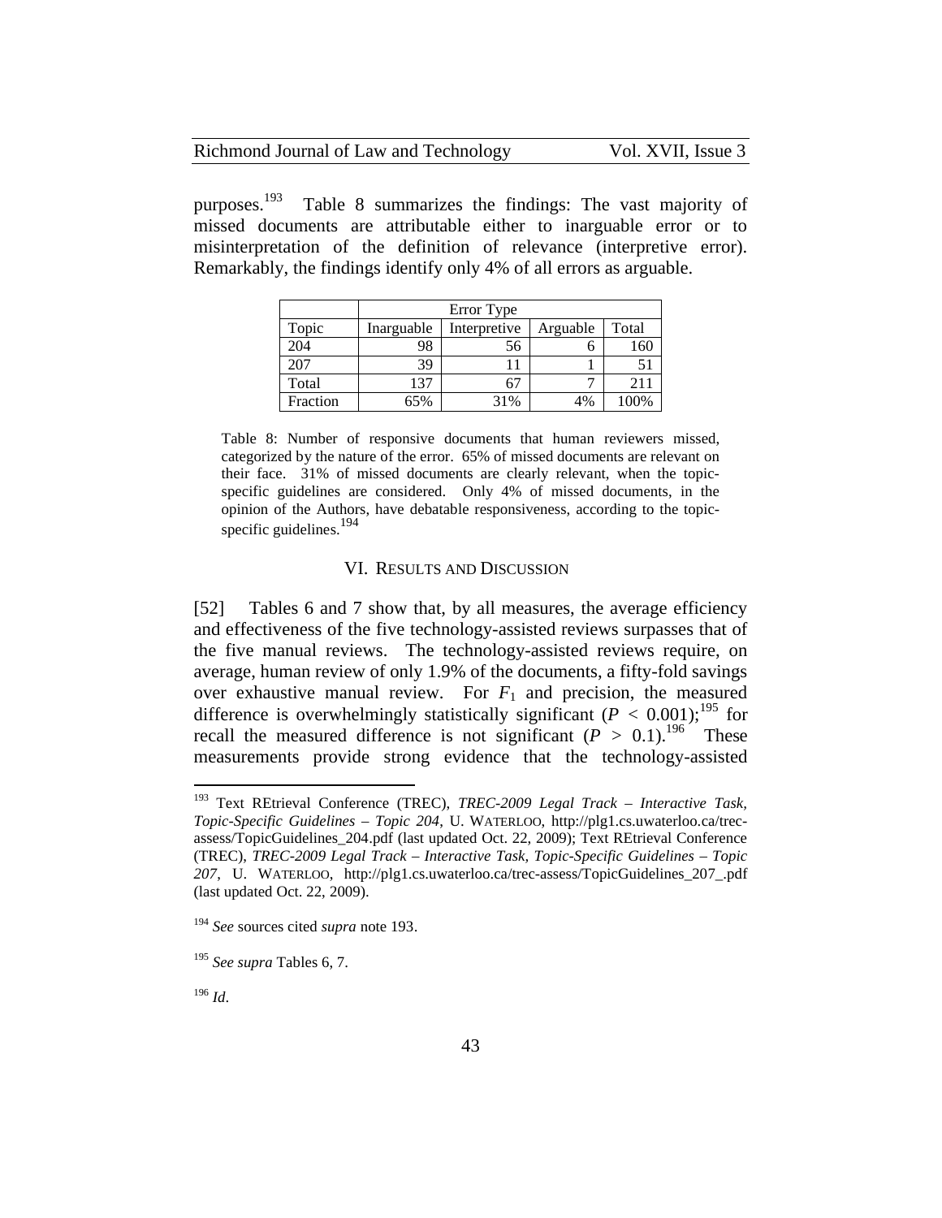purposes.[193] Table 8 summarizes the findings: The vast majority of missed documents are attributable either to inarguable error or to misinterpretation of the definition of relevance (interpretive error). Remarkably, the findings identify only 4% of all errors as arguable.

| | Error Type | | | |
|---|---|---|---|---|
| Topic | Inarguable | Interpretive | Arguable | Total |
| 204 | 98 | 56 | 6 | 160 |
| 207 | 39 | 11 | 1 | 51 |
| Total | 137 | 67 | 7 | 211 |
| Fraction | 65% | 31% | 4% | 100% |

Table 8: Number of responsive documents that human reviewers missed, categorized by the nature of the error. 65% of missed documents are relevant on their face. 31% of missed documents are clearly relevant, when the topic-specific guidelines are considered. Only 4% of missed documents, in the opinion of the Authors, have debatable responsiveness, according to the topic-specific guidelines.[194]

## VI. Results and Discussion

[52] Tables 6 and 7 show that, by all measures, the average efficiency and effectiveness of the five technology-assisted reviews surpasses that of the five manual reviews. The technology-assisted reviews require, on average, human review of only 1.9% of the documents, a fifty-fold savings over exhaustive manual review. For $F_1$ and precision, the measured difference is overwhelmingly statistically significant ($P < 0.001$);[195] for recall the measured difference is not significant ($P > 0.1$).[196] These measurements provide strong evidence that the technology-assisted

---

[193] Text REtrieval Conference (TREC), *TREC-2009 Legal Track – Interactive Task, Topic-Specific Guidelines – Topic 204*, U. WATERLOO, http://plg1.cs.uwaterloo.ca/trec-assess/TopicGuidelines_204.pdf (last updated Oct. 22, 2009); Text REtrieval Conference (TREC), *TREC-2009 Legal Track – Interactive Task, Topic-Specific Guidelines – Topic 207*, U. WATERLOO, http://plg1.cs.uwaterloo.ca/trec-assess/TopicGuidelines_207_.pdf (last updated Oct. 22, 2009).

[194] *See* sources cited *supra* note 193.

[195] *See supra* Tables 6, 7.

[196] *Id*.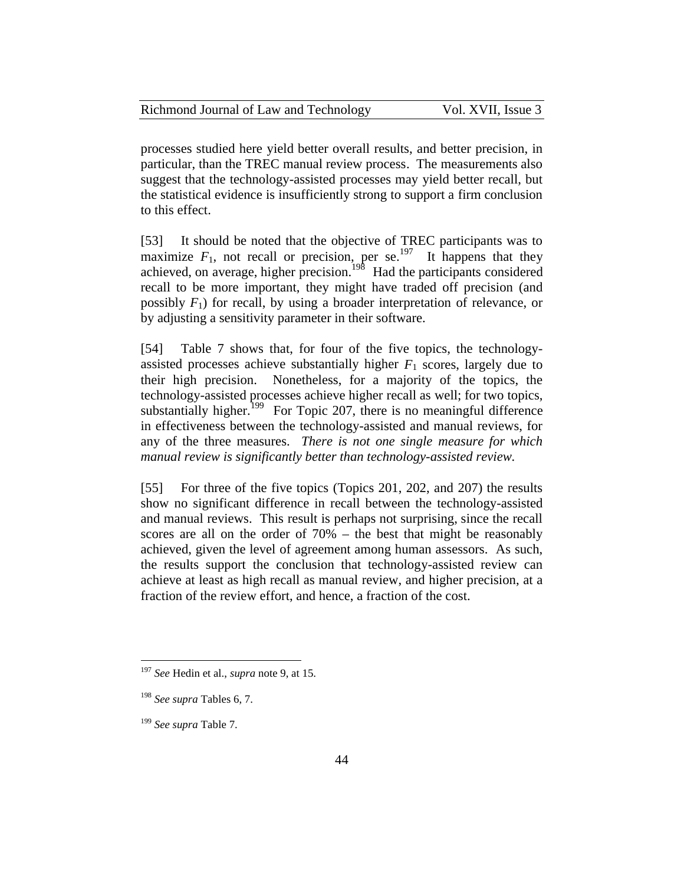processes studied here yield better overall results, and better precision, in particular, than the TREC manual review process. The measurements also suggest that the technology-assisted processes may yield better recall, but the statistical evidence is insufficiently strong to support a firm conclusion to this effect.

[53] It should be noted that the objective of TREC participants was to maximize $F_1$, not recall or precision, per se.[197] It happens that they achieved, on average, higher precision.[198] Had the participants considered recall to be more important, they might have traded off precision (and possibly $F_1$) for recall, by using a broader interpretation of relevance, or by adjusting a sensitivity parameter in their software.

[54] Table 7 shows that, for four of the five topics, the technology-assisted processes achieve substantially higher $F_1$ scores, largely due to their high precision. Nonetheless, for a majority of the topics, the technology-assisted processes achieve higher recall as well; for two topics, substantially higher.[199] For Topic 207, there is no meaningful difference in effectiveness between the technology-assisted and manual reviews, for any of the three measures. *There is not one single measure for which manual review is significantly better than technology-assisted review.*

[55] For three of the five topics (Topics 201, 202, and 207) the results show no significant difference in recall between the technology-assisted and manual reviews. This result is perhaps not surprising, since the recall scores are all on the order of 70% – the best that might be reasonably achieved, given the level of agreement among human assessors. As such, the results support the conclusion that technology-assisted review can achieve at least as high recall as manual review, and higher precision, at a fraction of the review effort, and hence, a fraction of the cost.

---

[197] *See* Hedin et al., *supra* note 9, at 15.

[198] *See supra* Tables 6, 7.

[199] *See supra* Table 7.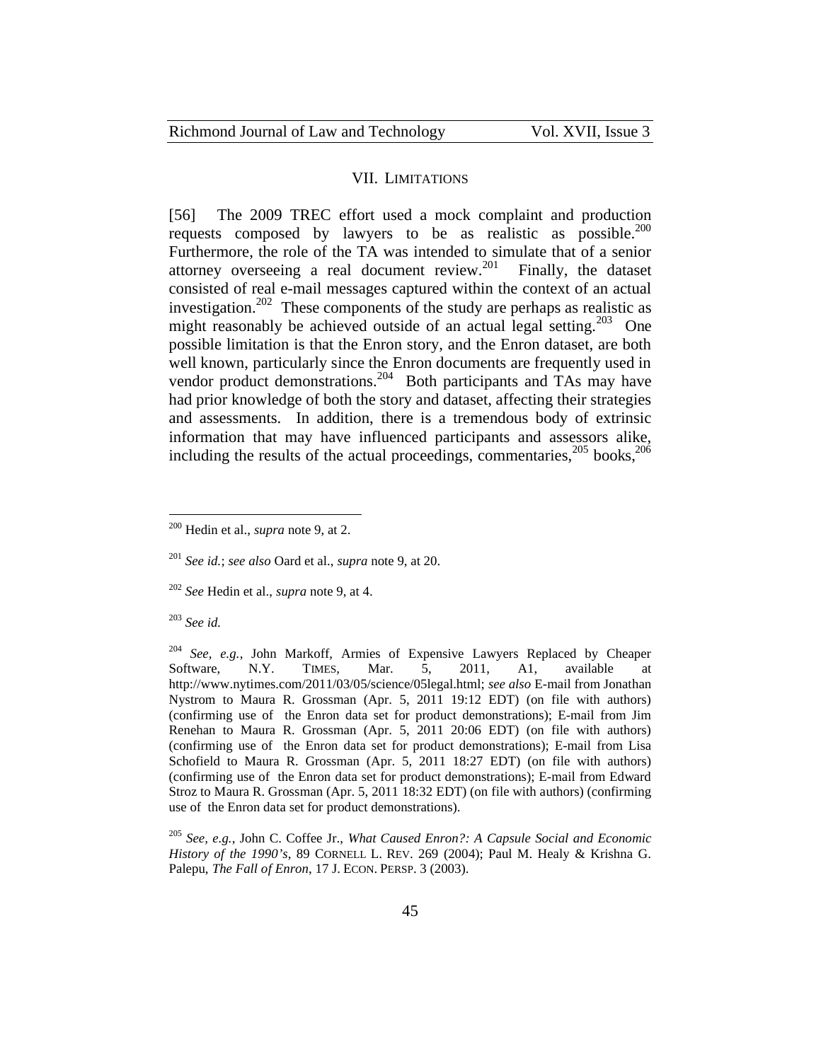## VII. LIMITATIONS

[56] The 2009 TREC effort used a mock complaint and production requests composed by lawyers to be as realistic as possible.[200] Furthermore, the role of the TA was intended to simulate that of a senior attorney overseeing a real document review.[201] Finally, the dataset consisted of real e-mail messages captured within the context of an actual investigation.[202] These components of the study are perhaps as realistic as might reasonably be achieved outside of an actual legal setting.[203] One possible limitation is that the Enron story, and the Enron dataset, are both well known, particularly since the Enron documents are frequently used in vendor product demonstrations.[204] Both participants and TAs may have had prior knowledge of both the story and dataset, affecting their strategies and assessments. In addition, there is a tremendous body of extrinsic information that may have influenced participants and assessors alike, including the results of the actual proceedings, commentaries,[205] books,[206]

---

[200] Hedin et al., *supra* note 9, at 2.

[201] *See id.*; *see also* Oard et al., *supra* note 9, at 20.

[202] *See* Hedin et al., *supra* note 9, at 4.

[203] *See id.*

[204] *See, e.g.*, John Markoff, Armies of Expensive Lawyers Replaced by Cheaper Software, N.Y. TIMES, Mar. 5, 2011, A1, available at http://www.nytimes.com/2011/03/05/science/05legal.html; *see also* E-mail from Jonathan Nystrom to Maura R. Grossman (Apr. 5, 2011 19:12 EDT) (on file with authors) (confirming use of the Enron data set for product demonstrations); E-mail from Jim Renehan to Maura R. Grossman (Apr. 5, 2011 20:06 EDT) (on file with authors) (confirming use of the Enron data set for product demonstrations); E-mail from Lisa Schofield to Maura R. Grossman (Apr. 5, 2011 18:27 EDT) (on file with authors) (confirming use of the Enron data set for product demonstrations); E-mail from Edward Stroz to Maura R. Grossman (Apr. 5, 2011 18:32 EDT) (on file with authors) (confirming use of the Enron data set for product demonstrations).

[205] *See, e.g.*, John C. Coffee Jr., *What Caused Enron?: A Capsule Social and Economic History of the 1990's*, 89 CORNELL L. REV. 269 (2004); Paul M. Healy & Krishna G. Palepu, *The Fall of Enron*, 17 J. ECON. PERSP. 3 (2003).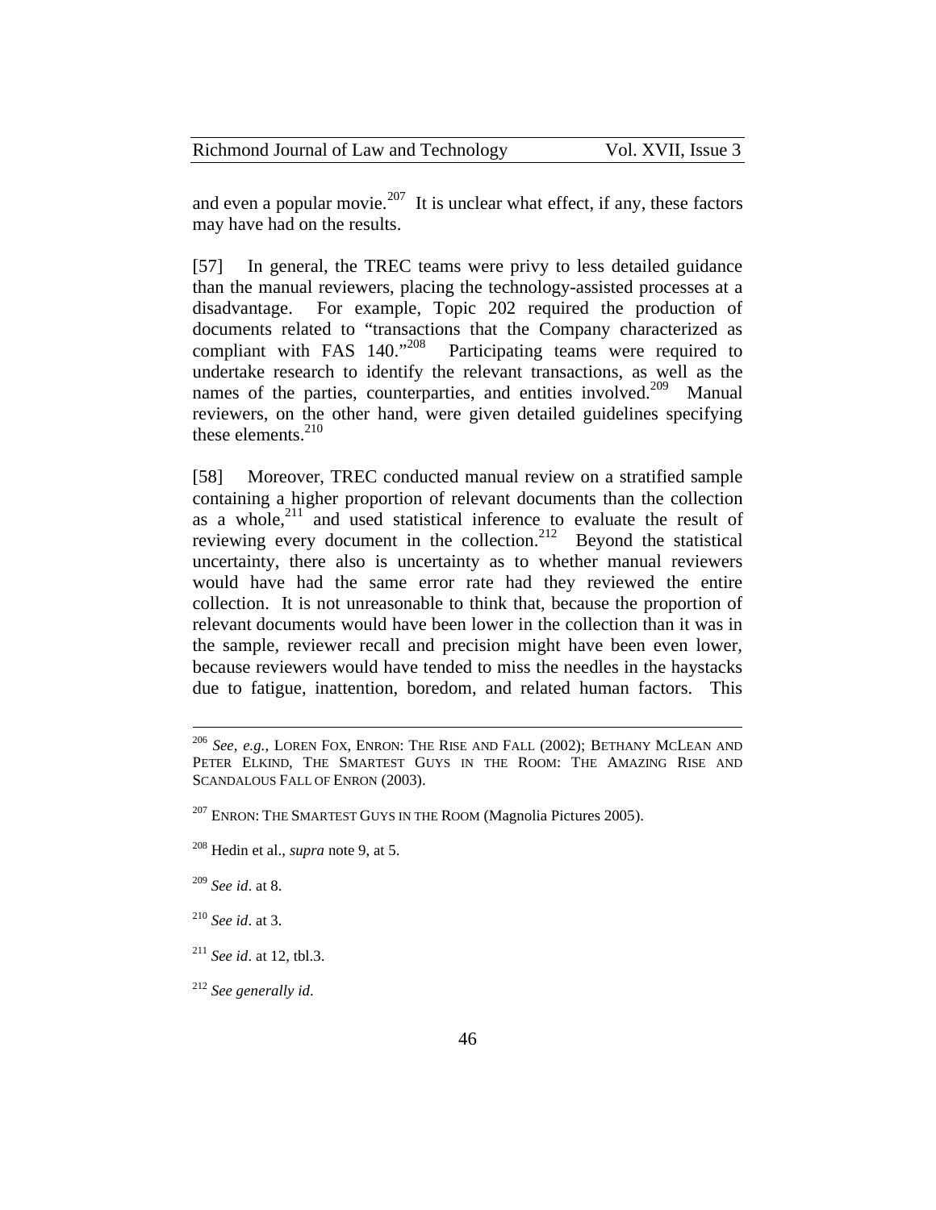and even a popular movie.[207] It is unclear what effect, if any, these factors may have had on the results.

[57] In general, the TREC teams were privy to less detailed guidance than the manual reviewers, placing the technology-assisted processes at a disadvantage. For example, Topic 202 required the production of documents related to "transactions that the Company characterized as compliant with FAS 140."[208] Participating teams were required to undertake research to identify the relevant transactions, as well as the names of the parties, counterparties, and entities involved.[209] Manual reviewers, on the other hand, were given detailed guidelines specifying these elements.[210]

[58] Moreover, TREC conducted manual review on a stratified sample containing a higher proportion of relevant documents than the collection as a whole,[211] and used statistical inference to evaluate the result of reviewing every document in the collection.[212] Beyond the statistical uncertainty, there also is uncertainty as to whether manual reviewers would have had the same error rate had they reviewed the entire collection. It is not unreasonable to think that, because the proportion of relevant documents would have been lower in the collection than it was in the sample, reviewer recall and precision might have been even lower, because reviewers would have tended to miss the needles in the haystacks due to fatigue, inattention, boredom, and related human factors. This

---

[206] *See, e.g.*, LOREN FOX, ENRON: THE RISE AND FALL (2002); BETHANY MCLEAN AND PETER ELKIND, THE SMARTEST GUYS IN THE ROOM: THE AMAZING RISE AND SCANDALOUS FALL OF ENRON (2003).

[207] ENRON: THE SMARTEST GUYS IN THE ROOM (Magnolia Pictures 2005).

[208] Hedin et al., *supra* note 9, at 5.

[209] *See id*. at 8.

[210] *See id*. at 3.

[211] *See id*. at 12, tbl.3.

[212] *See generally id*.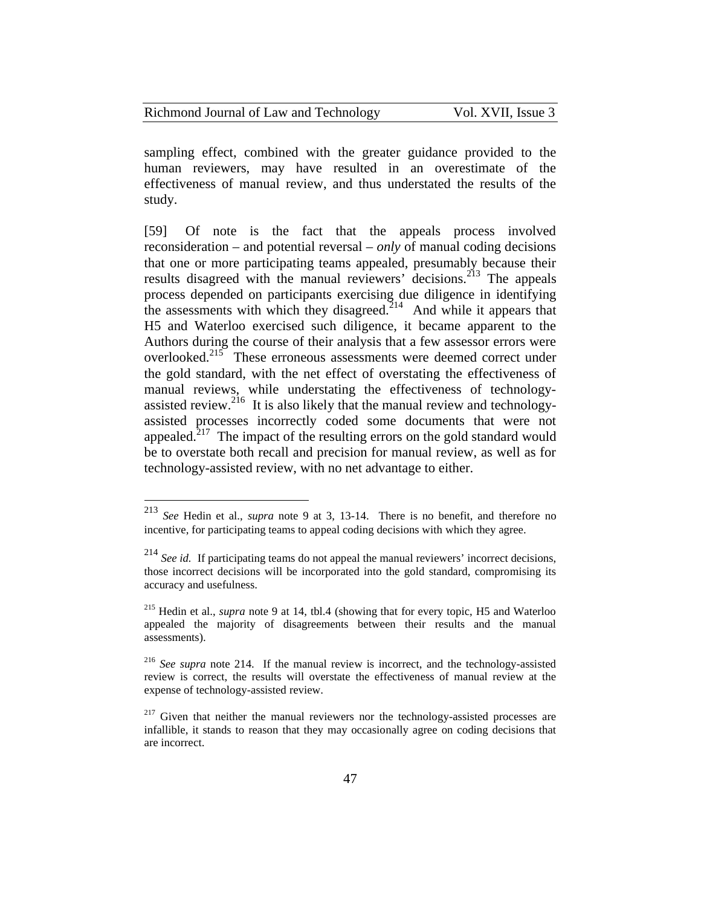sampling effect, combined with the greater guidance provided to the human reviewers, may have resulted in an overestimate of the effectiveness of manual review, and thus understated the results of the study.

[59] Of note is the fact that the appeals process involved reconsideration – and potential reversal – *only* of manual coding decisions that one or more participating teams appealed, presumably because their results disagreed with the manual reviewers' decisions.[213] The appeals process depended on participants exercising due diligence in identifying the assessments with which they disagreed.[214] And while it appears that H5 and Waterloo exercised such diligence, it became apparent to the Authors during the course of their analysis that a few assessor errors were overlooked.[215] These erroneous assessments were deemed correct under the gold standard, with the net effect of overstating the effectiveness of manual reviews, while understating the effectiveness of technology-assisted review.[216] It is also likely that the manual review and technology-assisted processes incorrectly coded some documents that were not appealed.[217] The impact of the resulting errors on the gold standard would be to overstate both recall and precision for manual review, as well as for technology-assisted review, with no net advantage to either.

---

[213] *See* Hedin et al., *supra* note 9 at 3, 13-14. There is no benefit, and therefore no incentive, for participating teams to appeal coding decisions with which they agree.

[214] *See id.* If participating teams do not appeal the manual reviewers' incorrect decisions, those incorrect decisions will be incorporated into the gold standard, compromising its accuracy and usefulness.

[215] Hedin et al., *supra* note 9 at 14, tbl.4 (showing that for every topic, H5 and Waterloo appealed the majority of disagreements between their results and the manual assessments).

[216] *See supra* note 214. If the manual review is incorrect, and the technology-assisted review is correct, the results will overstate the effectiveness of manual review at the expense of technology-assisted review.

[217] Given that neither the manual reviewers nor the technology-assisted processes are infallible, it stands to reason that they may occasionally agree on coding decisions that are incorrect.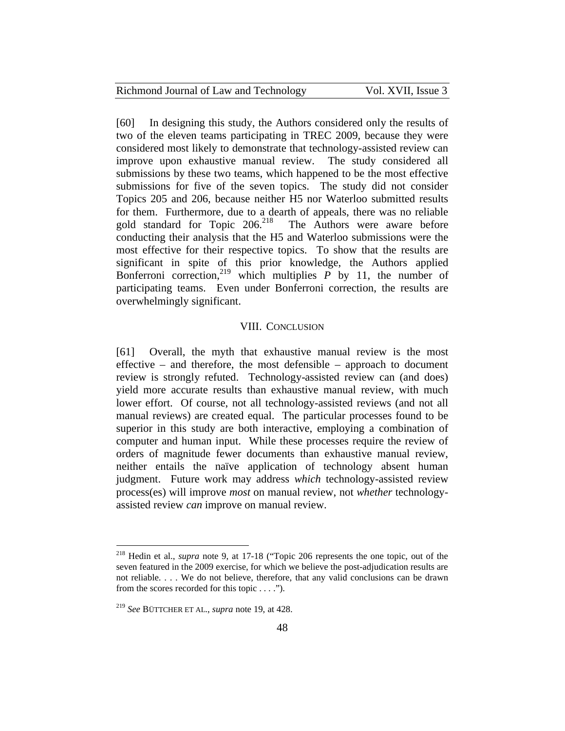[60] In designing this study, the Authors considered only the results of two of the eleven teams participating in TREC 2009, because they were considered most likely to demonstrate that technology-assisted review can improve upon exhaustive manual review. The study considered all submissions by these two teams, which happened to be the most effective submissions for five of the seven topics. The study did not consider Topics 205 and 206, because neither H5 nor Waterloo submitted results for them. Furthermore, due to a dearth of appeals, there was no reliable gold standard for Topic 206.[218] The Authors were aware before conducting their analysis that the H5 and Waterloo submissions were the most effective for their respective topics. To show that the results are significant in spite of this prior knowledge, the Authors applied Bonferroni correction,[219] which multiplies $P$ by 11, the number of participating teams. Even under Bonferroni correction, the results are overwhelmingly significant.

## VIII. CONCLUSION

[61] Overall, the myth that exhaustive manual review is the most effective – and therefore, the most defensible – approach to document review is strongly refuted. Technology-assisted review can (and does) yield more accurate results than exhaustive manual review, with much lower effort. Of course, not all technology-assisted reviews (and not all manual reviews) are created equal. The particular processes found to be superior in this study are both interactive, employing a combination of computer and human input. While these processes require the review of orders of magnitude fewer documents than exhaustive manual review, neither entails the naïve application of technology absent human judgment. Future work may address *which* technology-assisted review process(es) will improve *most* on manual review, not *whether* technology-assisted review *can* improve on manual review.

---

[218] Hedin et al., *supra* note 9, at 17-18 ("Topic 206 represents the one topic, out of the seven featured in the 2009 exercise, for which we believe the post-adjudication results are not reliable. . . . We do not believe, therefore, that any valid conclusions can be drawn from the scores recorded for this topic . . . .").

[219] *See* BÜTTCHER ET AL., *supra* note 19, at 428.